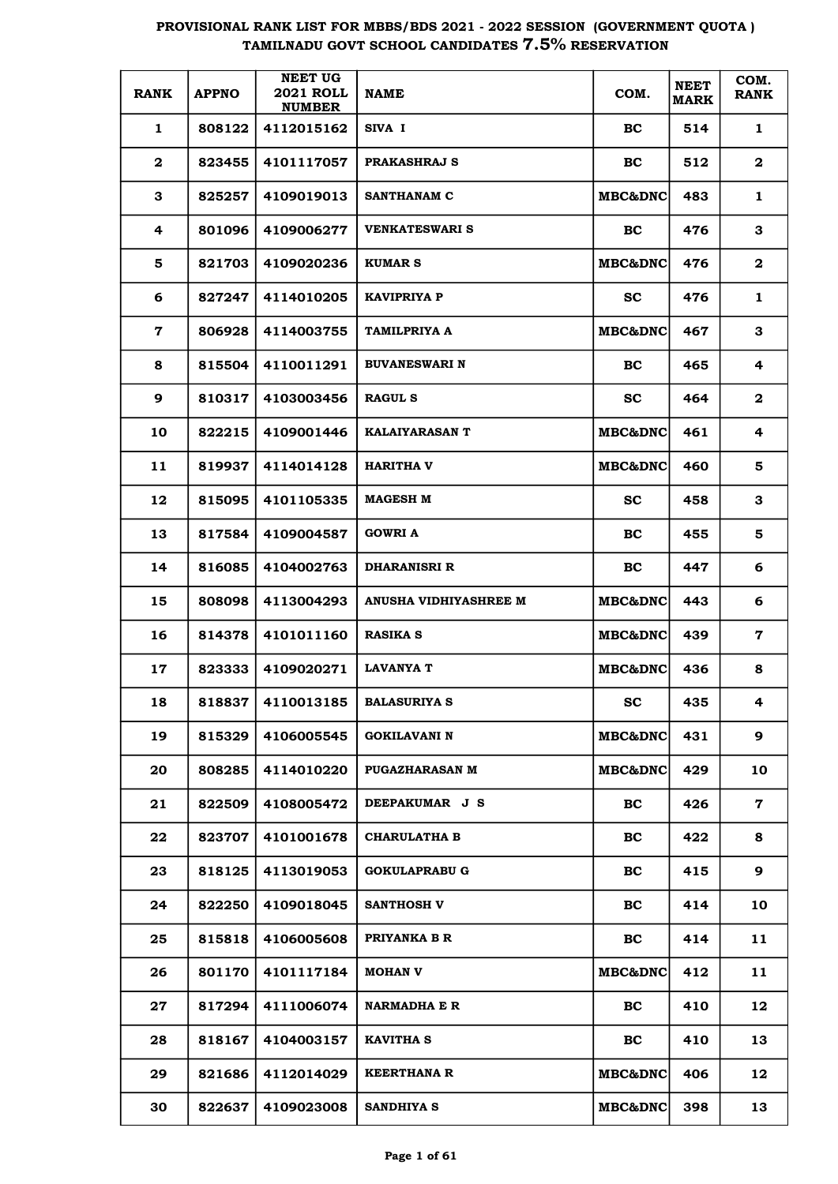# PROVISIONAL RANK LIST FOR MBBS/BDS 2021 - 2022 SESSION (GOVERNMENT QUOTA) TAMILNADU GOVT SCHOOL CANDIDATES 7.5% RESERVATION

| RANK | APPNO | NEET UG 2021 ROLL NUMBER | NAME | COM. | NEET MARK | COM. RANK |
|---|---|---|---|---|---|---|
| 1 | 808122 | 4112015162 | SIVA I | BC | 514 | 1 |
| 2 | 823455 | 4101117057 | PRAKASHRAJ S | BC | 512 | 2 |
| 3 | 825257 | 4109019013 | SANTHANAM C | MBC&DNC | 483 | 1 |
| 4 | 801096 | 4109006277 | VENKATESWARI S | BC | 476 | 3 |
| 5 | 821703 | 4109020236 | KUMAR S | MBC&DNC | 476 | 2 |
| 6 | 827247 | 4114010205 | KAVIPRIYA P | SC | 476 | 1 |
| 7 | 806928 | 4114003755 | TAMILPRIYA A | MBC&DNC | 467 | 3 |
| 8 | 815504 | 4110011291 | BUVANESWARI N | BC | 465 | 4 |
| 9 | 810317 | 4103003456 | RAGUL S | SC | 464 | 2 |
| 10 | 822215 | 4109001446 | KALAIYARASAN T | MBC&DNC | 461 | 4 |
| 11 | 819937 | 4114014128 | HARITHA V | MBC&DNC | 460 | 5 |
| 12 | 815095 | 4101105335 | MAGESH M | SC | 458 | 3 |
| 13 | 817584 | 4109004587 | GOWRI A | BC | 455 | 5 |
| 14 | 816085 | 4104002763 | DHARANISRI R | BC | 447 | 6 |
| 15 | 808098 | 4113004293 | ANUSHA VIDHIYASHREE M | MBC&DNC | 443 | 6 |
| 16 | 814378 | 4101011160 | RASIKA S | MBC&DNC | 439 | 7 |
| 17 | 823333 | 4109020271 | LAVANYA T | MBC&DNC | 436 | 8 |
| 18 | 818837 | 4110013185 | BALASURIYA S | SC | 435 | 4 |
| 19 | 815329 | 4106005545 | GOKILAVANI N | MBC&DNC | 431 | 9 |
| 20 | 808285 | 4114010220 | PUGAZHARASAN M | MBC&DNC | 429 | 10 |
| 21 | 822509 | 4108005472 | DEEPAKUMAR J S | BC | 426 | 7 |
| 22 | 823707 | 4101001678 | CHARULATHA B | BC | 422 | 8 |
| 23 | 818125 | 4113019053 | GOKULAPRABU G | BC | 415 | 9 |
| 24 | 822250 | 4109018045 | SANTHOSH V | BC | 414 | 10 |
| 25 | 815818 | 4106005608 | PRIYANKA B R | BC | 414 | 11 |
| 26 | 801170 | 4101117184 | MOHAN V | MBC&DNC | 412 | 11 |
| 27 | 817294 | 4111006074 | NARMADHA E R | BC | 410 | 12 |
| 28 | 818167 | 4104003157 | KAVITHA S | BC | 410 | 13 |
| 29 | 821686 | 4112014029 | KEERTHANA R | MBC&DNC | 406 | 12 |
| 30 | 822637 | 4109023008 | SANDHIYA S | MBC&DNC | 398 | 13 |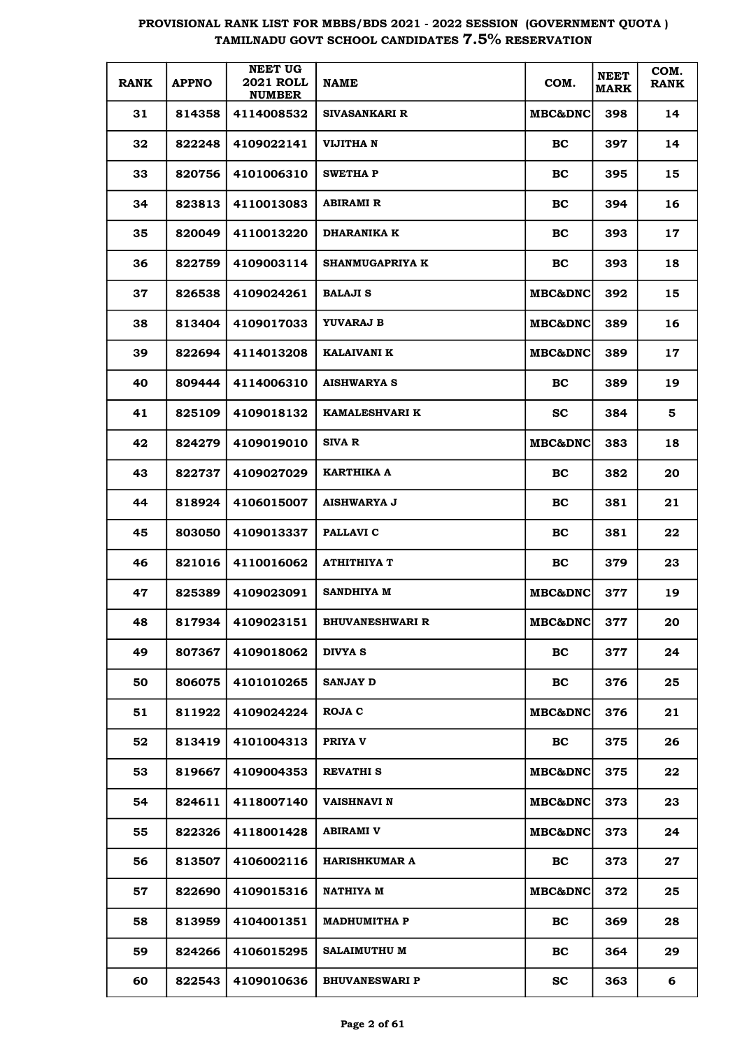**PROVISIONAL RANK LIST FOR MBBS/BDS 2021 - 2022 SESSION (GOVERNMENT QUOTA ) TAMILNADU GOVT SCHOOL CANDIDATES 7.5% RESERVATION**

| RANK | APPNO | NEET UG 2021 ROLL NUMBER | NAME | COM. | NEET MARK | COM. RANK |
|---|---|---|---|---|---|---|
| 31 | 814358 | 4114008532 | SIVASANKARI R | MBC&DNC | 398 | 14 |
| 32 | 822248 | 4109022141 | VIJITHA N | BC | 397 | 14 |
| 33 | 820756 | 4101006310 | SWETHA P | BC | 395 | 15 |
| 34 | 823813 | 4110013083 | ABIRAMI R | BC | 394 | 16 |
| 35 | 820049 | 4110013220 | DHARANIKA K | BC | 393 | 17 |
| 36 | 822759 | 4109003114 | SHANMUGAPRIYA K | BC | 393 | 18 |
| 37 | 826538 | 4109024261 | BALAJI S | MBC&DNC | 392 | 15 |
| 38 | 813404 | 4109017033 | YUVARAJ B | MBC&DNC | 389 | 16 |
| 39 | 822694 | 4114013208 | KALAIVANI K | MBC&DNC | 389 | 17 |
| 40 | 809444 | 4114006310 | AISHWARYA S | BC | 389 | 19 |
| 41 | 825109 | 4109018132 | KAMALESHVARI K | SC | 384 | 5 |
| 42 | 824279 | 4109019010 | SIVA R | MBC&DNC | 383 | 18 |
| 43 | 822737 | 4109027029 | KARTHIKA A | BC | 382 | 20 |
| 44 | 818924 | 4106015007 | AISHWARYA J | BC | 381 | 21 |
| 45 | 803050 | 4109013337 | PALLAVI C | BC | 381 | 22 |
| 46 | 821016 | 4110016062 | ATHITHIYA T | BC | 379 | 23 |
| 47 | 825389 | 4109023091 | SANDHIYA M | MBC&DNC | 377 | 19 |
| 48 | 817934 | 4109023151 | BHUVANESHWARI R | MBC&DNC | 377 | 20 |
| 49 | 807367 | 4109018062 | DIVYA S | BC | 377 | 24 |
| 50 | 806075 | 4101010265 | SANJAY D | BC | 376 | 25 |
| 51 | 811922 | 4109024224 | ROJA C | MBC&DNC | 376 | 21 |
| 52 | 813419 | 4101004313 | PRIYA V | BC | 375 | 26 |
| 53 | 819667 | 4109004353 | REVATHI S | MBC&DNC | 375 | 22 |
| 54 | 824611 | 4118007140 | VAISHNAVI N | MBC&DNC | 373 | 23 |
| 55 | 822326 | 4118001428 | ABIRAMI V | MBC&DNC | 373 | 24 |
| 56 | 813507 | 4106002116 | HARISHKUMAR A | BC | 373 | 27 |
| 57 | 822690 | 4109015316 | NATHIYA M | MBC&DNC | 372 | 25 |
| 58 | 813959 | 4104001351 | MADHUMITHA P | BC | 369 | 28 |
| 59 | 824266 | 4106015295 | SALAIMUTHU M | BC | 364 | 29 |
| 60 | 822543 | 4109010636 | BHUVANESWARI P | SC | 363 | 6 |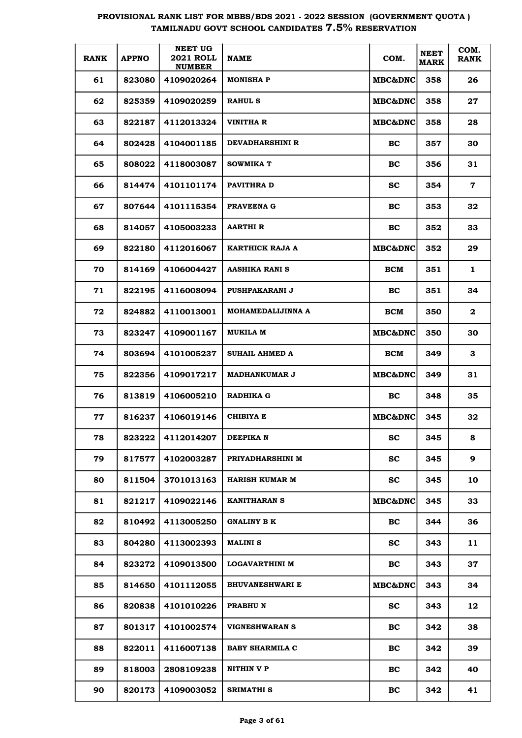**PROVISIONAL RANK LIST FOR MBBS/BDS 2021 - 2022 SESSION (GOVERNMENT QUOTA ) TAMILNADU GOVT SCHOOL CANDIDATES 7.5% RESERVATION**

| RANK | APPNO | NEET UG 2021 ROLL NUMBER | NAME | COM. | NEET MARK | COM. RANK |
|---|---|---|---|---|---|---|
| 61 | 823080 | 4109020264 | MONISHA P | MBC&DNC | 358 | 26 |
| 62 | 825359 | 4109020259 | RAHUL S | MBC&DNC | 358 | 27 |
| 63 | 822187 | 4112013324 | VINITHA R | MBC&DNC | 358 | 28 |
| 64 | 802428 | 4104001185 | DEVADHARSHINI R | BC | 357 | 30 |
| 65 | 808022 | 4118003087 | SOWMIKA T | BC | 356 | 31 |
| 66 | 814474 | 4101101174 | PAVITHRA D | SC | 354 | 7 |
| 67 | 807644 | 4101115354 | PRAVEENA G | BC | 353 | 32 |
| 68 | 814057 | 4105003233 | AARTHI R | BC | 352 | 33 |
| 69 | 822180 | 4112016067 | KARTHICK RAJA A | MBC&DNC | 352 | 29 |
| 70 | 814169 | 4106004427 | AASHIKA RANI S | BCM | 351 | 1 |
| 71 | 822195 | 4116008094 | PUSHPAKARANI J | BC | 351 | 34 |
| 72 | 824882 | 4110013001 | MOHAMEDALIJINNA A | BCM | 350 | 2 |
| 73 | 823247 | 4109001167 | MUKILA M | MBC&DNC | 350 | 30 |
| 74 | 803694 | 4101005237 | SUHAIL AHMED A | BCM | 349 | 3 |
| 75 | 822356 | 4109017217 | MADHANKUMAR J | MBC&DNC | 349 | 31 |
| 76 | 813819 | 4106005210 | RADHIKA G | BC | 348 | 35 |
| 77 | 816237 | 4106019146 | CHIBIYA E | MBC&DNC | 345 | 32 |
| 78 | 823222 | 4112014207 | DEEPIKA N | SC | 345 | 8 |
| 79 | 817577 | 4102003287 | PRIYADHARSHINI M | SC | 345 | 9 |
| 80 | 811504 | 3701013163 | HARISH KUMAR M | SC | 345 | 10 |
| 81 | 821217 | 4109022146 | KANITHARAN S | MBC&DNC | 345 | 33 |
| 82 | 810492 | 4113005250 | GNALINY B K | BC | 344 | 36 |
| 83 | 804280 | 4113002393 | MALINI S | SC | 343 | 11 |
| 84 | 823272 | 4109013500 | LOGAVARTHINI M | BC | 343 | 37 |
| 85 | 814650 | 4101112055 | BHUVANESHWARI E | MBC&DNC | 343 | 34 |
| 86 | 820838 | 4101010226 | PRABHU N | SC | 343 | 12 |
| 87 | 801317 | 4101002574 | VIGNESHWARAN S | BC | 342 | 38 |
| 88 | 822011 | 4116007138 | BABY SHARMILA C | BC | 342 | 39 |
| 89 | 818003 | 2808109238 | NITHIN V P | BC | 342 | 40 |
| 90 | 820173 | 4109003052 | SRIMATHI S | BC | 342 | 41 |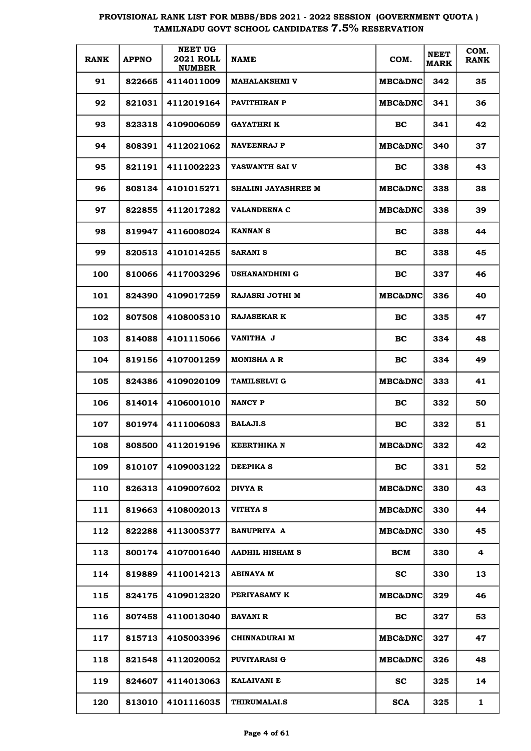# PROVISIONAL RANK LIST FOR MBBS/BDS 2021 - 2022 SESSION (GOVERNMENT QUOTA) TAMILNADU GOVT SCHOOL CANDIDATES 7.5% RESERVATION

| RANK | APPNO | NEET UG 2021 ROLL NUMBER | NAME | COM. | NEET MARK | COM. RANK |
|---|---|---|---|---|---|---|
| 91 | 822665 | 4114011009 | MAHALAKSHMI V | MBC&DNC | 342 | 35 |
| 92 | 821031 | 4112019164 | PAVITHIRAN P | MBC&DNC | 341 | 36 |
| 93 | 823318 | 4109006059 | GAYATHRI K | BC | 341 | 42 |
| 94 | 808391 | 4112021062 | NAVEENRAJ P | MBC&DNC | 340 | 37 |
| 95 | 821191 | 4111002223 | YASWANTH SAI V | BC | 338 | 43 |
| 96 | 808134 | 4101015271 | SHALINI JAYASHREE M | MBC&DNC | 338 | 38 |
| 97 | 822855 | 4112017282 | VALANDEENA C | MBC&DNC | 338 | 39 |
| 98 | 819947 | 4116008024 | KANNAN S | BC | 338 | 44 |
| 99 | 820513 | 4101014255 | SARANI S | BC | 338 | 45 |
| 100 | 810066 | 4117003296 | USHANANDHINI G | BC | 337 | 46 |
| 101 | 824390 | 4109017259 | RAJASRI JOTHI M | MBC&DNC | 336 | 40 |
| 102 | 807508 | 4108005310 | RAJASEKAR K | BC | 335 | 47 |
| 103 | 814088 | 4101115066 | VANITHA J | BC | 334 | 48 |
| 104 | 819156 | 4107001259 | MONISHA A R | BC | 334 | 49 |
| 105 | 824386 | 4109020109 | TAMILSELVI G | MBC&DNC | 333 | 41 |
| 106 | 814014 | 4106001010 | NANCY P | BC | 332 | 50 |
| 107 | 801974 | 4111006083 | BALAJI.S | BC | 332 | 51 |
| 108 | 808500 | 4112019196 | KEERTHIKA N | MBC&DNC | 332 | 42 |
| 109 | 810107 | 4109003122 | DEEPIKA S | BC | 331 | 52 |
| 110 | 826313 | 4109007602 | DIVYA R | MBC&DNC | 330 | 43 |
| 111 | 819663 | 4108002013 | VITHYA S | MBC&DNC | 330 | 44 |
| 112 | 822288 | 4113005377 | BANUPRIYA A | MBC&DNC | 330 | 45 |
| 113 | 800174 | 4107001640 | AADHIL HISHAM S | BCM | 330 | 4 |
| 114 | 819889 | 4110014213 | ABINAYA M | SC | 330 | 13 |
| 115 | 824175 | 4109012320 | PERIYASAMY K | MBC&DNC | 329 | 46 |
| 116 | 807458 | 4110013040 | BAVANI R | BC | 327 | 53 |
| 117 | 815713 | 4105003396 | CHINNADURAI M | MBC&DNC | 327 | 47 |
| 118 | 821548 | 4112020052 | PUVIYARASI G | MBC&DNC | 326 | 48 |
| 119 | 824607 | 4114013063 | KALAIVANI E | SC | 325 | 14 |
| 120 | 813010 | 4101116035 | THIRUMALAI.S | SCA | 325 | 1 |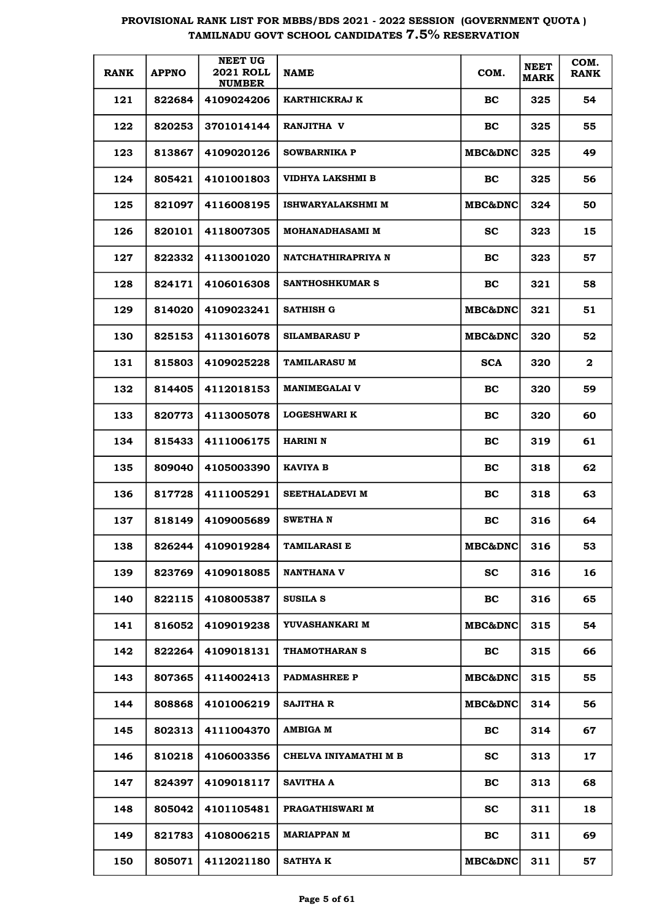# PROVISIONAL RANK LIST FOR MBBS/BDS 2021 - 2022 SESSION (GOVERNMENT QUOTA ) TAMILNADU GOVT SCHOOL CANDIDATES 7.5% RESERVATION

| RANK | APPNO | NEET UG 2021 ROLL NUMBER | NAME | COM. | NEET MARK | COM. RANK |
|---|---|---|---|---|---|---|
| 121 | 822684 | 4109024206 | KARTHICKRAJ K | BC | 325 | 54 |
| 122 | 820253 | 3701014144 | RANJITHA V | BC | 325 | 55 |
| 123 | 813867 | 4109020126 | SOWBARNIKA P | MBC&DNC | 325 | 49 |
| 124 | 805421 | 4101001803 | VIDHYA LAKSHMI B | BC | 325 | 56 |
| 125 | 821097 | 4116008195 | ISHWARYALAKSHMI M | MBC&DNC | 324 | 50 |
| 126 | 820101 | 4118007305 | MOHANADHASAMI M | SC | 323 | 15 |
| 127 | 822332 | 4113001020 | NATCHATHIRAPRIYA N | BC | 323 | 57 |
| 128 | 824171 | 4106016308 | SANTHOSHKUMAR S | BC | 321 | 58 |
| 129 | 814020 | 4109023241 | SATHISH G | MBC&DNC | 321 | 51 |
| 130 | 825153 | 4113016078 | SILAMBARASU P | MBC&DNC | 320 | 52 |
| 131 | 815803 | 4109025228 | TAMILARASU M | SCA | 320 | 2 |
| 132 | 814405 | 4112018153 | MANIMEGALAI V | BC | 320 | 59 |
| 133 | 820773 | 4113005078 | LOGESHWARI K | BC | 320 | 60 |
| 134 | 815433 | 4111006175 | HARINI N | BC | 319 | 61 |
| 135 | 809040 | 4105003390 | KAVIYA B | BC | 318 | 62 |
| 136 | 817728 | 4111005291 | SEETHALADEVI M | BC | 318 | 63 |
| 137 | 818149 | 4109005689 | SWETHA N | BC | 316 | 64 |
| 138 | 826244 | 4109019284 | TAMILARASI E | MBC&DNC | 316 | 53 |
| 139 | 823769 | 4109018085 | NANTHANA V | SC | 316 | 16 |
| 140 | 822115 | 4108005387 | SUSILA S | BC | 316 | 65 |
| 141 | 816052 | 4109019238 | YUVASHANKARI M | MBC&DNC | 315 | 54 |
| 142 | 822264 | 4109018131 | THAMOTHARAN S | BC | 315 | 66 |
| 143 | 807365 | 4114002413 | PADMASHREE P | MBC&DNC | 315 | 55 |
| 144 | 808868 | 4101006219 | SAJITHA R | MBC&DNC | 314 | 56 |
| 145 | 802313 | 4111004370 | AMBIGA M | BC | 314 | 67 |
| 146 | 810218 | 4106003356 | CHELVA INIYAMATHI M B | SC | 313 | 17 |
| 147 | 824397 | 4109018117 | SAVITHA A | BC | 313 | 68 |
| 148 | 805042 | 4101105481 | PRAGATHISWARI M | SC | 311 | 18 |
| 149 | 821783 | 4108006215 | MARIAPPAN M | BC | 311 | 69 |
| 150 | 805071 | 4112021180 | SATHYA K | MBC&DNC | 311 | 57 |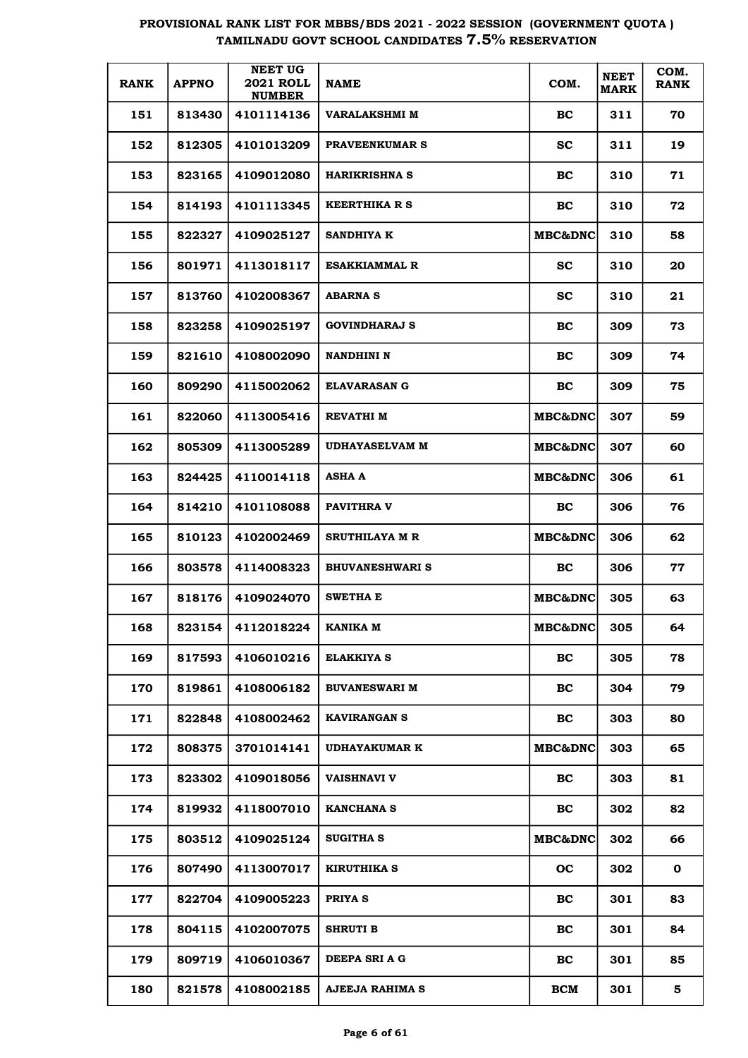# PROVISIONAL RANK LIST FOR MBBS/BDS 2021 - 2022 SESSION (GOVERNMENT QUOTA) TAMILNADU GOVT SCHOOL CANDIDATES 7.5% RESERVATION

| RANK | APPNO | NEET UG 2021 ROLL NUMBER | NAME | COM. | NEET MARK | COM. RANK |
|---|---|---|---|---|---|---|
| 151 | 813430 | 4101114136 | VARALAKSHMI M | BC | 311 | 70 |
| 152 | 812305 | 4101013209 | PRAVEENKUMAR S | SC | 311 | 19 |
| 153 | 823165 | 4109012080 | HARIKRISHNA S | BC | 310 | 71 |
| 154 | 814193 | 4101113345 | KEERTHIKA R S | BC | 310 | 72 |
| 155 | 822327 | 4109025127 | SANDHIYA K | MBC&DNC | 310 | 58 |
| 156 | 801971 | 4113018117 | ESAKKIAMMAL R | SC | 310 | 20 |
| 157 | 813760 | 4102008367 | ABARNA S | SC | 310 | 21 |
| 158 | 823258 | 4109025197 | GOVINDHARAJ S | BC | 309 | 73 |
| 159 | 821610 | 4108002090 | NANDHINI N | BC | 309 | 74 |
| 160 | 809290 | 4115002062 | ELAVARASAN G | BC | 309 | 75 |
| 161 | 822060 | 4113005416 | REVATHI M | MBC&DNC | 307 | 59 |
| 162 | 805309 | 4113005289 | UDHAYASELVAM M | MBC&DNC | 307 | 60 |
| 163 | 824425 | 4110014118 | ASHA A | MBC&DNC | 306 | 61 |
| 164 | 814210 | 4101108088 | PAVITHRA V | BC | 306 | 76 |
| 165 | 810123 | 4102002469 | SRUTHILAYA M R | MBC&DNC | 306 | 62 |
| 166 | 803578 | 4114008323 | BHUVANESHWARI S | BC | 306 | 77 |
| 167 | 818176 | 4109024070 | SWETHA E | MBC&DNC | 305 | 63 |
| 168 | 823154 | 4112018224 | KANIKA M | MBC&DNC | 305 | 64 |
| 169 | 817593 | 4106010216 | ELAKKIYA S | BC | 305 | 78 |
| 170 | 819861 | 4108006182 | BUVANESWARI M | BC | 304 | 79 |
| 171 | 822848 | 4108002462 | KAVIRANGAN S | BC | 303 | 80 |
| 172 | 808375 | 3701014141 | UDHAYAKUMAR K | MBC&DNC | 303 | 65 |
| 173 | 823302 | 4109018056 | VAISHNAVI V | BC | 303 | 81 |
| 174 | 819932 | 4118007010 | KANCHANA S | BC | 302 | 82 |
| 175 | 803512 | 4109025124 | SUGITHA S | MBC&DNC | 302 | 66 |
| 176 | 807490 | 4113007017 | KIRUTHIKA S | OC | 302 | 0 |
| 177 | 822704 | 4109005223 | PRIYA S | BC | 301 | 83 |
| 178 | 804115 | 4102007075 | SHRUTI B | BC | 301 | 84 |
| 179 | 809719 | 4106010367 | DEEPA SRI A G | BC | 301 | 85 |
| 180 | 821578 | 4108002185 | AJEEJA RAHIMA S | BCM | 301 | 5 |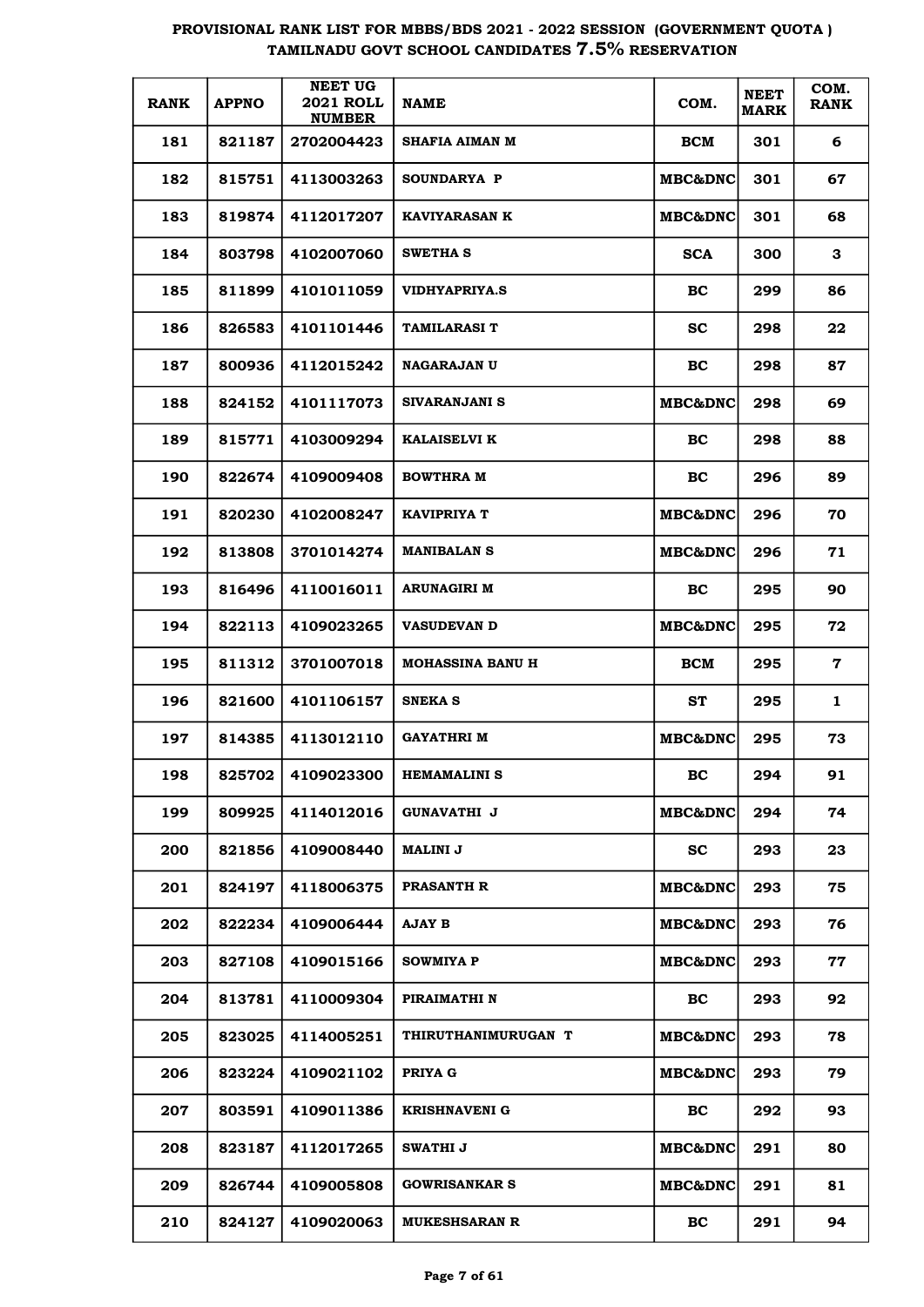**PROVISIONAL RANK LIST FOR MBBS/BDS 2021 - 2022 SESSION (GOVERNMENT QUOTA ) TAMILNADU GOVT SCHOOL CANDIDATES 7.5% RESERVATION**

| RANK | APPNO | NEET UG 2021 ROLL NUMBER | NAME | COM. | NEET MARK | COM. RANK |
|---|---|---|---|---|---|---|
| 181 | 821187 | 2702004423 | SHAFIA AIMAN M | BCM | 301 | 6 |
| 182 | 815751 | 4113003263 | SOUNDARYA P | MBC&DNC | 301 | 67 |
| 183 | 819874 | 4112017207 | KAVIYARASAN K | MBC&DNC | 301 | 68 |
| 184 | 803798 | 4102007060 | SWETHA S | SCA | 300 | 3 |
| 185 | 811899 | 4101011059 | VIDHYAPRIYA.S | BC | 299 | 86 |
| 186 | 826583 | 4101101446 | TAMILARASI T | SC | 298 | 22 |
| 187 | 800936 | 4112015242 | NAGARAJAN U | BC | 298 | 87 |
| 188 | 824152 | 4101117073 | SIVARANJANI S | MBC&DNC | 298 | 69 |
| 189 | 815771 | 4103009294 | KALAISELVI K | BC | 298 | 88 |
| 190 | 822674 | 4109009408 | BOWTHRA M | BC | 296 | 89 |
| 191 | 820230 | 4102008247 | KAVIPRIYA T | MBC&DNC | 296 | 70 |
| 192 | 813808 | 3701014274 | MANIBALAN S | MBC&DNC | 296 | 71 |
| 193 | 816496 | 4110016011 | ARUNAGIRI M | BC | 295 | 90 |
| 194 | 822113 | 4109023265 | VASUDEVAN D | MBC&DNC | 295 | 72 |
| 195 | 811312 | 3701007018 | MOHASSINA BANU H | BCM | 295 | 7 |
| 196 | 821600 | 4101106157 | SNEKA S | ST | 295 | 1 |
| 197 | 814385 | 4113012110 | GAYATHRI M | MBC&DNC | 295 | 73 |
| 198 | 825702 | 4109023300 | HEMAMALINI S | BC | 294 | 91 |
| 199 | 809925 | 4114012016 | GUNAVATHI J | MBC&DNC | 294 | 74 |
| 200 | 821856 | 4109008440 | MALINI J | SC | 293 | 23 |
| 201 | 824197 | 4118006375 | PRASANTH R | MBC&DNC | 293 | 75 |
| 202 | 822234 | 4109006444 | AJAY B | MBC&DNC | 293 | 76 |
| 203 | 827108 | 4109015166 | SOWMIYA P | MBC&DNC | 293 | 77 |
| 204 | 813781 | 4110009304 | PIRAIMATHI N | BC | 293 | 92 |
| 205 | 823025 | 4114005251 | THIRUTHANIMURUGAN T | MBC&DNC | 293 | 78 |
| 206 | 823224 | 4109021102 | PRIYA G | MBC&DNC | 293 | 79 |
| 207 | 803591 | 4109011386 | KRISHNAVENI G | BC | 292 | 93 |
| 208 | 823187 | 4112017265 | SWATHI J | MBC&DNC | 291 | 80 |
| 209 | 826744 | 4109005808 | GOWRISANKAR S | MBC&DNC | 291 | 81 |
| 210 | 824127 | 4109020063 | MUKESHSARAN R | BC | 291 | 94 |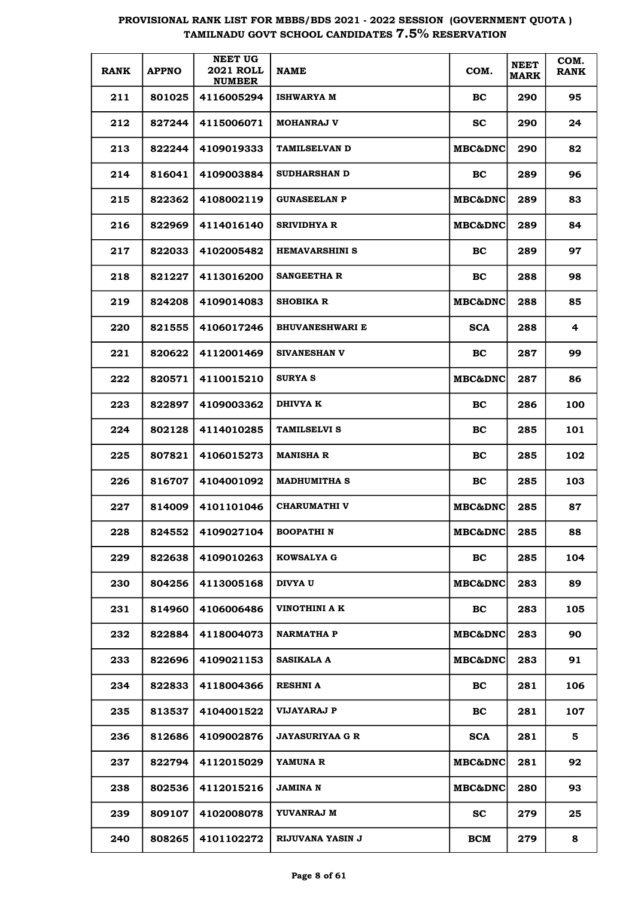**PROVISIONAL RANK LIST FOR MBBS/BDS 2021 - 2022 SESSION (GOVERNMENT QUOTA ) TAMILNADU GOVT SCHOOL CANDIDATES 7.5% RESERVATION**

| RANK | APPNO | NEET UG 2021 ROLL NUMBER | NAME | COM. | NEET MARK | COM. RANK |
|---|---|---|---|---|---|---|
| 211 | 801025 | 4116005294 | ISHWARYA M | BC | 290 | 95 |
| 212 | 827244 | 4115006071 | MOHANRAJ V | SC | 290 | 24 |
| 213 | 822244 | 4109019333 | TAMILSELVAN D | MBC&DNC | 290 | 82 |
| 214 | 816041 | 4109003884 | SUDHARSHAN D | BC | 289 | 96 |
| 215 | 822362 | 4108002119 | GUNASEELAN P | MBC&DNC | 289 | 83 |
| 216 | 822969 | 4114016140 | SRIVIDHYA R | MBC&DNC | 289 | 84 |
| 217 | 822033 | 4102005482 | HEMAVARSHINI S | BC | 289 | 97 |
| 218 | 821227 | 4113016200 | SANGEETHA R | BC | 288 | 98 |
| 219 | 824208 | 4109014083 | SHOBIKA R | MBC&DNC | 288 | 85 |
| 220 | 821555 | 4106017246 | BHUVANESHWARI E | SCA | 288 | 4 |
| 221 | 820622 | 4112001469 | SIVANESHAN V | BC | 287 | 99 |
| 222 | 820571 | 4110015210 | SURYA S | MBC&DNC | 287 | 86 |
| 223 | 822897 | 4109003362 | DHIVYA K | BC | 286 | 100 |
| 224 | 802128 | 4114010285 | TAMILSELVI S | BC | 285 | 101 |
| 225 | 807821 | 4106015273 | MANISHA R | BC | 285 | 102 |
| 226 | 816707 | 4104001092 | MADHUMITHA S | BC | 285 | 103 |
| 227 | 814009 | 4101101046 | CHARUMATHI V | MBC&DNC | 285 | 87 |
| 228 | 824552 | 4109027104 | BOOPATHI N | MBC&DNC | 285 | 88 |
| 229 | 822638 | 4109010263 | KOWSALYA G | BC | 285 | 104 |
| 230 | 804256 | 4113005168 | DIVYA U | MBC&DNC | 283 | 89 |
| 231 | 814960 | 4106006486 | VINOTHINI A K | BC | 283 | 105 |
| 232 | 822884 | 4118004073 | NARMATHA P | MBC&DNC | 283 | 90 |
| 233 | 822696 | 4109021153 | SASIKALA A | MBC&DNC | 283 | 91 |
| 234 | 822833 | 4118004366 | RESHNI A | BC | 281 | 106 |
| 235 | 813537 | 4104001522 | VIJAYARAJ P | BC | 281 | 107 |
| 236 | 812686 | 4109002876 | JAYASURIYAA G R | SCA | 281 | 5 |
| 237 | 822794 | 4112015029 | YAMUNA R | MBC&DNC | 281 | 92 |
| 238 | 802536 | 4112015216 | JAMINA N | MBC&DNC | 280 | 93 |
| 239 | 809107 | 4102008078 | YUVANRAJ M | SC | 279 | 25 |
| 240 | 808265 | 4101102272 | RIJUVANA YASIN J | BCM | 279 | 8 |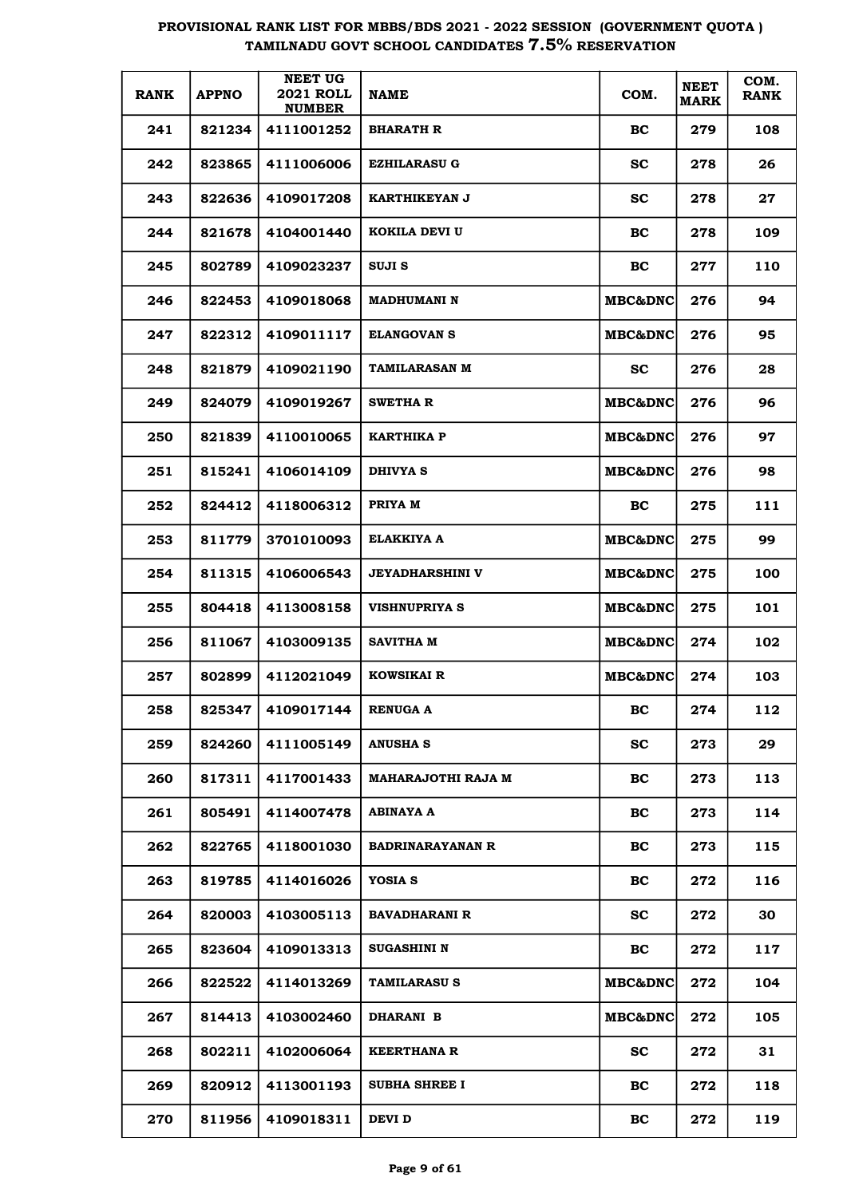# PROVISIONAL RANK LIST FOR MBBS/BDS 2021 - 2022 SESSION (GOVERNMENT QUOTA ) TAMILNADU GOVT SCHOOL CANDIDATES 7.5% RESERVATION

| RANK | APPNO | NEET UG 2021 ROLL NUMBER | NAME | COM. | NEET MARK | COM. RANK |
|---|---|---|---|---|---|---|
| 241 | 821234 | 4111001252 | BHARATH R | BC | 279 | 108 |
| 242 | 823865 | 4111006006 | EZHILARASU G | SC | 278 | 26 |
| 243 | 822636 | 4109017208 | KARTHIKEYAN J | SC | 278 | 27 |
| 244 | 821678 | 4104001440 | KOKILA DEVI U | BC | 278 | 109 |
| 245 | 802789 | 4109023237 | SUJI S | BC | 277 | 110 |
| 246 | 822453 | 4109018068 | MADHUMANI N | MBC&DNC | 276 | 94 |
| 247 | 822312 | 4109011117 | ELANGOVAN S | MBC&DNC | 276 | 95 |
| 248 | 821879 | 4109021190 | TAMILARASAN M | SC | 276 | 28 |
| 249 | 824079 | 4109019267 | SWETHA R | MBC&DNC | 276 | 96 |
| 250 | 821839 | 4110010065 | KARTHIKA P | MBC&DNC | 276 | 97 |
| 251 | 815241 | 4106014109 | DHIVYA S | MBC&DNC | 276 | 98 |
| 252 | 824412 | 4118006312 | PRIYA M | BC | 275 | 111 |
| 253 | 811779 | 3701010093 | ELAKKIYA A | MBC&DNC | 275 | 99 |
| 254 | 811315 | 4106006543 | JEYADHARSHINI V | MBC&DNC | 275 | 100 |
| 255 | 804418 | 4113008158 | VISHNUPRIYA S | MBC&DNC | 275 | 101 |
| 256 | 811067 | 4103009135 | SAVITHA M | MBC&DNC | 274 | 102 |
| 257 | 802899 | 4112021049 | KOWSIKAI R | MBC&DNC | 274 | 103 |
| 258 | 825347 | 4109017144 | RENUGA A | BC | 274 | 112 |
| 259 | 824260 | 4111005149 | ANUSHA S | SC | 273 | 29 |
| 260 | 817311 | 4117001433 | MAHARAJOTHI RAJA M | BC | 273 | 113 |
| 261 | 805491 | 4114007478 | ABINAYA A | BC | 273 | 114 |
| 262 | 822765 | 4118001030 | BADRINARAYANAN R | BC | 273 | 115 |
| 263 | 819785 | 4114016026 | YOSIA S | BC | 272 | 116 |
| 264 | 820003 | 4103005113 | BAVADHARANI R | SC | 272 | 30 |
| 265 | 823604 | 4109013313 | SUGASHINI N | BC | 272 | 117 |
| 266 | 822522 | 4114013269 | TAMILARASU S | MBC&DNC | 272 | 104 |
| 267 | 814413 | 4103002460 | DHARANI B | MBC&DNC | 272 | 105 |
| 268 | 802211 | 4102006064 | KEERTHANA R | SC | 272 | 31 |
| 269 | 820912 | 4113001193 | SUBHA SHREE I | BC | 272 | 118 |
| 270 | 811956 | 4109018311 | DEVI D | BC | 272 | 119 |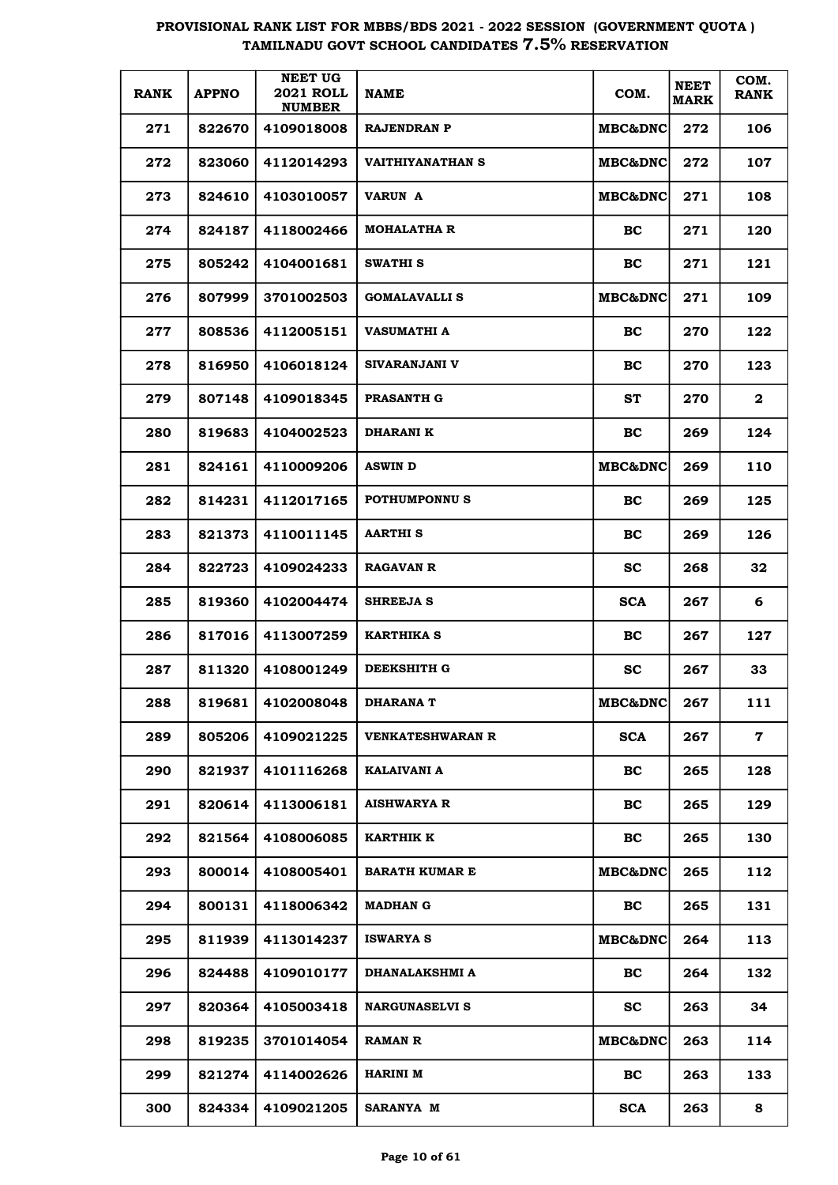# PROVISIONAL RANK LIST FOR MBBS/BDS 2021 - 2022 SESSION (GOVERNMENT QUOTA)
# TAMILNADU GOVT SCHOOL CANDIDATES 7.5% RESERVATION

| RANK | APPNO | NEET UG 2021 ROLL NUMBER | NAME | COM. | NEET MARK | COM. RANK |
|---|---|---|---|---|---|---|
| 271 | 822670 | 4109018008 | RAJENDRAN P | MBC&DNC | 272 | 106 |
| 272 | 823060 | 4112014293 | VAITHIYANATHAN S | MBC&DNC | 272 | 107 |
| 273 | 824610 | 4103010057 | VARUN A | MBC&DNC | 271 | 108 |
| 274 | 824187 | 4118002466 | MOHALATHA R | BC | 271 | 120 |
| 275 | 805242 | 4104001681 | SWATHI S | BC | 271 | 121 |
| 276 | 807999 | 3701002503 | GOMALAVALLI S | MBC&DNC | 271 | 109 |
| 277 | 808536 | 4112005151 | VASUMATHI A | BC | 270 | 122 |
| 278 | 816950 | 4106018124 | SIVARANJANI V | BC | 270 | 123 |
| 279 | 807148 | 4109018345 | PRASANTH G | ST | 270 | 2 |
| 280 | 819683 | 4104002523 | DHARANI K | BC | 269 | 124 |
| 281 | 824161 | 4110009206 | ASWIN D | MBC&DNC | 269 | 110 |
| 282 | 814231 | 4112017165 | POTHUMPONNU S | BC | 269 | 125 |
| 283 | 821373 | 4110011145 | AARTHI S | BC | 269 | 126 |
| 284 | 822723 | 4109024233 | RAGAVAN R | SC | 268 | 32 |
| 285 | 819360 | 4102004474 | SHREEJA S | SCA | 267 | 6 |
| 286 | 817016 | 4113007259 | KARTHIKA S | BC | 267 | 127 |
| 287 | 811320 | 4108001249 | DEEKSHITH G | SC | 267 | 33 |
| 288 | 819681 | 4102008048 | DHARANA T | MBC&DNC | 267 | 111 |
| 289 | 805206 | 4109021225 | VENKATESHWARAN R | SCA | 267 | 7 |
| 290 | 821937 | 4101116268 | KALAIVANI A | BC | 265 | 128 |
| 291 | 820614 | 4113006181 | AISHWARYA R | BC | 265 | 129 |
| 292 | 821564 | 4108006085 | KARTHIK K | BC | 265 | 130 |
| 293 | 800014 | 4108005401 | BARATH KUMAR E | MBC&DNC | 265 | 112 |
| 294 | 800131 | 4118006342 | MADHAN G | BC | 265 | 131 |
| 295 | 811939 | 4113014237 | ISWARYA S | MBC&DNC | 264 | 113 |
| 296 | 824488 | 4109010177 | DHANALAKSHMI A | BC | 264 | 132 |
| 297 | 820364 | 4105003418 | NARGUNASELVI S | SC | 263 | 34 |
| 298 | 819235 | 3701014054 | RAMAN R | MBC&DNC | 263 | 114 |
| 299 | 821274 | 4114002626 | HARINI M | BC | 263 | 133 |
| 300 | 824334 | 4109021205 | SARANYA M | SCA | 263 | 8 |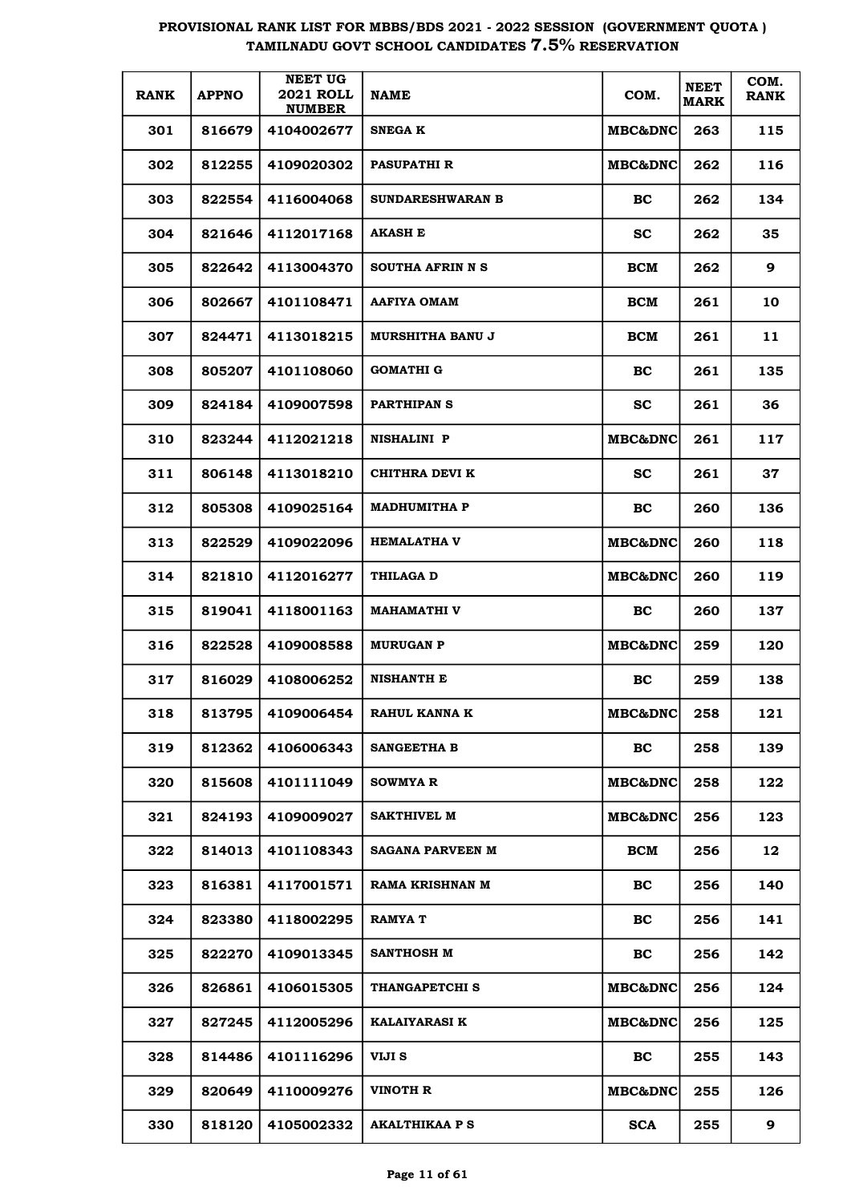# PROVISIONAL RANK LIST FOR MBBS/BDS 2021 - 2022 SESSION (GOVERNMENT QUOTA) TAMILNADU GOVT SCHOOL CANDIDATES 7.5% RESERVATION

| RANK | APPNO | NEET UG 2021 ROLL NUMBER | NAME | COM. | NEET MARK | COM. RANK |
|---|---|---|---|---|---|---|
| 301 | 816679 | 4104002677 | SNEGA K | MBC&DNC | 263 | 115 |
| 302 | 812255 | 4109020302 | PASUPATHI R | MBC&DNC | 262 | 116 |
| 303 | 822554 | 4116004068 | SUNDARESHWARAN B | BC | 262 | 134 |
| 304 | 821646 | 4112017168 | AKASH E | SC | 262 | 35 |
| 305 | 822642 | 4113004370 | SOUTHA AFRIN N S | BCM | 262 | 9 |
| 306 | 802667 | 4101108471 | AAFIYA OMAM | BCM | 261 | 10 |
| 307 | 824471 | 4113018215 | MURSHITHA BANU J | BCM | 261 | 11 |
| 308 | 805207 | 4101108060 | GOMATHI G | BC | 261 | 135 |
| 309 | 824184 | 4109007598 | PARTHIPAN S | SC | 261 | 36 |
| 310 | 823244 | 4112021218 | NISHALINI P | MBC&DNC | 261 | 117 |
| 311 | 806148 | 4113018210 | CHITHRA DEVI K | SC | 261 | 37 |
| 312 | 805308 | 4109025164 | MADHUMITHA P | BC | 260 | 136 |
| 313 | 822529 | 4109022096 | HEMALATHA V | MBC&DNC | 260 | 118 |
| 314 | 821810 | 4112016277 | THILAGA D | MBC&DNC | 260 | 119 |
| 315 | 819041 | 4118001163 | MAHAMATHI V | BC | 260 | 137 |
| 316 | 822528 | 4109008588 | MURUGAN P | MBC&DNC | 259 | 120 |
| 317 | 816029 | 4108006252 | NISHANTH E | BC | 259 | 138 |
| 318 | 813795 | 4109006454 | RAHUL KANNA K | MBC&DNC | 258 | 121 |
| 319 | 812362 | 4106006343 | SANGEETHA B | BC | 258 | 139 |
| 320 | 815608 | 4101111049 | SOWMYA R | MBC&DNC | 258 | 122 |
| 321 | 824193 | 4109009027 | SAKTHIVEL M | MBC&DNC | 256 | 123 |
| 322 | 814013 | 4101108343 | SAGANA PARVEEN M | BCM | 256 | 12 |
| 323 | 816381 | 4117001571 | RAMA KRISHNAN M | BC | 256 | 140 |
| 324 | 823380 | 4118002295 | RAMYA T | BC | 256 | 141 |
| 325 | 822270 | 4109013345 | SANTHOSH M | BC | 256 | 142 |
| 326 | 826861 | 4106015305 | THANGAPETCHI S | MBC&DNC | 256 | 124 |
| 327 | 827245 | 4112005296 | KALAIYARASI K | MBC&DNC | 256 | 125 |
| 328 | 814486 | 4101116296 | VIJI S | BC | 255 | 143 |
| 329 | 820649 | 4110009276 | VINOTH R | MBC&DNC | 255 | 126 |
| 330 | 818120 | 4105002332 | AKALTHIKAA P S | SCA | 255 | 9 |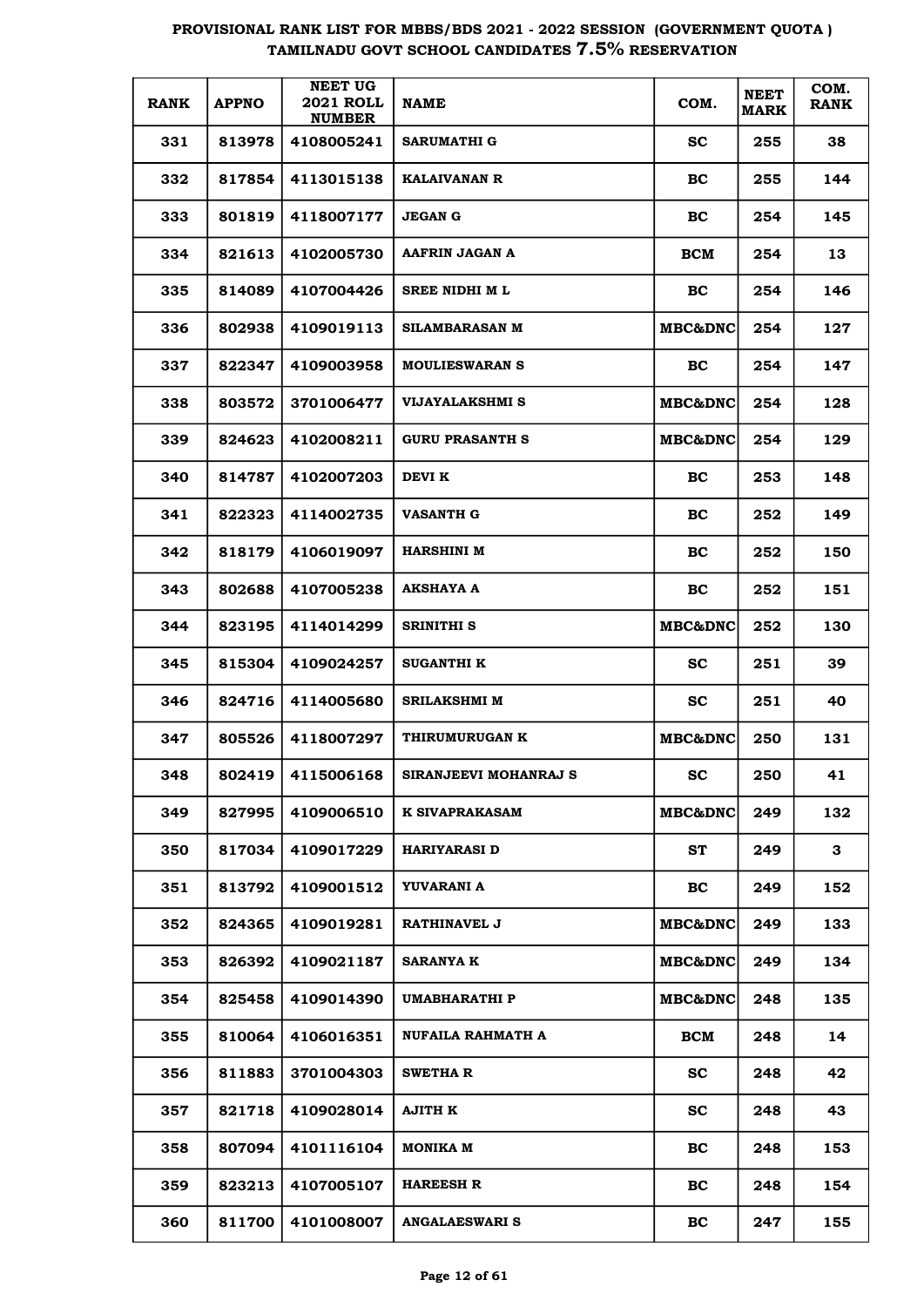# PROVISIONAL RANK LIST FOR MBBS/BDS 2021 - 2022 SESSION (GOVERNMENT QUOTA ) TAMILNADU GOVT SCHOOL CANDIDATES 7.5% RESERVATION

| RANK | APPNO | NEET UG 2021 ROLL NUMBER | NAME | COM. | NEET MARK | COM. RANK |
|---|---|---|---|---|---|---|
| 331 | 813978 | 4108005241 | SARUMATHI G | SC | 255 | 38 |
| 332 | 817854 | 4113015138 | KALAIVANAN R | BC | 255 | 144 |
| 333 | 801819 | 4118007177 | JEGAN G | BC | 254 | 145 |
| 334 | 821613 | 4102005730 | AAFRIN JAGAN A | BCM | 254 | 13 |
| 335 | 814089 | 4107004426 | SREE NIDHI M L | BC | 254 | 146 |
| 336 | 802938 | 4109019113 | SILAMBARASAN M | MBC&DNC | 254 | 127 |
| 337 | 822347 | 4109003958 | MOULIESWARAN S | BC | 254 | 147 |
| 338 | 803572 | 3701006477 | VIJAYALAKSHMI S | MBC&DNC | 254 | 128 |
| 339 | 824623 | 4102008211 | GURU PRASANTH S | MBC&DNC | 254 | 129 |
| 340 | 814787 | 4102007203 | DEVI K | BC | 253 | 148 |
| 341 | 822323 | 4114002735 | VASANTH G | BC | 252 | 149 |
| 342 | 818179 | 4106019097 | HARSHINI M | BC | 252 | 150 |
| 343 | 802688 | 4107005238 | AKSHAYA A | BC | 252 | 151 |
| 344 | 823195 | 4114014299 | SRINITHI S | MBC&DNC | 252 | 130 |
| 345 | 815304 | 4109024257 | SUGANTHI K | SC | 251 | 39 |
| 346 | 824716 | 4114005680 | SRILAKSHMI M | SC | 251 | 40 |
| 347 | 805526 | 4118007297 | THIRUMURUGAN K | MBC&DNC | 250 | 131 |
| 348 | 802419 | 4115006168 | SIRANJEEVI MOHANRAJ S | SC | 250 | 41 |
| 349 | 827995 | 4109006510 | K SIVAPRAKASAM | MBC&DNC | 249 | 132 |
| 350 | 817034 | 4109017229 | HARIYARASI D | ST | 249 | 3 |
| 351 | 813792 | 4109001512 | YUVARANI A | BC | 249 | 152 |
| 352 | 824365 | 4109019281 | RATHINAVEL J | MBC&DNC | 249 | 133 |
| 353 | 826392 | 4109021187 | SARANYA K | MBC&DNC | 249 | 134 |
| 354 | 825458 | 4109014390 | UMABHARATHI P | MBC&DNC | 248 | 135 |
| 355 | 810064 | 4106016351 | NUFAILA RAHMATH A | BCM | 248 | 14 |
| 356 | 811883 | 3701004303 | SWETHA R | SC | 248 | 42 |
| 357 | 821718 | 4109028014 | AJITH K | SC | 248 | 43 |
| 358 | 807094 | 4101116104 | MONIKA M | BC | 248 | 153 |
| 359 | 823213 | 4107005107 | HAREESH R | BC | 248 | 154 |
| 360 | 811700 | 4101008007 | ANGALAESWARI S | BC | 247 | 155 |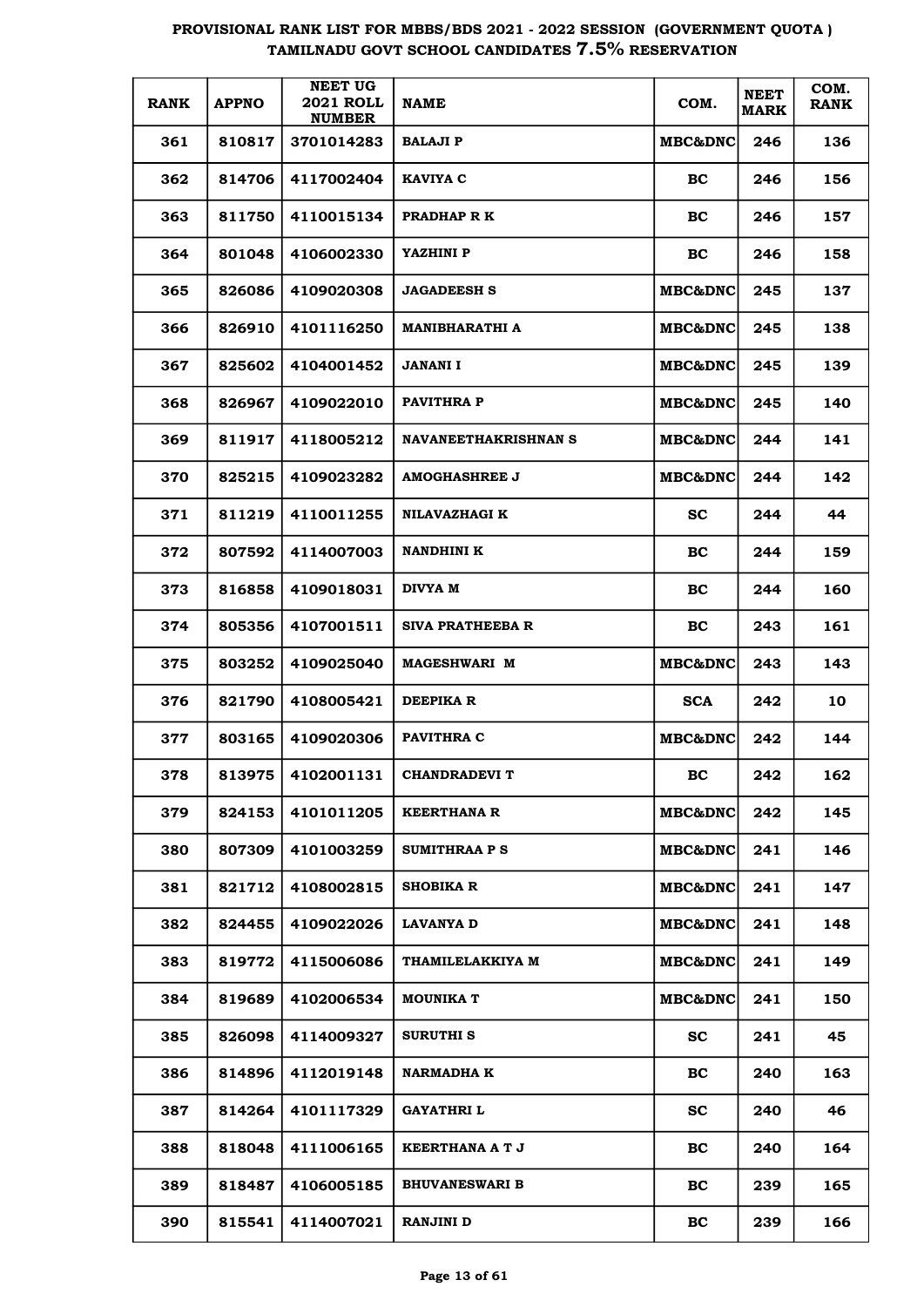# PROVISIONAL RANK LIST FOR MBBS/BDS 2021 - 2022 SESSION (GOVERNMENT QUOTA) TAMILNADU GOVT SCHOOL CANDIDATES 7.5% RESERVATION

| RANK | APPNO | NEET UG 2021 ROLL NUMBER | NAME | COM. | NEET MARK | COM. RANK |
|---|---|---|---|---|---|---|
| 361 | 810817 | 3701014283 | BALAJI P | MBC&DNC | 246 | 136 |
| 362 | 814706 | 4117002404 | KAVIYA C | BC | 246 | 156 |
| 363 | 811750 | 4110015134 | PRADHAP R K | BC | 246 | 157 |
| 364 | 801048 | 4106002330 | YAZHINI P | BC | 246 | 158 |
| 365 | 826086 | 4109020308 | JAGADEESH S | MBC&DNC | 245 | 137 |
| 366 | 826910 | 4101116250 | MANIBHARATHI A | MBC&DNC | 245 | 138 |
| 367 | 825602 | 4104001452 | JANANI I | MBC&DNC | 245 | 139 |
| 368 | 826967 | 4109022010 | PAVITHRA P | MBC&DNC | 245 | 140 |
| 369 | 811917 | 4118005212 | NAVANEETHAKRISHNAN S | MBC&DNC | 244 | 141 |
| 370 | 825215 | 4109023282 | AMOGHASHREE J | MBC&DNC | 244 | 142 |
| 371 | 811219 | 4110011255 | NILAVAZHAGI K | SC | 244 | 44 |
| 372 | 807592 | 4114007003 | NANDHINI K | BC | 244 | 159 |
| 373 | 816858 | 4109018031 | DIVYA M | BC | 244 | 160 |
| 374 | 805356 | 4107001511 | SIVA PRATHEEBA R | BC | 243 | 161 |
| 375 | 803252 | 4109025040 | MAGESHWARI M | MBC&DNC | 243 | 143 |
| 376 | 821790 | 4108005421 | DEEPIKA R | SCA | 242 | 10 |
| 377 | 803165 | 4109020306 | PAVITHRA C | MBC&DNC | 242 | 144 |
| 378 | 813975 | 4102001131 | CHANDRADEVI T | BC | 242 | 162 |
| 379 | 824153 | 4101011205 | KEERTHANA R | MBC&DNC | 242 | 145 |
| 380 | 807309 | 4101003259 | SUMITHRAA P S | MBC&DNC | 241 | 146 |
| 381 | 821712 | 4108002815 | SHOBIKA R | MBC&DNC | 241 | 147 |
| 382 | 824455 | 4109022026 | LAVANYA D | MBC&DNC | 241 | 148 |
| 383 | 819772 | 4115006086 | THAMILELAKKIYA M | MBC&DNC | 241 | 149 |
| 384 | 819689 | 4102006534 | MOUNIKA T | MBC&DNC | 241 | 150 |
| 385 | 826098 | 4114009327 | SURUTHI S | SC | 241 | 45 |
| 386 | 814896 | 4112019148 | NARMADHA K | BC | 240 | 163 |
| 387 | 814264 | 4101117329 | GAYATHRI L | SC | 240 | 46 |
| 388 | 818048 | 4111006165 | KEERTHANA A T J | BC | 240 | 164 |
| 389 | 818487 | 4106005185 | BHUVANESWARI B | BC | 239 | 165 |
| 390 | 815541 | 4114007021 | RANJINI D | BC | 239 | 166 |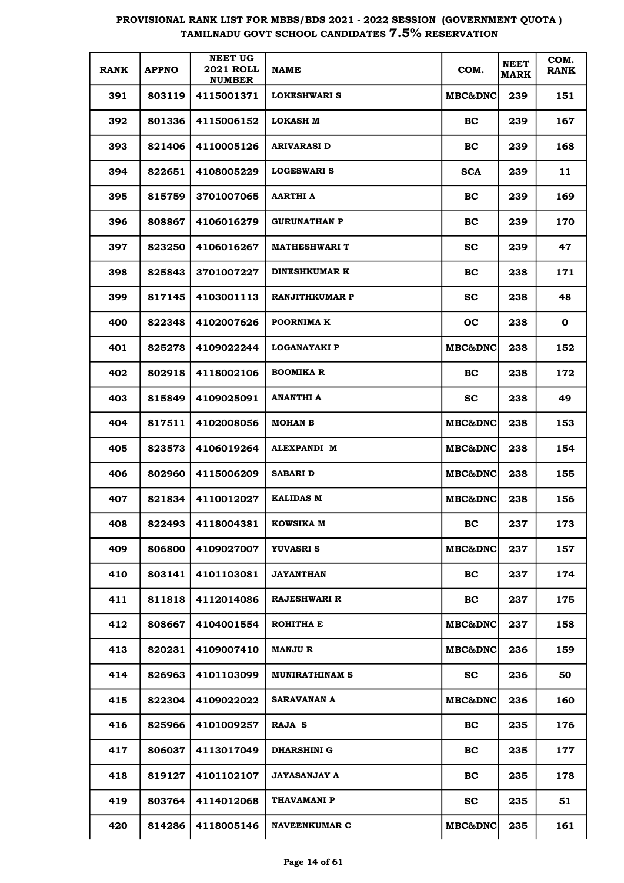# PROVISIONAL RANK LIST FOR MBBS/BDS 2021 - 2022 SESSION (GOVERNMENT QUOTA ) TAMILNADU GOVT SCHOOL CANDIDATES 7.5% RESERVATION

| RANK | APPNO | NEET UG 2021 ROLL NUMBER | NAME | COM. | NEET MARK | COM. RANK |
|---|---|---|---|---|---|---|
| 391 | 803119 | 4115001371 | LOKESHWARI S | MBC&DNC | 239 | 151 |
| 392 | 801336 | 4115006152 | LOKASH M | BC | 239 | 167 |
| 393 | 821406 | 4110005126 | ARIVARASI D | BC | 239 | 168 |
| 394 | 822651 | 4108005229 | LOGESWARI S | SCA | 239 | 11 |
| 395 | 815759 | 3701007065 | AARTHI A | BC | 239 | 169 |
| 396 | 808867 | 4106016279 | GURUNATHAN P | BC | 239 | 170 |
| 397 | 823250 | 4106016267 | MATHESHWARI T | SC | 239 | 47 |
| 398 | 825843 | 3701007227 | DINESHKUMAR K | BC | 238 | 171 |
| 399 | 817145 | 4103001113 | RANJITHKUMAR P | SC | 238 | 48 |
| 400 | 822348 | 4102007626 | POORNIMA K | OC | 238 | 0 |
| 401 | 825278 | 4109022244 | LOGANAYAKI P | MBC&DNC | 238 | 152 |
| 402 | 802918 | 4118002106 | BOOMIKA R | BC | 238 | 172 |
| 403 | 815849 | 4109025091 | ANANTHI A | SC | 238 | 49 |
| 404 | 817511 | 4102008056 | MOHAN B | MBC&DNC | 238 | 153 |
| 405 | 823573 | 4106019264 | ALEXPANDI M | MBC&DNC | 238 | 154 |
| 406 | 802960 | 4115006209 | SABARI D | MBC&DNC | 238 | 155 |
| 407 | 821834 | 4110012027 | KALIDAS M | MBC&DNC | 238 | 156 |
| 408 | 822493 | 4118004381 | KOWSIKA M | BC | 237 | 173 |
| 409 | 806800 | 4109027007 | YUVASRI S | MBC&DNC | 237 | 157 |
| 410 | 803141 | 4101103081 | JAYANTHAN | BC | 237 | 174 |
| 411 | 811818 | 4112014086 | RAJESHWARI R | BC | 237 | 175 |
| 412 | 808667 | 4104001554 | ROHITHA E | MBC&DNC | 237 | 158 |
| 413 | 820231 | 4109007410 | MANJU R | MBC&DNC | 236 | 159 |
| 414 | 826963 | 4101103099 | MUNIRATHINAM S | SC | 236 | 50 |
| 415 | 822304 | 4109022022 | SARAVANAN A | MBC&DNC | 236 | 160 |
| 416 | 825966 | 4101009257 | RAJA S | BC | 235 | 176 |
| 417 | 806037 | 4113017049 | DHARSHINI G | BC | 235 | 177 |
| 418 | 819127 | 4101102107 | JAYASANJAY A | BC | 235 | 178 |
| 419 | 803764 | 4114012068 | THAVAMANI P | SC | 235 | 51 |
| 420 | 814286 | 4118005146 | NAVEENKUMAR C | MBC&DNC | 235 | 161 |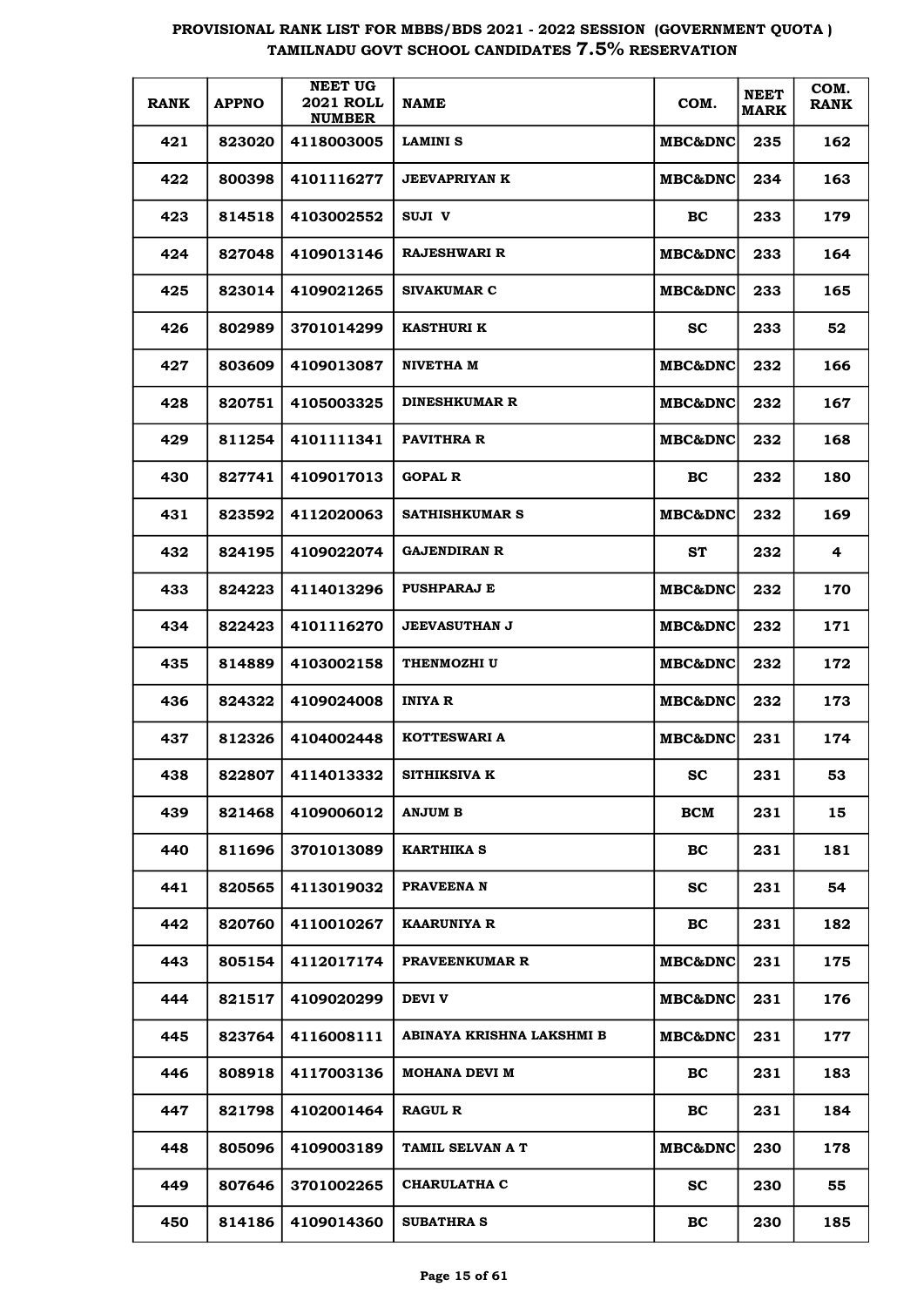# PROVISIONAL RANK LIST FOR MBBS/BDS 2021 - 2022 SESSION (GOVERNMENT QUOTA ) TAMILNADU GOVT SCHOOL CANDIDATES 7.5% RESERVATION

| RANK | APPNO | NEET UG 2021 ROLL NUMBER | NAME | COM. | NEET MARK | COM. RANK |
|---|---|---|---|---|---|---|
| 421 | 823020 | 4118003005 | LAMINI S | MBC&DNC | 235 | 162 |
| 422 | 800398 | 4101116277 | JEEVAPRIYAN K | MBC&DNC | 234 | 163 |
| 423 | 814518 | 4103002552 | SUJI V | BC | 233 | 179 |
| 424 | 827048 | 4109013146 | RAJESHWARI R | MBC&DNC | 233 | 164 |
| 425 | 823014 | 4109021265 | SIVAKUMAR C | MBC&DNC | 233 | 165 |
| 426 | 802989 | 3701014299 | KASTHURI K | SC | 233 | 52 |
| 427 | 803609 | 4109013087 | NIVETHA M | MBC&DNC | 232 | 166 |
| 428 | 820751 | 4105003325 | DINESHKUMAR R | MBC&DNC | 232 | 167 |
| 429 | 811254 | 4101111341 | PAVITHRA R | MBC&DNC | 232 | 168 |
| 430 | 827741 | 4109017013 | GOPAL R | BC | 232 | 180 |
| 431 | 823592 | 4112020063 | SATHISHKUMAR S | MBC&DNC | 232 | 169 |
| 432 | 824195 | 4109022074 | GAJENDIRAN R | ST | 232 | 4 |
| 433 | 824223 | 4114013296 | PUSHPARAJ E | MBC&DNC | 232 | 170 |
| 434 | 822423 | 4101116270 | JEEVASUTHAN J | MBC&DNC | 232 | 171 |
| 435 | 814889 | 4103002158 | THENMOZHI U | MBC&DNC | 232 | 172 |
| 436 | 824322 | 4109024008 | INIYA R | MBC&DNC | 232 | 173 |
| 437 | 812326 | 4104002448 | KOTTESWARI A | MBC&DNC | 231 | 174 |
| 438 | 822807 | 4114013332 | SITHIKSIVA K | SC | 231 | 53 |
| 439 | 821468 | 4109006012 | ANJUM B | BCM | 231 | 15 |
| 440 | 811696 | 3701013089 | KARTHIKA S | BC | 231 | 181 |
| 441 | 820565 | 4113019032 | PRAVEENA N | SC | 231 | 54 |
| 442 | 820760 | 4110010267 | KAARUNIYA R | BC | 231 | 182 |
| 443 | 805154 | 4112017174 | PRAVEENKUMAR R | MBC&DNC | 231 | 175 |
| 444 | 821517 | 4109020299 | DEVI V | MBC&DNC | 231 | 176 |
| 445 | 823764 | 4116008111 | ABINAYA KRISHNA LAKSHMI B | MBC&DNC | 231 | 177 |
| 446 | 808918 | 4117003136 | MOHANA DEVI M | BC | 231 | 183 |
| 447 | 821798 | 4102001464 | RAGUL R | BC | 231 | 184 |
| 448 | 805096 | 4109003189 | TAMIL SELVAN A T | MBC&DNC | 230 | 178 |
| 449 | 807646 | 3701002265 | CHARULATHA C | SC | 230 | 55 |
| 450 | 814186 | 4109014360 | SUBATHRA S | BC | 230 | 185 |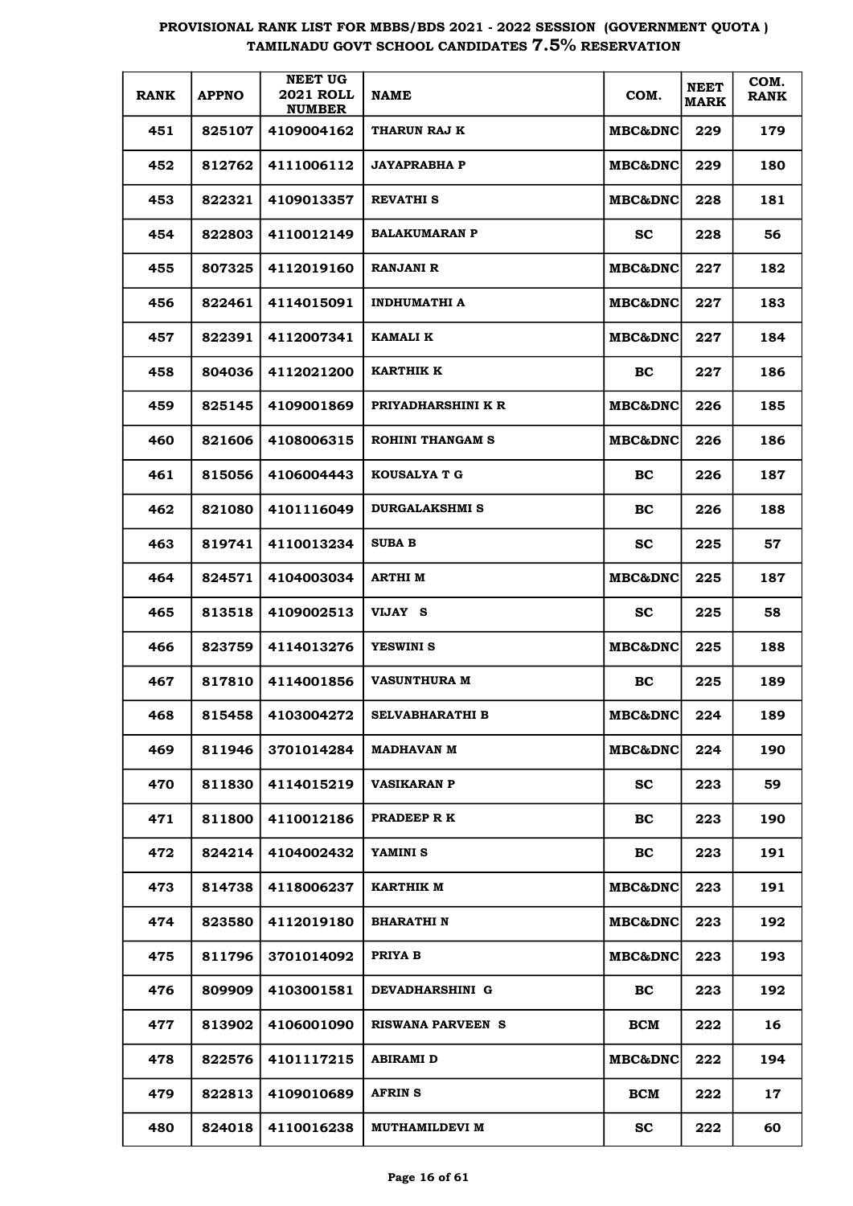# PROVISIONAL RANK LIST FOR MBBS/BDS 2021 - 2022 SESSION (GOVERNMENT QUOTA ) TAMILNADU GOVT SCHOOL CANDIDATES 7.5% RESERVATION

| RANK | APPNO | NEET UG 2021 ROLL NUMBER | NAME | COM. | NEET MARK | COM. RANK |
|---|---|---|---|---|---|---|
| 451 | 825107 | 4109004162 | THARUN RAJ K | MBC&DNC | 229 | 179 |
| 452 | 812762 | 4111006112 | JAYAPRABHA P | MBC&DNC | 229 | 180 |
| 453 | 822321 | 4109013357 | REVATHI S | MBC&DNC | 228 | 181 |
| 454 | 822803 | 4110012149 | BALAKUMARAN P | SC | 228 | 56 |
| 455 | 807325 | 4112019160 | RANJANI R | MBC&DNC | 227 | 182 |
| 456 | 822461 | 4114015091 | INDHUMATHI A | MBC&DNC | 227 | 183 |
| 457 | 822391 | 4112007341 | KAMALI K | MBC&DNC | 227 | 184 |
| 458 | 804036 | 4112021200 | KARTHIK K | BC | 227 | 186 |
| 459 | 825145 | 4109001869 | PRIYADHARSHINI K R | MBC&DNC | 226 | 185 |
| 460 | 821606 | 4108006315 | ROHINI THANGAM S | MBC&DNC | 226 | 186 |
| 461 | 815056 | 4106004443 | KOUSALYA T G | BC | 226 | 187 |
| 462 | 821080 | 4101116049 | DURGALAKSHMI S | BC | 226 | 188 |
| 463 | 819741 | 4110013234 | SUBA B | SC | 225 | 57 |
| 464 | 824571 | 4104003034 | ARTHI M | MBC&DNC | 225 | 187 |
| 465 | 813518 | 4109002513 | VIJAY S | SC | 225 | 58 |
| 466 | 823759 | 4114013276 | YESWINI S | MBC&DNC | 225 | 188 |
| 467 | 817810 | 4114001856 | VASUNTHURA M | BC | 225 | 189 |
| 468 | 815458 | 4103004272 | SELVABHARATHI B | MBC&DNC | 224 | 189 |
| 469 | 811946 | 3701014284 | MADHAVAN M | MBC&DNC | 224 | 190 |
| 470 | 811830 | 4114015219 | VASIKARAN P | SC | 223 | 59 |
| 471 | 811800 | 4110012186 | PRADEEP R K | BC | 223 | 190 |
| 472 | 824214 | 4104002432 | YAMINI S | BC | 223 | 191 |
| 473 | 814738 | 4118006237 | KARTHIK M | MBC&DNC | 223 | 191 |
| 474 | 823580 | 4112019180 | BHARATHI N | MBC&DNC | 223 | 192 |
| 475 | 811796 | 3701014092 | PRIYA B | MBC&DNC | 223 | 193 |
| 476 | 809909 | 4103001581 | DEVADHARSHINI G | BC | 223 | 192 |
| 477 | 813902 | 4106001090 | RISWANA PARVEEN S | BCM | 222 | 16 |
| 478 | 822576 | 4101117215 | ABIRAMI D | MBC&DNC | 222 | 194 |
| 479 | 822813 | 4109010689 | AFRIN S | BCM | 222 | 17 |
| 480 | 824018 | 4110016238 | MUTHAMILDEVI M | SC | 222 | 60 |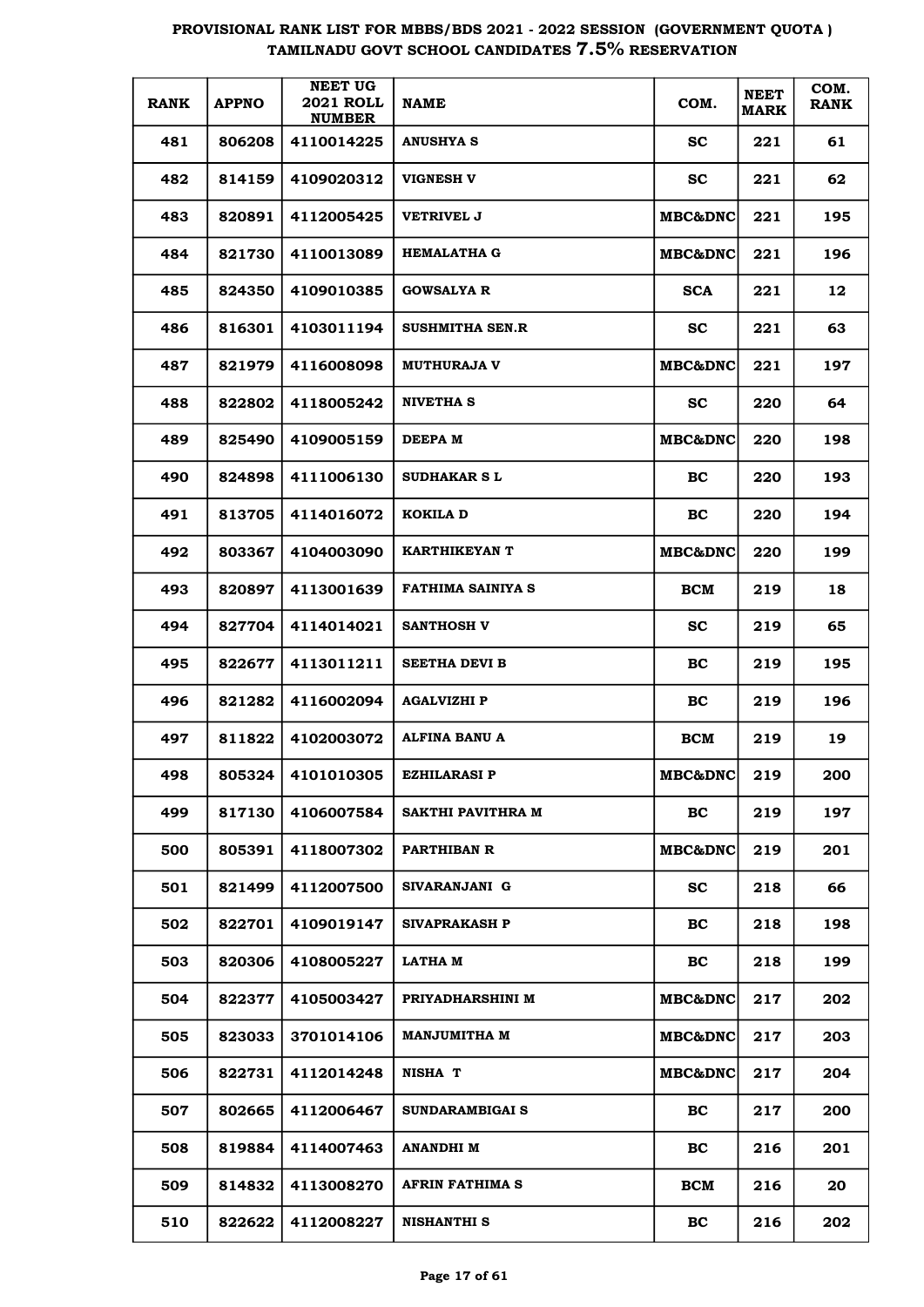# PROVISIONAL RANK LIST FOR MBBS/BDS 2021 - 2022 SESSION (GOVERNMENT QUOTA ) TAMILNADU GOVT SCHOOL CANDIDATES 7.5% RESERVATION

| RANK | APPNO | NEET UG 2021 ROLL NUMBER | NAME | COM. | NEET MARK | COM. RANK |
|---|---|---|---|---|---|---|
| 481 | 806208 | 4110014225 | ANUSHYA S | SC | 221 | 61 |
| 482 | 814159 | 4109020312 | VIGNESH V | SC | 221 | 62 |
| 483 | 820891 | 4112005425 | VETRIVEL J | MBC&DNC | 221 | 195 |
| 484 | 821730 | 4110013089 | HEMALATHA G | MBC&DNC | 221 | 196 |
| 485 | 824350 | 4109010385 | GOWSALYA R | SCA | 221 | 12 |
| 486 | 816301 | 4103011194 | SUSHMITHA SEN.R | SC | 221 | 63 |
| 487 | 821979 | 4116008098 | MUTHURAJA V | MBC&DNC | 221 | 197 |
| 488 | 822802 | 4118005242 | NIVETHA S | SC | 220 | 64 |
| 489 | 825490 | 4109005159 | DEEPA M | MBC&DNC | 220 | 198 |
| 490 | 824898 | 4111006130 | SUDHAKAR S L | BC | 220 | 193 |
| 491 | 813705 | 4114016072 | KOKILA D | BC | 220 | 194 |
| 492 | 803367 | 4104003090 | KARTHIKEYAN T | MBC&DNC | 220 | 199 |
| 493 | 820897 | 4113001639 | FATHIMA SAINIYA S | BCM | 219 | 18 |
| 494 | 827704 | 4114014021 | SANTHOSH V | SC | 219 | 65 |
| 495 | 822677 | 4113011211 | SEETHA DEVI B | BC | 219 | 195 |
| 496 | 821282 | 4116002094 | AGALVIZHI P | BC | 219 | 196 |
| 497 | 811822 | 4102003072 | ALFINA BANU A | BCM | 219 | 19 |
| 498 | 805324 | 4101010305 | EZHILARASI P | MBC&DNC | 219 | 200 |
| 499 | 817130 | 4106007584 | SAKTHI PAVITHRA M | BC | 219 | 197 |
| 500 | 805391 | 4118007302 | PARTHIBAN R | MBC&DNC | 219 | 201 |
| 501 | 821499 | 4112007500 | SIVARANJANI G | SC | 218 | 66 |
| 502 | 822701 | 4109019147 | SIVAPRAKASH P | BC | 218 | 198 |
| 503 | 820306 | 4108005227 | LATHA M | BC | 218 | 199 |
| 504 | 822377 | 4105003427 | PRIYADHARSHINI M | MBC&DNC | 217 | 202 |
| 505 | 823033 | 3701014106 | MANJUMITHA M | MBC&DNC | 217 | 203 |
| 506 | 822731 | 4112014248 | NISHA T | MBC&DNC | 217 | 204 |
| 507 | 802665 | 4112006467 | SUNDARAMBIGAI S | BC | 217 | 200 |
| 508 | 819884 | 4114007463 | ANANDHI M | BC | 216 | 201 |
| 509 | 814832 | 4113008270 | AFRIN FATHIMA S | BCM | 216 | 20 |
| 510 | 822622 | 4112008227 | NISHANTHI S | BC | 216 | 202 |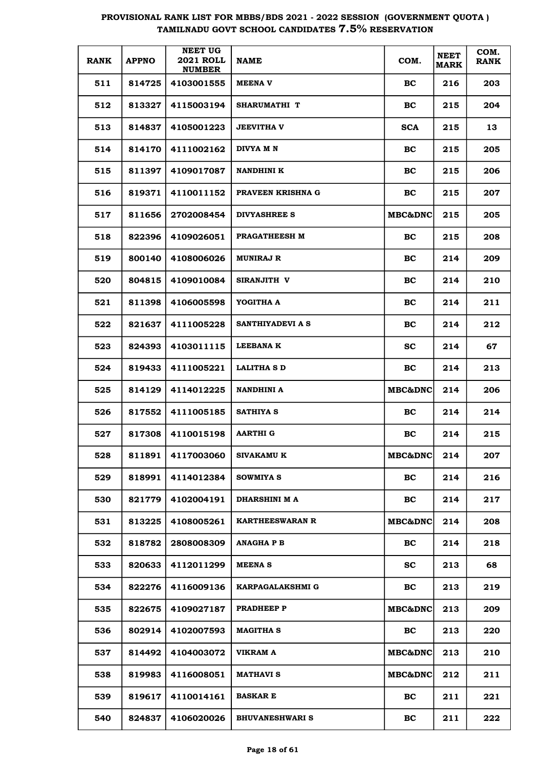# PROVISIONAL RANK LIST FOR MBBS/BDS 2021 - 2022 SESSION (GOVERNMENT QUOTA ) TAMILNADU GOVT SCHOOL CANDIDATES 7.5% RESERVATION

| RANK | APPNO | NEET UG 2021 ROLL NUMBER | NAME | COM. | NEET MARK | COM. RANK |
|---|---|---|---|---|---|---|
| 511 | 814725 | 4103001555 | MEENA V | BC | 216 | 203 |
| 512 | 813327 | 4115003194 | SHARUMATHI T | BC | 215 | 204 |
| 513 | 814837 | 4105001223 | JEEVITHA V | SCA | 215 | 13 |
| 514 | 814170 | 4111002162 | DIVYA M N | BC | 215 | 205 |
| 515 | 811397 | 4109017087 | NANDHINI K | BC | 215 | 206 |
| 516 | 819371 | 4110011152 | PRAVEEN KRISHNA G | BC | 215 | 207 |
| 517 | 811656 | 2702008454 | DIVYASHREE S | MBC&DNC | 215 | 205 |
| 518 | 822396 | 4109026051 | PRAGATHEESH M | BC | 215 | 208 |
| 519 | 800140 | 4108006026 | MUNIRAJ R | BC | 214 | 209 |
| 520 | 804815 | 4109010084 | SIRANJITH V | BC | 214 | 210 |
| 521 | 811398 | 4106005598 | YOGITHA A | BC | 214 | 211 |
| 522 | 821637 | 4111005228 | SANTHIYADEVI A S | BC | 214 | 212 |
| 523 | 824393 | 4103011115 | LEEBANA K | SC | 214 | 67 |
| 524 | 819433 | 4111005221 | LALITHA S D | BC | 214 | 213 |
| 525 | 814129 | 4114012225 | NANDHINI A | MBC&DNC | 214 | 206 |
| 526 | 817552 | 4111005185 | SATHIYA S | BC | 214 | 214 |
| 527 | 817308 | 4110015198 | AARTHI G | BC | 214 | 215 |
| 528 | 811891 | 4117003060 | SIVAKAMU K | MBC&DNC | 214 | 207 |
| 529 | 818991 | 4114012384 | SOWMIYA S | BC | 214 | 216 |
| 530 | 821779 | 4102004191 | DHARSHINI M A | BC | 214 | 217 |
| 531 | 813225 | 4108005261 | KARTHEESWARAN R | MBC&DNC | 214 | 208 |
| 532 | 818782 | 2808008309 | ANAGHA P B | BC | 214 | 218 |
| 533 | 820633 | 4112011299 | MEENA S | SC | 213 | 68 |
| 534 | 822276 | 4116009136 | KARPAGALAKSHMI G | BC | 213 | 219 |
| 535 | 822675 | 4109027187 | PRADHEEP P | MBC&DNC | 213 | 209 |
| 536 | 802914 | 4102007593 | MAGITHA S | BC | 213 | 220 |
| 537 | 814492 | 4104003072 | VIKRAM A | MBC&DNC | 213 | 210 |
| 538 | 819983 | 4116008051 | MATHAVI S | MBC&DNC | 212 | 211 |
| 539 | 819617 | 4110014161 | BASKAR E | BC | 211 | 221 |
| 540 | 824837 | 4106020026 | BHUVANESHWARI S | BC | 211 | 222 |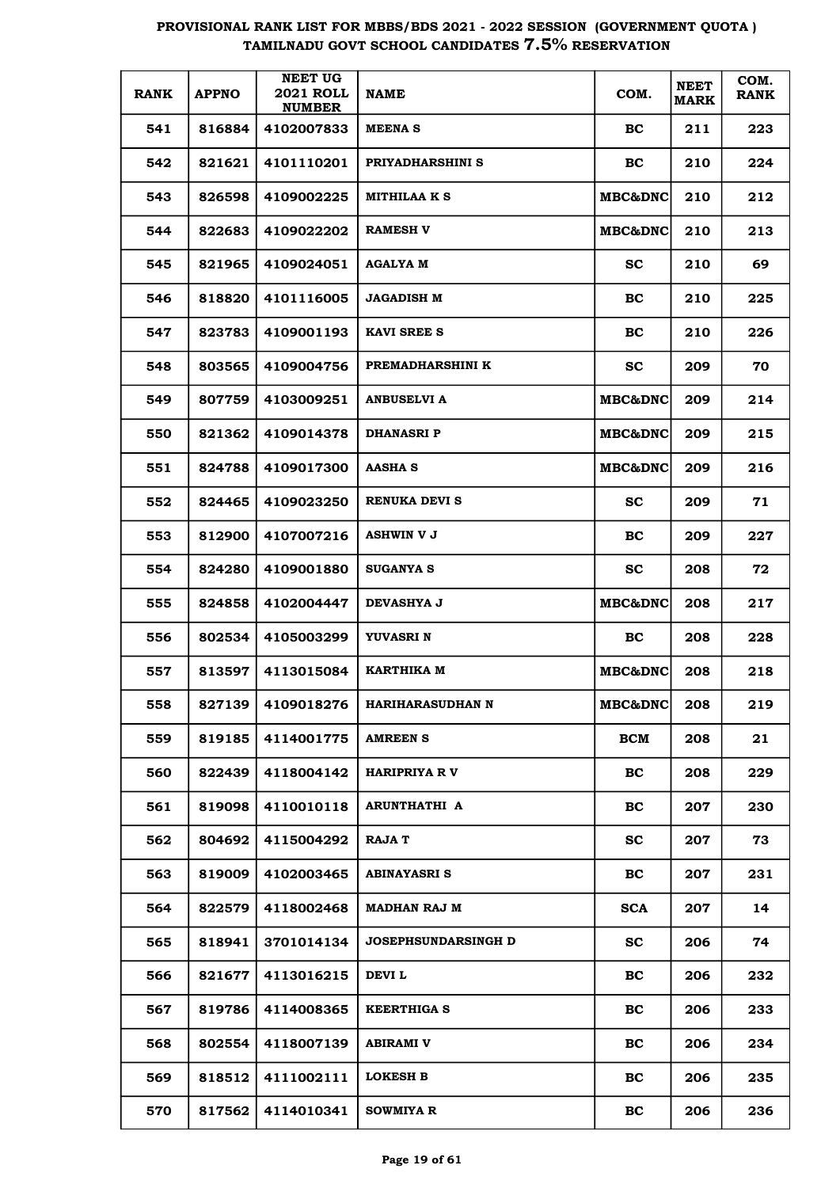# PROVISIONAL RANK LIST FOR MBBS/BDS 2021 - 2022 SESSION (GOVERNMENT QUOTA ) TAMILNADU GOVT SCHOOL CANDIDATES 7.5% RESERVATION

| RANK | APPNO | NEET UG 2021 ROLL NUMBER | NAME | COM. | NEET MARK | COM. RANK |
|---|---|---|---|---|---|---|
| 541 | 816884 | 4102007833 | MEENA S | BC | 211 | 223 |
| 542 | 821621 | 4101110201 | PRIYADHARSHINI S | BC | 210 | 224 |
| 543 | 826598 | 4109002225 | MITHILAA K S | MBC&DNC | 210 | 212 |
| 544 | 822683 | 4109022202 | RAMESH V | MBC&DNC | 210 | 213 |
| 545 | 821965 | 4109024051 | AGALYA M | SC | 210 | 69 |
| 546 | 818820 | 4101116005 | JAGADISH M | BC | 210 | 225 |
| 547 | 823783 | 4109001193 | KAVI SREE S | BC | 210 | 226 |
| 548 | 803565 | 4109004756 | PREMADHARSHINI K | SC | 209 | 70 |
| 549 | 807759 | 4103009251 | ANBUSELVI A | MBC&DNC | 209 | 214 |
| 550 | 821362 | 4109014378 | DHANASRI P | MBC&DNC | 209 | 215 |
| 551 | 824788 | 4109017300 | AASHA S | MBC&DNC | 209 | 216 |
| 552 | 824465 | 4109023250 | RENUKA DEVI S | SC | 209 | 71 |
| 553 | 812900 | 4107007216 | ASHWIN V J | BC | 209 | 227 |
| 554 | 824280 | 4109001880 | SUGANYA S | SC | 208 | 72 |
| 555 | 824858 | 4102004447 | DEVASHYA J | MBC&DNC | 208 | 217 |
| 556 | 802534 | 4105003299 | YUVASRI N | BC | 208 | 228 |
| 557 | 813597 | 4113015084 | KARTHIKA M | MBC&DNC | 208 | 218 |
| 558 | 827139 | 4109018276 | HARIHARASUDHAN N | MBC&DNC | 208 | 219 |
| 559 | 819185 | 4114001775 | AMREEN S | BCM | 208 | 21 |
| 560 | 822439 | 4118004142 | HARIPRIYA R V | BC | 208 | 229 |
| 561 | 819098 | 4110010118 | ARUNTHATHI A | BC | 207 | 230 |
| 562 | 804692 | 4115004292 | RAJA T | SC | 207 | 73 |
| 563 | 819009 | 4102003465 | ABINAYASRI S | BC | 207 | 231 |
| 564 | 822579 | 4118002468 | MADHAN RAJ M | SCA | 207 | 14 |
| 565 | 818941 | 3701014134 | JOSEPHSUNDARSINGH D | SC | 206 | 74 |
| 566 | 821677 | 4113016215 | DEVI L | BC | 206 | 232 |
| 567 | 819786 | 4114008365 | KEERTHIGA S | BC | 206 | 233 |
| 568 | 802554 | 4118007139 | ABIRAMI V | BC | 206 | 234 |
| 569 | 818512 | 4111002111 | LOKESH B | BC | 206 | 235 |
| 570 | 817562 | 4114010341 | SOWMIYA R | BC | 206 | 236 |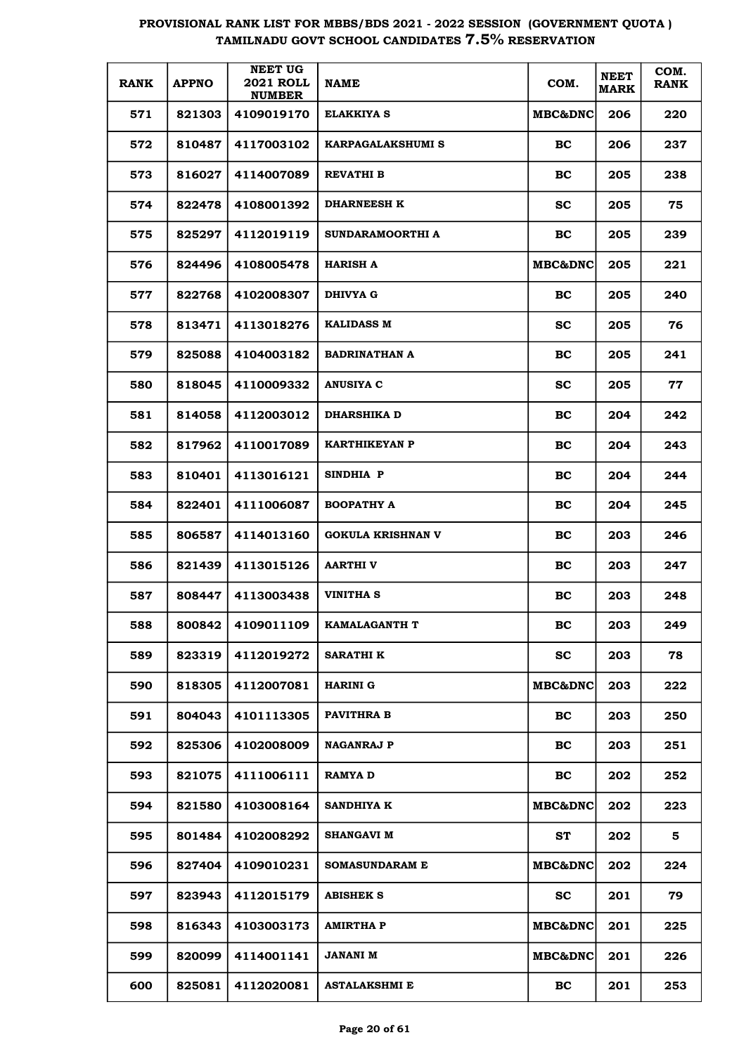# PROVISIONAL RANK LIST FOR MBBS/BDS 2021 - 2022 SESSION (GOVERNMENT QUOTA) TAMILNADU GOVT SCHOOL CANDIDATES 7.5% RESERVATION

| RANK | APPNO | NEET UG 2021 ROLL NUMBER | NAME | COM. | NEET MARK | COM. RANK |
|---|---|---|---|---|---|---|
| 571 | 821303 | 4109019170 | ELAKKIYA S | MBC&DNC | 206 | 220 |
| 572 | 810487 | 4117003102 | KARPAGALAKSHUMI S | BC | 206 | 237 |
| 573 | 816027 | 4114007089 | REVATHI B | BC | 205 | 238 |
| 574 | 822478 | 4108001392 | DHARNEESH K | SC | 205 | 75 |
| 575 | 825297 | 4112019119 | SUNDARAMOORTHI A | BC | 205 | 239 |
| 576 | 824496 | 4108005478 | HARISH A | MBC&DNC | 205 | 221 |
| 577 | 822768 | 4102008307 | DHIVYA G | BC | 205 | 240 |
| 578 | 813471 | 4113018276 | KALIDASS M | SC | 205 | 76 |
| 579 | 825088 | 4104003182 | BADRINATHAN A | BC | 205 | 241 |
| 580 | 818045 | 4110009332 | ANUSIYA C | SC | 205 | 77 |
| 581 | 814058 | 4112003012 | DHARSHIKA D | BC | 204 | 242 |
| 582 | 817962 | 4110017089 | KARTHIKEYAN P | BC | 204 | 243 |
| 583 | 810401 | 4113016121 | SINDHIA P | BC | 204 | 244 |
| 584 | 822401 | 4111006087 | BOOPATHY A | BC | 204 | 245 |
| 585 | 806587 | 4114013160 | GOKULA KRISHNAN V | BC | 203 | 246 |
| 586 | 821439 | 4113015126 | AARTHI V | BC | 203 | 247 |
| 587 | 808447 | 4113003438 | VINITHA S | BC | 203 | 248 |
| 588 | 800842 | 4109011109 | KAMALAGANTH T | BC | 203 | 249 |
| 589 | 823319 | 4112019272 | SARATHI K | SC | 203 | 78 |
| 590 | 818305 | 4112007081 | HARINI G | MBC&DNC | 203 | 222 |
| 591 | 804043 | 4101113305 | PAVITHRA B | BC | 203 | 250 |
| 592 | 825306 | 4102008009 | NAGANRAJ P | BC | 203 | 251 |
| 593 | 821075 | 4111006111 | RAMYA D | BC | 202 | 252 |
| 594 | 821580 | 4103008164 | SANDHIYA K | MBC&DNC | 202 | 223 |
| 595 | 801484 | 4102008292 | SHANGAVI M | ST | 202 | 5 |
| 596 | 827404 | 4109010231 | SOMASUNDARAM E | MBC&DNC | 202 | 224 |
| 597 | 823943 | 4112015179 | ABISHEK S | SC | 201 | 79 |
| 598 | 816343 | 4103003173 | AMIRTHA P | MBC&DNC | 201 | 225 |
| 599 | 820099 | 4114001141 | JANANI M | MBC&DNC | 201 | 226 |
| 600 | 825081 | 4112020081 | ASTALAKSHMI E | BC | 201 | 253 |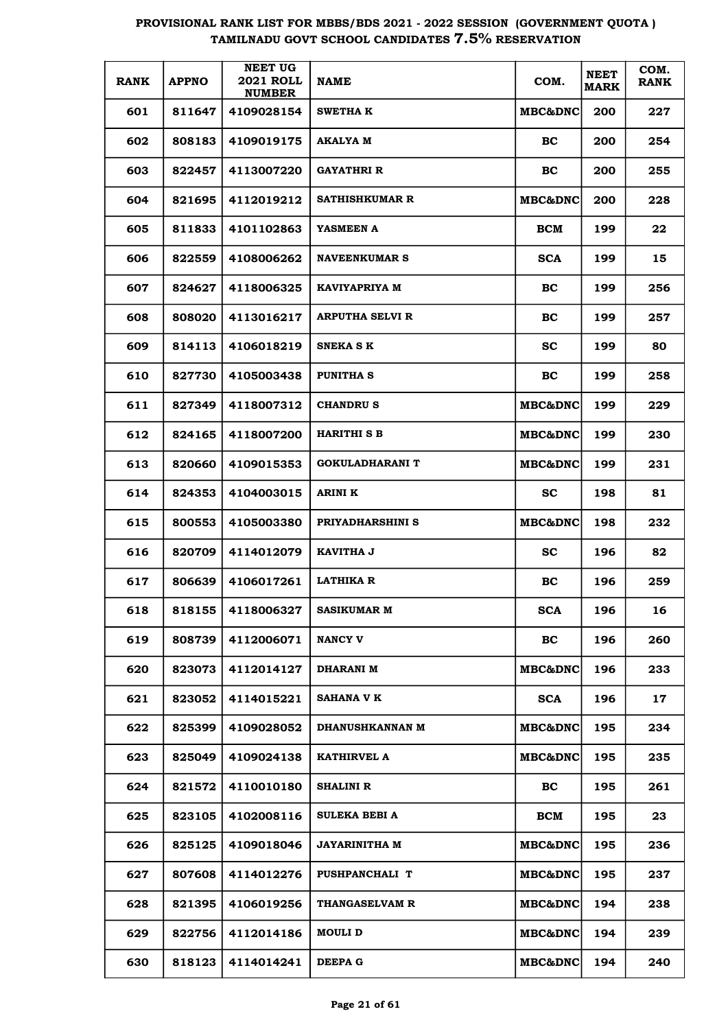# PROVISIONAL RANK LIST FOR MBBS/BDS 2021 - 2022 SESSION (GOVERNMENT QUOTA) TAMILNADU GOVT SCHOOL CANDIDATES 7.5% RESERVATION

| RANK | APPNO | NEET UG 2021 ROLL NUMBER | NAME | COM. | NEET MARK | COM. RANK |
|---|---|---|---|---|---|---|
| 601 | 811647 | 4109028154 | SWETHA K | MBC&DNC | 200 | 227 |
| 602 | 808183 | 4109019175 | AKALYA M | BC | 200 | 254 |
| 603 | 822457 | 4113007220 | GAYATHRI R | BC | 200 | 255 |
| 604 | 821695 | 4112019212 | SATHISHKUMAR R | MBC&DNC | 200 | 228 |
| 605 | 811833 | 4101102863 | YASMEEN A | BCM | 199 | 22 |
| 606 | 822559 | 4108006262 | NAVEENKUMAR S | SCA | 199 | 15 |
| 607 | 824627 | 4118006325 | KAVIYAPRIYA M | BC | 199 | 256 |
| 608 | 808020 | 4113016217 | ARPUTHA SELVI R | BC | 199 | 257 |
| 609 | 814113 | 4106018219 | SNEKA S K | SC | 199 | 80 |
| 610 | 827730 | 4105003438 | PUNITHA S | BC | 199 | 258 |
| 611 | 827349 | 4118007312 | CHANDRU S | MBC&DNC | 199 | 229 |
| 612 | 824165 | 4118007200 | HARITHI S B | MBC&DNC | 199 | 230 |
| 613 | 820660 | 4109015353 | GOKULADHARANI T | MBC&DNC | 199 | 231 |
| 614 | 824353 | 4104003015 | ARINI K | SC | 198 | 81 |
| 615 | 800553 | 4105003380 | PRIYADHARSHINI S | MBC&DNC | 198 | 232 |
| 616 | 820709 | 4114012079 | KAVITHA J | SC | 196 | 82 |
| 617 | 806639 | 4106017261 | LATHIKA R | BC | 196 | 259 |
| 618 | 818155 | 4118006327 | SASIKUMAR M | SCA | 196 | 16 |
| 619 | 808739 | 4112006071 | NANCY V | BC | 196 | 260 |
| 620 | 823073 | 4112014127 | DHARANI M | MBC&DNC | 196 | 233 |
| 621 | 823052 | 4114015221 | SAHANA V K | SCA | 196 | 17 |
| 622 | 825399 | 4109028052 | DHANUSHKANNAN M | MBC&DNC | 195 | 234 |
| 623 | 825049 | 4109024138 | KATHIRVEL A | MBC&DNC | 195 | 235 |
| 624 | 821572 | 4110010180 | SHALINI R | BC | 195 | 261 |
| 625 | 823105 | 4102008116 | SULEKA BEBI A | BCM | 195 | 23 |
| 626 | 825125 | 4109018046 | JAYARINITHA M | MBC&DNC | 195 | 236 |
| 627 | 807608 | 4114012276 | PUSHPANCHALI T | MBC&DNC | 195 | 237 |
| 628 | 821395 | 4106019256 | THANGASELVAM R | MBC&DNC | 194 | 238 |
| 629 | 822756 | 4112014186 | MOULI D | MBC&DNC | 194 | 239 |
| 630 | 818123 | 4114014241 | DEEPA G | MBC&DNC | 194 | 240 |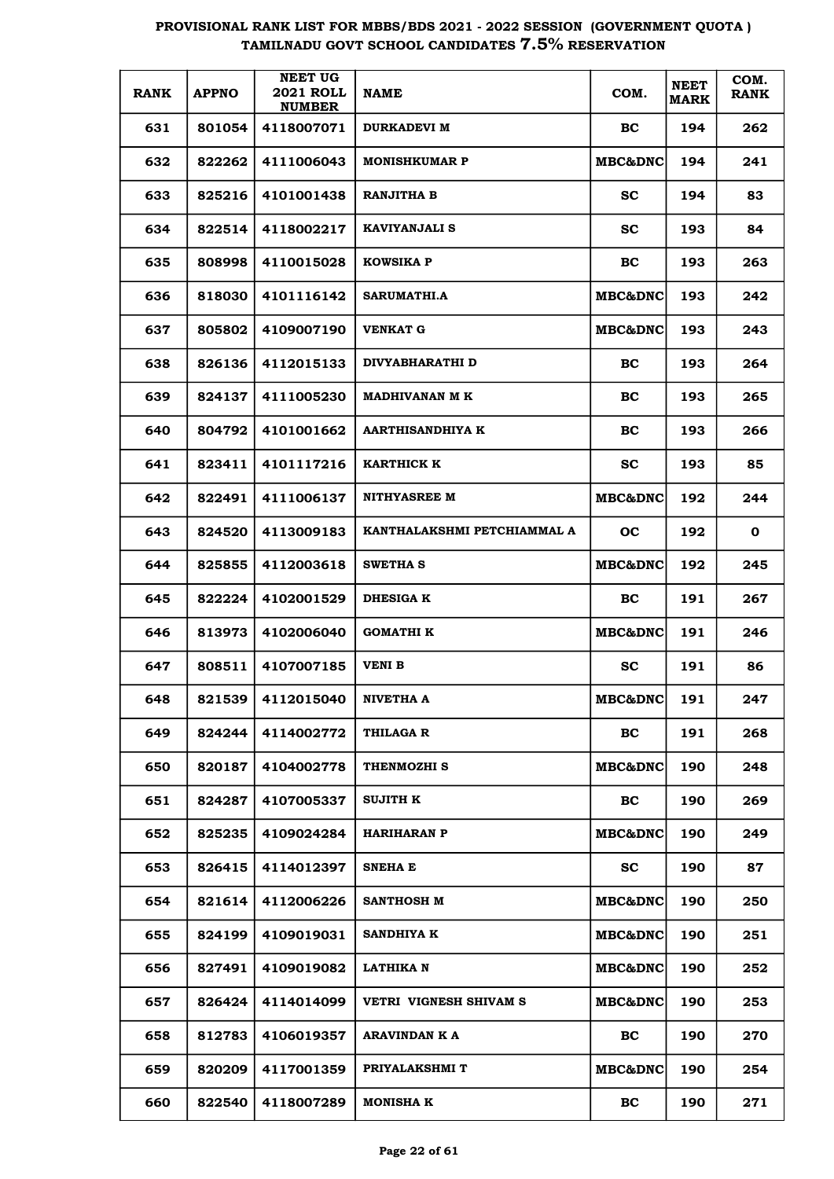# PROVISIONAL RANK LIST FOR MBBS/BDS 2021 - 2022 SESSION (GOVERNMENT QUOTA ) TAMILNADU GOVT SCHOOL CANDIDATES 7.5% RESERVATION

| RANK | APPNO | NEET UG 2021 ROLL NUMBER | NAME | COM. | NEET MARK | COM. RANK |
|---|---|---|---|---|---|---|
| 631 | 801054 | 4118007071 | DURKADEVI M | BC | 194 | 262 |
| 632 | 822262 | 4111006043 | MONISHKUMAR P | MBC&DNC | 194 | 241 |
| 633 | 825216 | 4101001438 | RANJITHA B | SC | 194 | 83 |
| 634 | 822514 | 4118002217 | KAVIYANJALI S | SC | 193 | 84 |
| 635 | 808998 | 4110015028 | KOWSIKA P | BC | 193 | 263 |
| 636 | 818030 | 4101116142 | SARUMATHI.A | MBC&DNC | 193 | 242 |
| 637 | 805802 | 4109007190 | VENKAT G | MBC&DNC | 193 | 243 |
| 638 | 826136 | 4112015133 | DIVYABHARATHI D | BC | 193 | 264 |
| 639 | 824137 | 4111005230 | MADHIVANAN M K | BC | 193 | 265 |
| 640 | 804792 | 4101001662 | AARTHISANDHIYA K | BC | 193 | 266 |
| 641 | 823411 | 4101117216 | KARTHICK K | SC | 193 | 85 |
| 642 | 822491 | 4111006137 | NITHYASREE M | MBC&DNC | 192 | 244 |
| 643 | 824520 | 4113009183 | KANTHALAKSHMI PETCHIAMMAL A | OC | 192 | 0 |
| 644 | 825855 | 4112003618 | SWETHA S | MBC&DNC | 192 | 245 |
| 645 | 822224 | 4102001529 | DHESIGA K | BC | 191 | 267 |
| 646 | 813973 | 4102006040 | GOMATHI K | MBC&DNC | 191 | 246 |
| 647 | 808511 | 4107007185 | VENI B | SC | 191 | 86 |
| 648 | 821539 | 4112015040 | NIVETHA A | MBC&DNC | 191 | 247 |
| 649 | 824244 | 4114002772 | THILAGA R | BC | 191 | 268 |
| 650 | 820187 | 4104002778 | THENMOZHI S | MBC&DNC | 190 | 248 |
| 651 | 824287 | 4107005337 | SUJITH K | BC | 190 | 269 |
| 652 | 825235 | 4109024284 | HARIHARAN P | MBC&DNC | 190 | 249 |
| 653 | 826415 | 4114012397 | SNEHA E | SC | 190 | 87 |
| 654 | 821614 | 4112006226 | SANTHOSH M | MBC&DNC | 190 | 250 |
| 655 | 824199 | 4109019031 | SANDHIYA K | MBC&DNC | 190 | 251 |
| 656 | 827491 | 4109019082 | LATHIKA N | MBC&DNC | 190 | 252 |
| 657 | 826424 | 4114014099 | VETRI VIGNESH SHIVAM S | MBC&DNC | 190 | 253 |
| 658 | 812783 | 4106019357 | ARAVINDAN K A | BC | 190 | 270 |
| 659 | 820209 | 4117001359 | PRIYALAKSHMI T | MBC&DNC | 190 | 254 |
| 660 | 822540 | 4118007289 | MONISHA K | BC | 190 | 271 |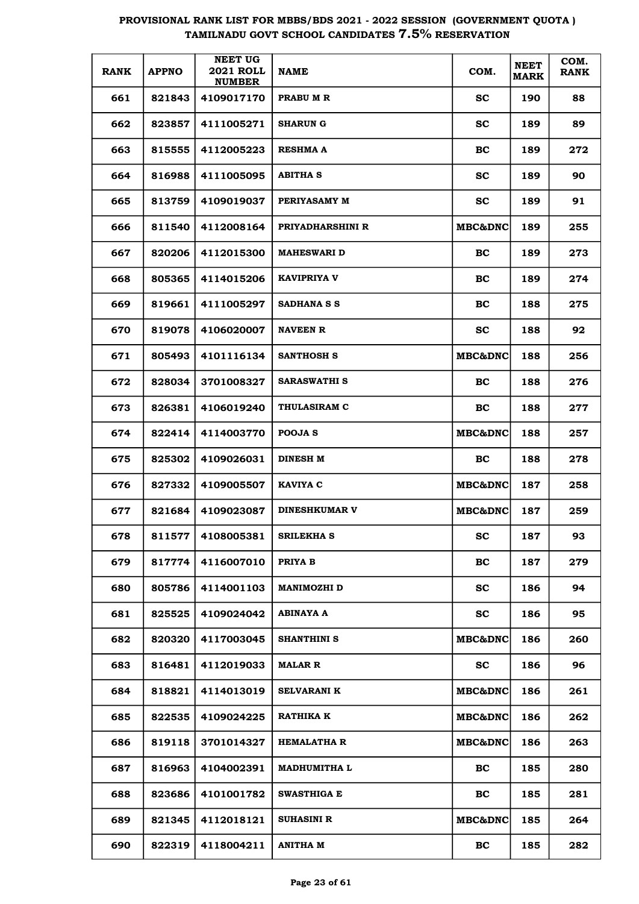# PROVISIONAL RANK LIST FOR MBBS/BDS 2021 - 2022 SESSION (GOVERNMENT QUOTA )
## TAMILNADU GOVT SCHOOL CANDIDATES 7.5% RESERVATION

| RANK | APPNO | NEET UG 2021 ROLL NUMBER | NAME | COM. | NEET MARK | COM. RANK |
|---|---|---|---|---|---|---|
| 661 | 821843 | 4109017170 | PRABU M R | SC | 190 | 88 |
| 662 | 823857 | 4111005271 | SHARUN G | SC | 189 | 89 |
| 663 | 815555 | 4112005223 | RESHMA A | BC | 189 | 272 |
| 664 | 816988 | 4111005095 | ABITHA S | SC | 189 | 90 |
| 665 | 813759 | 4109019037 | PERIYASAMY M | SC | 189 | 91 |
| 666 | 811540 | 4112008164 | PRIYADHARSHINI R | MBC&DNC | 189 | 255 |
| 667 | 820206 | 4112015300 | MAHESWARI D | BC | 189 | 273 |
| 668 | 805365 | 4114015206 | KAVIPRIYA V | BC | 189 | 274 |
| 669 | 819661 | 4111005297 | SADHANA S S | BC | 188 | 275 |
| 670 | 819078 | 4106020007 | NAVEEN R | SC | 188 | 92 |
| 671 | 805493 | 4101116134 | SANTHOSH S | MBC&DNC | 188 | 256 |
| 672 | 828034 | 3701008327 | SARASWATHI S | BC | 188 | 276 |
| 673 | 826381 | 4106019240 | THULASIRAM C | BC | 188 | 277 |
| 674 | 822414 | 4114003770 | POOJA S | MBC&DNC | 188 | 257 |
| 675 | 825302 | 4109026031 | DINESH M | BC | 188 | 278 |
| 676 | 827332 | 4109005507 | KAVIYA C | MBC&DNC | 187 | 258 |
| 677 | 821684 | 4109023087 | DINESHKUMAR V | MBC&DNC | 187 | 259 |
| 678 | 811577 | 4108005381 | SRILEKHA S | SC | 187 | 93 |
| 679 | 817774 | 4116007010 | PRIYA B | BC | 187 | 279 |
| 680 | 805786 | 4114001103 | MANIMOZHI D | SC | 186 | 94 |
| 681 | 825525 | 4109024042 | ABINAYA A | SC | 186 | 95 |
| 682 | 820320 | 4117003045 | SHANTHINI S | MBC&DNC | 186 | 260 |
| 683 | 816481 | 4112019033 | MALAR R | SC | 186 | 96 |
| 684 | 818821 | 4114013019 | SELVARANI K | MBC&DNC | 186 | 261 |
| 685 | 822535 | 4109024225 | RATHIKA K | MBC&DNC | 186 | 262 |
| 686 | 819118 | 3701014327 | HEMALATHA R | MBC&DNC | 186 | 263 |
| 687 | 816963 | 4104002391 | MADHUMITHA L | BC | 185 | 280 |
| 688 | 823686 | 4101001782 | SWASTHIGA E | BC | 185 | 281 |
| 689 | 821345 | 4112018121 | SUHASINI R | MBC&DNC | 185 | 264 |
| 690 | 822319 | 4118004211 | ANITHA M | BC | 185 | 282 |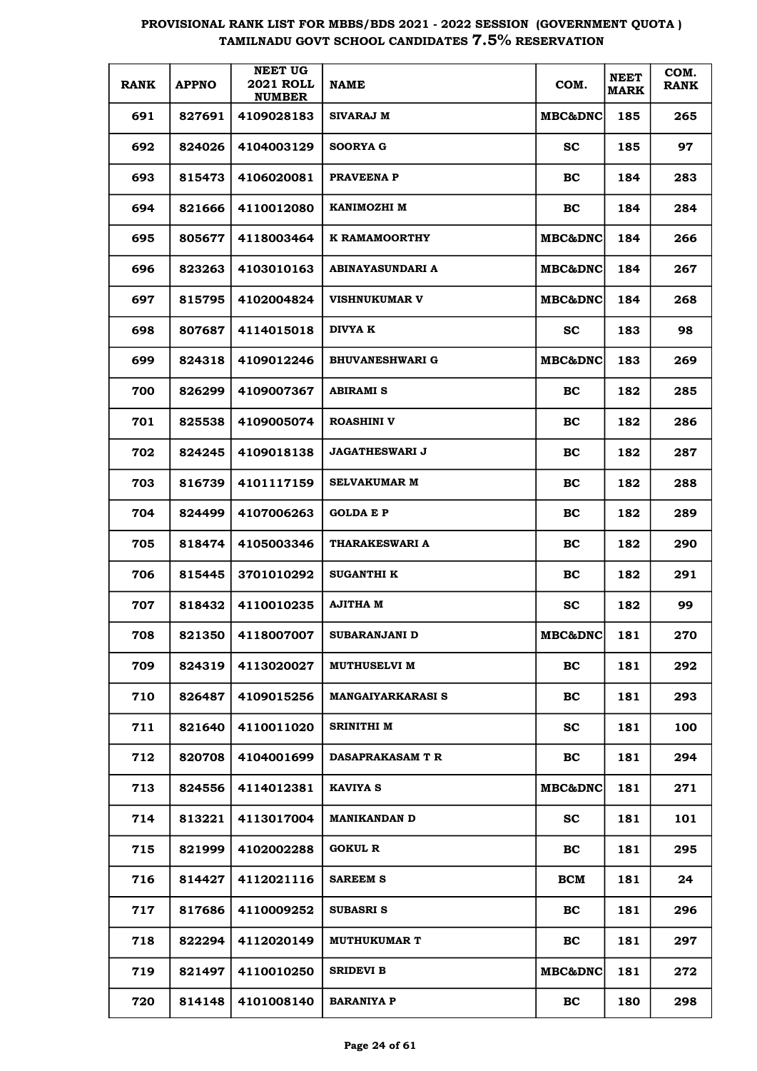# PROVISIONAL RANK LIST FOR MBBS/BDS 2021 - 2022 SESSION (GOVERNMENT QUOTA) TAMILNADU GOVT SCHOOL CANDIDATES 7.5% RESERVATION

| RANK | APPNO | NEET UG 2021 ROLL NUMBER | NAME | COM. | NEET MARK | COM. RANK |
|---|---|---|---|---|---|---|
| 691 | 827691 | 4109028183 | SIVARAJ M | MBC&DNC | 185 | 265 |
| 692 | 824026 | 4104003129 | SOORYA G | SC | 185 | 97 |
| 693 | 815473 | 4106020081 | PRAVEENA P | BC | 184 | 283 |
| 694 | 821666 | 4110012080 | KANIMOZHI M | BC | 184 | 284 |
| 695 | 805677 | 4118003464 | K RAMAMOORTHY | MBC&DNC | 184 | 266 |
| 696 | 823263 | 4103010163 | ABINAYASUNDARI A | MBC&DNC | 184 | 267 |
| 697 | 815795 | 4102004824 | VISHNUKUMAR V | MBC&DNC | 184 | 268 |
| 698 | 807687 | 4114015018 | DIVYA K | SC | 183 | 98 |
| 699 | 824318 | 4109012246 | BHUVANESHWARI G | MBC&DNC | 183 | 269 |
| 700 | 826299 | 4109007367 | ABIRAMI S | BC | 182 | 285 |
| 701 | 825538 | 4109005074 | ROASHINI V | BC | 182 | 286 |
| 702 | 824245 | 4109018138 | JAGATHESWARI J | BC | 182 | 287 |
| 703 | 816739 | 4101117159 | SELVAKUMAR M | BC | 182 | 288 |
| 704 | 824499 | 4107006263 | GOLDA E P | BC | 182 | 289 |
| 705 | 818474 | 4105003346 | THARAKESWARI A | BC | 182 | 290 |
| 706 | 815445 | 3701010292 | SUGANTHI K | BC | 182 | 291 |
| 707 | 818432 | 4110010235 | AJITHA M | SC | 182 | 99 |
| 708 | 821350 | 4118007007 | SUBARANJANI D | MBC&DNC | 181 | 270 |
| 709 | 824319 | 4113020027 | MUTHUSELVI M | BC | 181 | 292 |
| 710 | 826487 | 4109015256 | MANGAIYARKARASI S | BC | 181 | 293 |
| 711 | 821640 | 4110011020 | SRINITHI M | SC | 181 | 100 |
| 712 | 820708 | 4104001699 | DASAPRAKASAM T R | BC | 181 | 294 |
| 713 | 824556 | 4114012381 | KAVIYA S | MBC&DNC | 181 | 271 |
| 714 | 813221 | 4113017004 | MANIKANDAN D | SC | 181 | 101 |
| 715 | 821999 | 4102002288 | GOKUL R | BC | 181 | 295 |
| 716 | 814427 | 4112021116 | SAREEM S | BCM | 181 | 24 |
| 717 | 817686 | 4110009252 | SUBASRI S | BC | 181 | 296 |
| 718 | 822294 | 4112020149 | MUTHUKUMAR T | BC | 181 | 297 |
| 719 | 821497 | 4110010250 | SRIDEVI B | MBC&DNC | 181 | 272 |
| 720 | 814148 | 4101008140 | BARANIYA P | BC | 180 | 298 |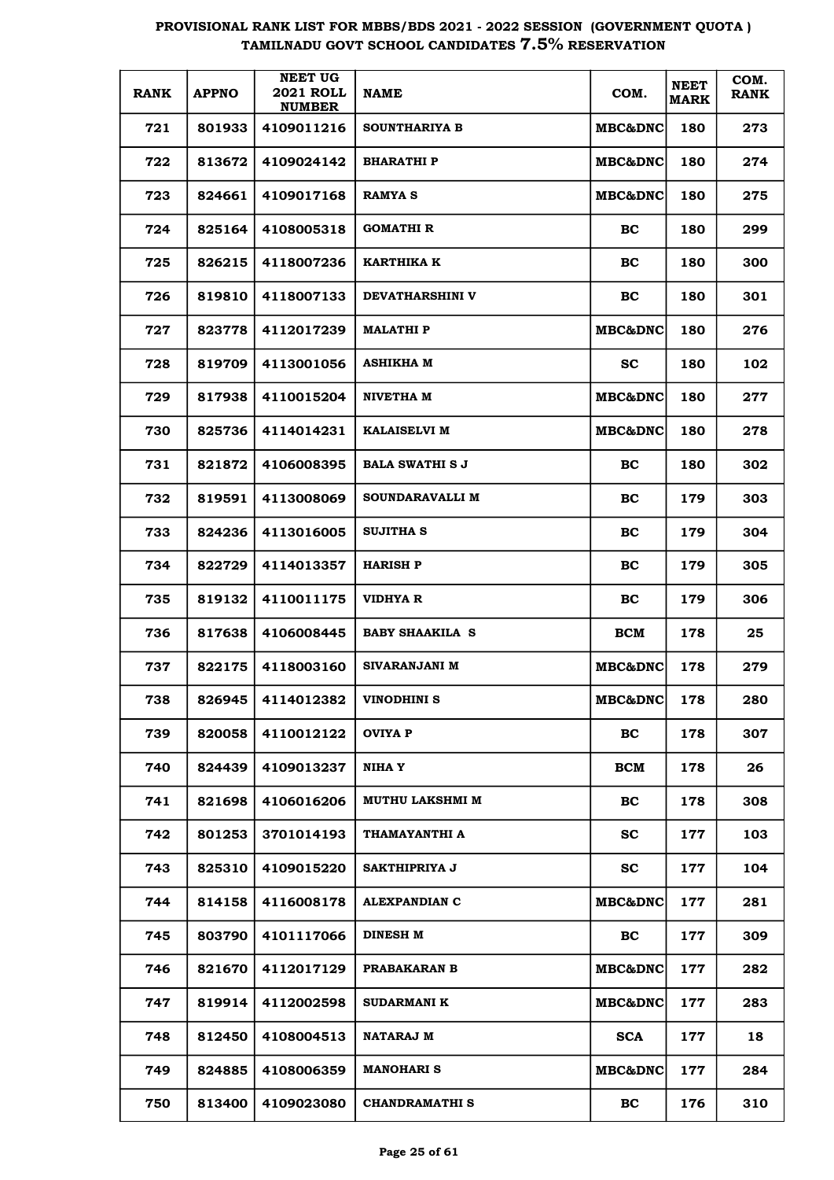# PROVISIONAL RANK LIST FOR MBBS/BDS 2021 - 2022 SESSION (GOVERNMENT QUOTA)
## TAMILNADU GOVT SCHOOL CANDIDATES 7.5% RESERVATION

| RANK | APPNO | NEET UG 2021 ROLL NUMBER | NAME | COM. | NEET MARK | COM. RANK |
|---|---|---|---|---|---|---|
| 721 | 801933 | 4109011216 | SOUNTHARIYA B | MBC&DNC | 180 | 273 |
| 722 | 813672 | 4109024142 | BHARATHI P | MBC&DNC | 180 | 274 |
| 723 | 824661 | 4109017168 | RAMYA S | MBC&DNC | 180 | 275 |
| 724 | 825164 | 4108005318 | GOMATHI R | BC | 180 | 299 |
| 725 | 826215 | 4118007236 | KARTHIKA K | BC | 180 | 300 |
| 726 | 819810 | 4118007133 | DEVATHARSHINI V | BC | 180 | 301 |
| 727 | 823778 | 4112017239 | MALATHI P | MBC&DNC | 180 | 276 |
| 728 | 819709 | 4113001056 | ASHIKHA M | SC | 180 | 102 |
| 729 | 817938 | 4110015204 | NIVETHA M | MBC&DNC | 180 | 277 |
| 730 | 825736 | 4114014231 | KALAISELVI M | MBC&DNC | 180 | 278 |
| 731 | 821872 | 4106008395 | BALA SWATHI S J | BC | 180 | 302 |
| 732 | 819591 | 4113008069 | SOUNDARAVALLI M | BC | 179 | 303 |
| 733 | 824236 | 4113016005 | SUJITHA S | BC | 179 | 304 |
| 734 | 822729 | 4114013357 | HARISH P | BC | 179 | 305 |
| 735 | 819132 | 4110011175 | VIDHYA R | BC | 179 | 306 |
| 736 | 817638 | 4106008445 | BABY SHAAKILA S | BCM | 178 | 25 |
| 737 | 822175 | 4118003160 | SIVARANJANI M | MBC&DNC | 178 | 279 |
| 738 | 826945 | 4114012382 | VINODHINI S | MBC&DNC | 178 | 280 |
| 739 | 820058 | 4110012122 | OVIYA P | BC | 178 | 307 |
| 740 | 824439 | 4109013237 | NIHA Y | BCM | 178 | 26 |
| 741 | 821698 | 4106016206 | MUTHU LAKSHMI M | BC | 178 | 308 |
| 742 | 801253 | 3701014193 | THAMAYANTHI A | SC | 177 | 103 |
| 743 | 825310 | 4109015220 | SAKTHIPRIYA J | SC | 177 | 104 |
| 744 | 814158 | 4116008178 | ALEXPANDIAN C | MBC&DNC | 177 | 281 |
| 745 | 803790 | 4101117066 | DINESH M | BC | 177 | 309 |
| 746 | 821670 | 4112017129 | PRABAKARAN B | MBC&DNC | 177 | 282 |
| 747 | 819914 | 4112002598 | SUDARMANI K | MBC&DNC | 177 | 283 |
| 748 | 812450 | 4108004513 | NATARAJ M | SCA | 177 | 18 |
| 749 | 824885 | 4108006359 | MANOHARI S | MBC&DNC | 177 | 284 |
| 750 | 813400 | 4109023080 | CHANDRAMATHI S | BC | 176 | 310 |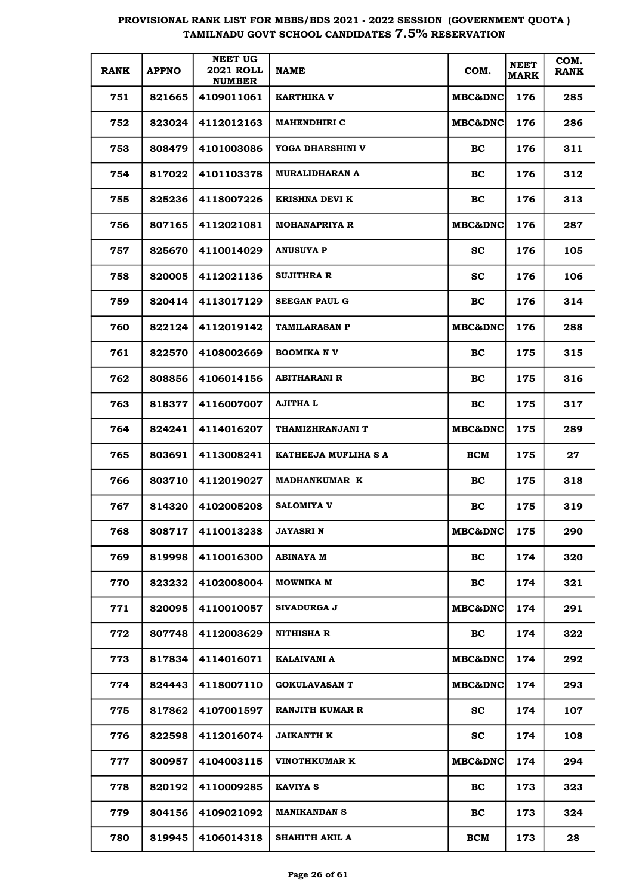# PROVISIONAL RANK LIST FOR MBBS/BDS 2021 - 2022 SESSION (GOVERNMENT QUOTA) TAMILNADU GOVT SCHOOL CANDIDATES 7.5% RESERVATION

| RANK | APPNO | NEET UG 2021 ROLL NUMBER | NAME | COM. | NEET MARK | COM. RANK |
|---|---|---|---|---|---|---|
| 751 | 821665 | 4109011061 | KARTHIKA V | MBC&DNC | 176 | 285 |
| 752 | 823024 | 4112012163 | MAHENDHIRI C | MBC&DNC | 176 | 286 |
| 753 | 808479 | 4101003086 | YOGA DHARSHINI V | BC | 176 | 311 |
| 754 | 817022 | 4101103378 | MURALIDHARAN A | BC | 176 | 312 |
| 755 | 825236 | 4118007226 | KRISHNA DEVI K | BC | 176 | 313 |
| 756 | 807165 | 4112021081 | MOHANAPRIYA R | MBC&DNC | 176 | 287 |
| 757 | 825670 | 4110014029 | ANUSUYA P | SC | 176 | 105 |
| 758 | 820005 | 4112021136 | SUJITHRA R | SC | 176 | 106 |
| 759 | 820414 | 4113017129 | SEEGAN PAUL G | BC | 176 | 314 |
| 760 | 822124 | 4112019142 | TAMILARASAN P | MBC&DNC | 176 | 288 |
| 761 | 822570 | 4108002669 | BOOMIKA N V | BC | 175 | 315 |
| 762 | 808856 | 4106014156 | ABITHARANI R | BC | 175 | 316 |
| 763 | 818377 | 4116007007 | AJITHA L | BC | 175 | 317 |
| 764 | 824241 | 4114016207 | THAMIZHRANJANI T | MBC&DNC | 175 | 289 |
| 765 | 803691 | 4113008241 | KATHEEJA MUFLIHA S A | BCM | 175 | 27 |
| 766 | 803710 | 4112019027 | MADHANKUMAR K | BC | 175 | 318 |
| 767 | 814320 | 4102005208 | SALOMIYA V | BC | 175 | 319 |
| 768 | 808717 | 4110013238 | JAYASRI N | MBC&DNC | 175 | 290 |
| 769 | 819998 | 4110016300 | ABINAYA M | BC | 174 | 320 |
| 770 | 823232 | 4102008004 | MOWNIKA M | BC | 174 | 321 |
| 771 | 820095 | 4110010057 | SIVADURGA J | MBC&DNC | 174 | 291 |
| 772 | 807748 | 4112003629 | NITHISHA R | BC | 174 | 322 |
| 773 | 817834 | 4114016071 | KALAIVANI A | MBC&DNC | 174 | 292 |
| 774 | 824443 | 4118007110 | GOKULAVASAN T | MBC&DNC | 174 | 293 |
| 775 | 817862 | 4107001597 | RANJITH KUMAR R | SC | 174 | 107 |
| 776 | 822598 | 4112016074 | JAIKANTH K | SC | 174 | 108 |
| 777 | 800957 | 4104003115 | VINOTHKUMAR K | MBC&DNC | 174 | 294 |
| 778 | 820192 | 4110009285 | KAVIYA S | BC | 173 | 323 |
| 779 | 804156 | 4109021092 | MANIKANDAN S | BC | 173 | 324 |
| 780 | 819945 | 4106014318 | SHAHITH AKIL A | BCM | 173 | 28 |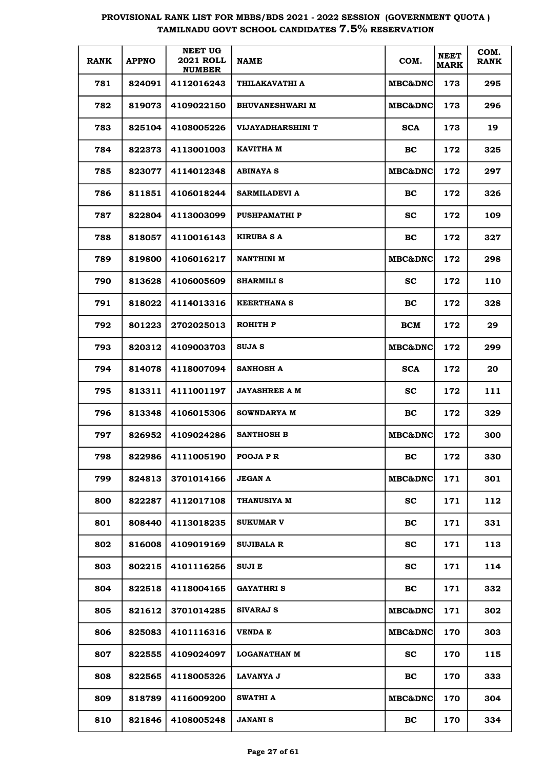# PROVISIONAL RANK LIST FOR MBBS/BDS 2021 - 2022 SESSION (GOVERNMENT QUOTA ) TAMILNADU GOVT SCHOOL CANDIDATES 7.5% RESERVATION

| RANK | APPNO | NEET UG 2021 ROLL NUMBER | NAME | COM. | NEET MARK | COM. RANK |
|---|---|---|---|---|---|---|
| 781 | 824091 | 4112016243 | THILAKAVATHI A | MBC&DNC | 173 | 295 |
| 782 | 819073 | 4109022150 | BHUVANESHWARI M | MBC&DNC | 173 | 296 |
| 783 | 825104 | 4108005226 | VIJAYADHARSHINI T | SCA | 173 | 19 |
| 784 | 822373 | 4113001003 | KAVITHA M | BC | 172 | 325 |
| 785 | 823077 | 4114012348 | ABINAYA S | MBC&DNC | 172 | 297 |
| 786 | 811851 | 4106018244 | SARMILADEVI A | BC | 172 | 326 |
| 787 | 822804 | 4113003099 | PUSHPAMATHI P | SC | 172 | 109 |
| 788 | 818057 | 4110016143 | KIRUBA S A | BC | 172 | 327 |
| 789 | 819800 | 4106016217 | NANTHINI M | MBC&DNC | 172 | 298 |
| 790 | 813628 | 4106005609 | SHARMILI S | SC | 172 | 110 |
| 791 | 818022 | 4114013316 | KEERTHANA S | BC | 172 | 328 |
| 792 | 801223 | 2702025013 | ROHITH P | BCM | 172 | 29 |
| 793 | 820312 | 4109003703 | SUJA S | MBC&DNC | 172 | 299 |
| 794 | 814078 | 4118007094 | SANHOSH A | SCA | 172 | 20 |
| 795 | 813311 | 4111001197 | JAYASHREE A M | SC | 172 | 111 |
| 796 | 813348 | 4106015306 | SOWNDARYA M | BC | 172 | 329 |
| 797 | 826952 | 4109024286 | SANTHOSH B | MBC&DNC | 172 | 300 |
| 798 | 822986 | 4111005190 | POOJA P R | BC | 172 | 330 |
| 799 | 824813 | 3701014166 | JEGAN A | MBC&DNC | 171 | 301 |
| 800 | 822287 | 4112017108 | THANUSIYA M | SC | 171 | 112 |
| 801 | 808440 | 4113018235 | SUKUMAR V | BC | 171 | 331 |
| 802 | 816008 | 4109019169 | SUJIBALA R | SC | 171 | 113 |
| 803 | 802215 | 4101116256 | SUJI E | SC | 171 | 114 |
| 804 | 822518 | 4118004165 | GAYATHRI S | BC | 171 | 332 |
| 805 | 821612 | 3701014285 | SIVARAJ S | MBC&DNC | 171 | 302 |
| 806 | 825083 | 4101116316 | VENDA E | MBC&DNC | 170 | 303 |
| 807 | 822555 | 4109024097 | LOGANATHAN M | SC | 170 | 115 |
| 808 | 822565 | 4118005326 | LAVANYA J | BC | 170 | 333 |
| 809 | 818789 | 4116009200 | SWATHI A | MBC&DNC | 170 | 304 |
| 810 | 821846 | 4108005248 | JANANI S | BC | 170 | 334 |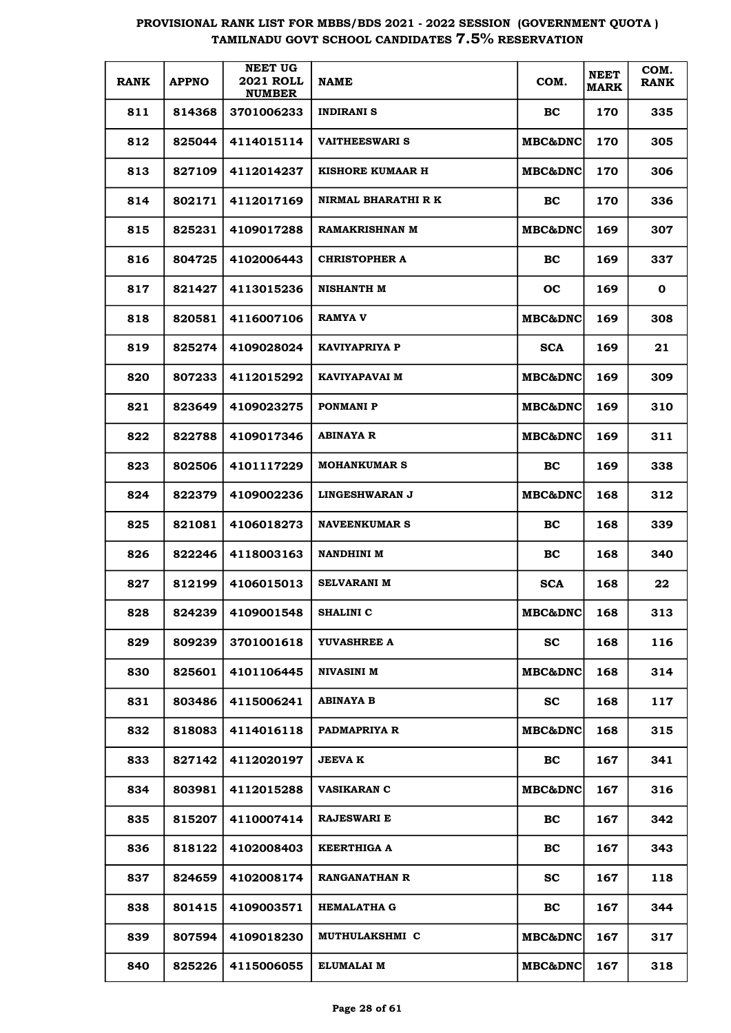# PROVISIONAL RANK LIST FOR MBBS/BDS 2021 - 2022 SESSION (GOVERNMENT QUOTA ) TAMILNADU GOVT SCHOOL CANDIDATES 7.5% RESERVATION

| RANK | APPNO | NEET UG 2021 ROLL NUMBER | NAME | COM. | NEET MARK | COM. RANK |
|---|---|---|---|---|---|---|
| 811 | 814368 | 3701006233 | INDIRANI S | BC | 170 | 335 |
| 812 | 825044 | 4114015114 | VAITHEESWARI S | MBC&DNC | 170 | 305 |
| 813 | 827109 | 4112014237 | KISHORE KUMAAR H | MBC&DNC | 170 | 306 |
| 814 | 802171 | 4112017169 | NIRMAL BHARATHI R K | BC | 170 | 336 |
| 815 | 825231 | 4109017288 | RAMAKRISHNAN M | MBC&DNC | 169 | 307 |
| 816 | 804725 | 4102006443 | CHRISTOPHER A | BC | 169 | 337 |
| 817 | 821427 | 4113015236 | NISHANTH M | OC | 169 | 0 |
| 818 | 820581 | 4116007106 | RAMYA V | MBC&DNC | 169 | 308 |
| 819 | 825274 | 4109028024 | KAVIYAPRIYA P | SCA | 169 | 21 |
| 820 | 807233 | 4112015292 | KAVIYAPAVAI M | MBC&DNC | 169 | 309 |
| 821 | 823649 | 4109023275 | PONMANI P | MBC&DNC | 169 | 310 |
| 822 | 822788 | 4109017346 | ABINAYA R | MBC&DNC | 169 | 311 |
| 823 | 802506 | 4101117229 | MOHANKUMAR S | BC | 169 | 338 |
| 824 | 822379 | 4109002236 | LINGESHWARAN J | MBC&DNC | 168 | 312 |
| 825 | 821081 | 4106018273 | NAVEENKUMAR S | BC | 168 | 339 |
| 826 | 822246 | 4118003163 | NANDHINI M | BC | 168 | 340 |
| 827 | 812199 | 4106015013 | SELVARANI M | SCA | 168 | 22 |
| 828 | 824239 | 4109001548 | SHALINI C | MBC&DNC | 168 | 313 |
| 829 | 809239 | 3701001618 | YUVASHREE A | SC | 168 | 116 |
| 830 | 825601 | 4101106445 | NIVASINI M | MBC&DNC | 168 | 314 |
| 831 | 803486 | 4115006241 | ABINAYA B | SC | 168 | 117 |
| 832 | 818083 | 4114016118 | PADMAPRIYA R | MBC&DNC | 168 | 315 |
| 833 | 827142 | 4112020197 | JEEVA K | BC | 167 | 341 |
| 834 | 803981 | 4112015288 | VASIKARAN C | MBC&DNC | 167 | 316 |
| 835 | 815207 | 4110007414 | RAJESWARI E | BC | 167 | 342 |
| 836 | 818122 | 4102008403 | KEERTHIGA A | BC | 167 | 343 |
| 837 | 824659 | 4102008174 | RANGANATHAN R | SC | 167 | 118 |
| 838 | 801415 | 4109003571 | HEMALATHA G | BC | 167 | 344 |
| 839 | 807594 | 4109018230 | MUTHULAKSHMI C | MBC&DNC | 167 | 317 |
| 840 | 825226 | 4115006055 | ELUMALAI M | MBC&DNC | 167 | 318 |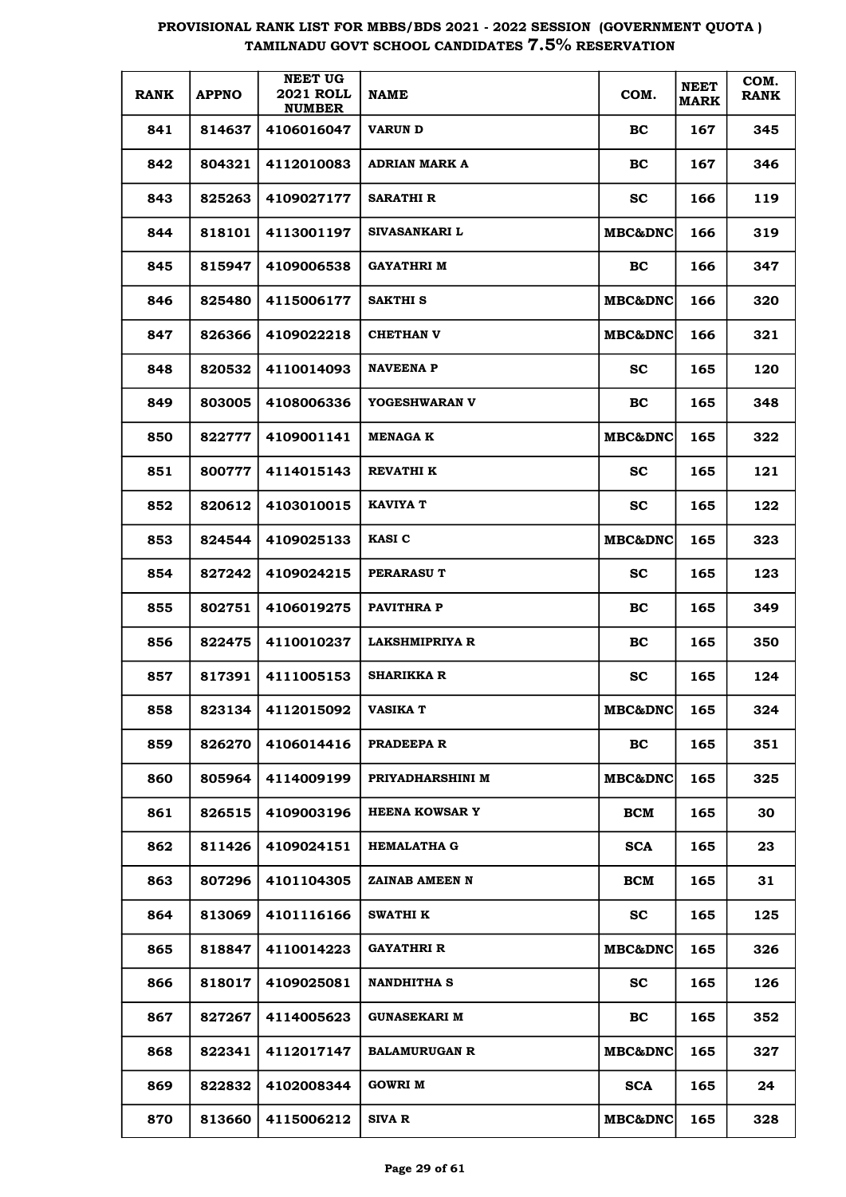# PROVISIONAL RANK LIST FOR MBBS/BDS 2021 - 2022 SESSION (GOVERNMENT QUOTA) TAMILNADU GOVT SCHOOL CANDIDATES 7.5% RESERVATION

| RANK | APPNO | NEET UG 2021 ROLL NUMBER | NAME | COM. | NEET MARK | COM. RANK |
|---|---|---|---|---|---|---|
| 841 | 814637 | 4106016047 | VARUN D | BC | 167 | 345 |
| 842 | 804321 | 4112010083 | ADRIAN MARK A | BC | 167 | 346 |
| 843 | 825263 | 4109027177 | SARATHI R | SC | 166 | 119 |
| 844 | 818101 | 4113001197 | SIVASANKARI L | MBC&DNC | 166 | 319 |
| 845 | 815947 | 4109006538 | GAYATHRI M | BC | 166 | 347 |
| 846 | 825480 | 4115006177 | SAKTHI S | MBC&DNC | 166 | 320 |
| 847 | 826366 | 4109022218 | CHETHAN V | MBC&DNC | 166 | 321 |
| 848 | 820532 | 4110014093 | NAVEENA P | SC | 165 | 120 |
| 849 | 803005 | 4108006336 | YOGESHWARAN V | BC | 165 | 348 |
| 850 | 822777 | 4109001141 | MENAGA K | MBC&DNC | 165 | 322 |
| 851 | 800777 | 4114015143 | REVATHI K | SC | 165 | 121 |
| 852 | 820612 | 4103010015 | KAVIYA T | SC | 165 | 122 |
| 853 | 824544 | 4109025133 | KASI C | MBC&DNC | 165 | 323 |
| 854 | 827242 | 4109024215 | PERARASU T | SC | 165 | 123 |
| 855 | 802751 | 4106019275 | PAVITHRA P | BC | 165 | 349 |
| 856 | 822475 | 4110010237 | LAKSHMIPRIYA R | BC | 165 | 350 |
| 857 | 817391 | 4111005153 | SHARIKKA R | SC | 165 | 124 |
| 858 | 823134 | 4112015092 | VASIKA T | MBC&DNC | 165 | 324 |
| 859 | 826270 | 4106014416 | PRADEEPA R | BC | 165 | 351 |
| 860 | 805964 | 4114009199 | PRIYADHARSHINI M | MBC&DNC | 165 | 325 |
| 861 | 826515 | 4109003196 | HEENA KOWSAR Y | BCM | 165 | 30 |
| 862 | 811426 | 4109024151 | HEMALATHA G | SCA | 165 | 23 |
| 863 | 807296 | 4101104305 | ZAINAB AMEEN N | BCM | 165 | 31 |
| 864 | 813069 | 4101116166 | SWATHI K | SC | 165 | 125 |
| 865 | 818847 | 4110014223 | GAYATHRI R | MBC&DNC | 165 | 326 |
| 866 | 818017 | 4109025081 | NANDHITHA S | SC | 165 | 126 |
| 867 | 827267 | 4114005623 | GUNASEKARI M | BC | 165 | 352 |
| 868 | 822341 | 4112017147 | BALAMURUGAN R | MBC&DNC | 165 | 327 |
| 869 | 822832 | 4102008344 | GOWRI M | SCA | 165 | 24 |
| 870 | 813660 | 4115006212 | SIVA R | MBC&DNC | 165 | 328 |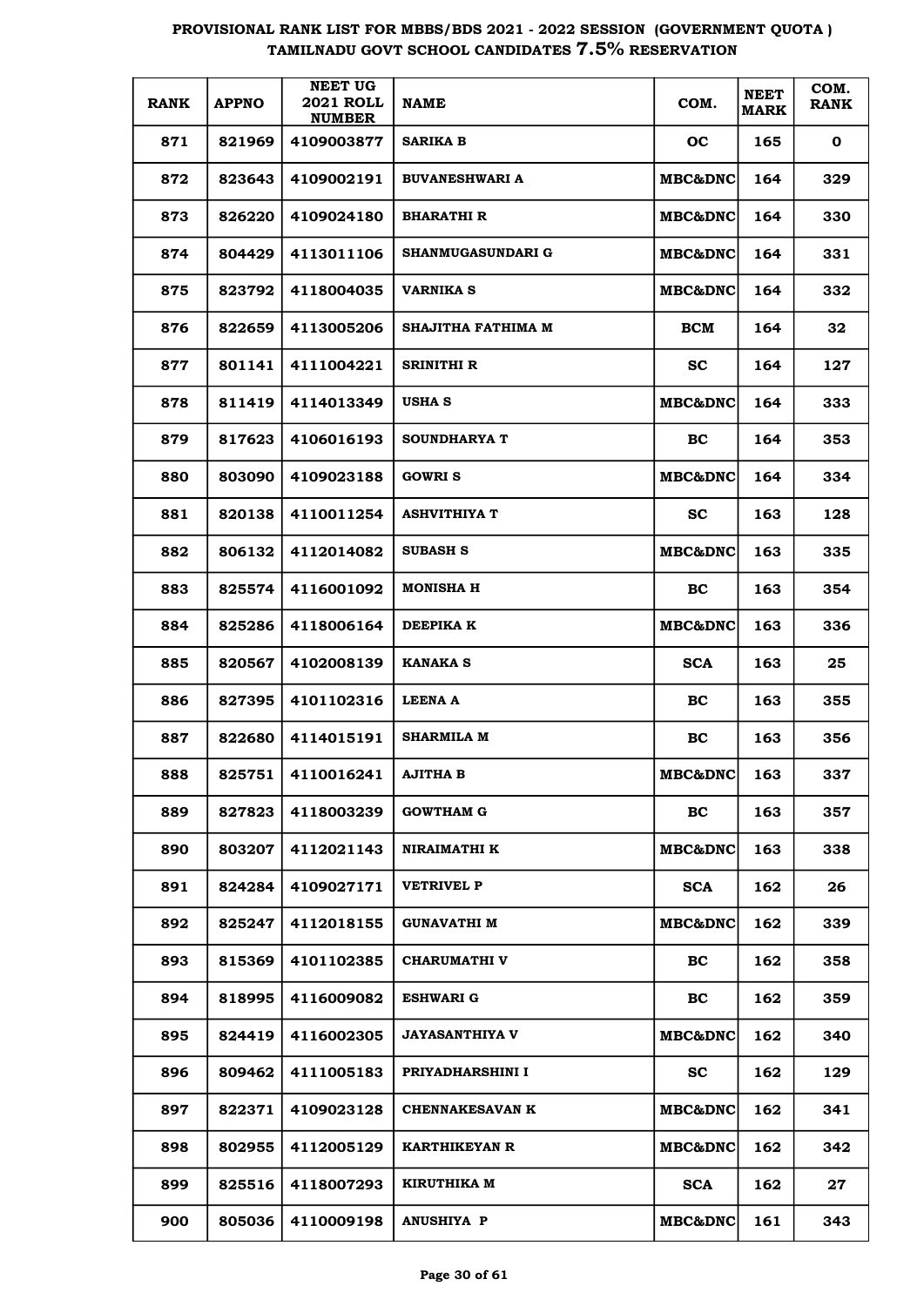# PROVISIONAL RANK LIST FOR MBBS/BDS 2021 - 2022 SESSION (GOVERNMENT QUOTA )
## TAMILNADU GOVT SCHOOL CANDIDATES 7.5% RESERVATION

| RANK | APPNO | NEET UG 2021 ROLL NUMBER | NAME | COM. | NEET MARK | COM. RANK |
|---|---|---|---|---|---|---|
| 871 | 821969 | 4109003877 | SARIKA B | OC | 165 | 0 |
| 872 | 823643 | 4109002191 | BUVANESHWARI A | MBC&DNC | 164 | 329 |
| 873 | 826220 | 4109024180 | BHARATHI R | MBC&DNC | 164 | 330 |
| 874 | 804429 | 4113011106 | SHANMUGASUNDARI G | MBC&DNC | 164 | 331 |
| 875 | 823792 | 4118004035 | VARNIKA S | MBC&DNC | 164 | 332 |
| 876 | 822659 | 4113005206 | SHAJITHA FATHIMA M | BCM | 164 | 32 |
| 877 | 801141 | 4111004221 | SRINITHI R | SC | 164 | 127 |
| 878 | 811419 | 4114013349 | USHA S | MBC&DNC | 164 | 333 |
| 879 | 817623 | 4106016193 | SOUNDHARYA T | BC | 164 | 353 |
| 880 | 803090 | 4109023188 | GOWRI S | MBC&DNC | 164 | 334 |
| 881 | 820138 | 4110011254 | ASHVITHIYA T | SC | 163 | 128 |
| 882 | 806132 | 4112014082 | SUBASH S | MBC&DNC | 163 | 335 |
| 883 | 825574 | 4116001092 | MONISHA H | BC | 163 | 354 |
| 884 | 825286 | 4118006164 | DEEPIKA K | MBC&DNC | 163 | 336 |
| 885 | 820567 | 4102008139 | KANAKA S | SCA | 163 | 25 |
| 886 | 827395 | 4101102316 | LEENA A | BC | 163 | 355 |
| 887 | 822680 | 4114015191 | SHARMILA M | BC | 163 | 356 |
| 888 | 825751 | 4110016241 | AJITHA B | MBC&DNC | 163 | 337 |
| 889 | 827823 | 4118003239 | GOWTHAM G | BC | 163 | 357 |
| 890 | 803207 | 4112021143 | NIRAIMATHI K | MBC&DNC | 163 | 338 |
| 891 | 824284 | 4109027171 | VETRIVEL P | SCA | 162 | 26 |
| 892 | 825247 | 4112018155 | GUNAVATHI M | MBC&DNC | 162 | 339 |
| 893 | 815369 | 4101102385 | CHARUMATHI V | BC | 162 | 358 |
| 894 | 818995 | 4116009082 | ESHWARI G | BC | 162 | 359 |
| 895 | 824419 | 4116002305 | JAYASANTHIYA V | MBC&DNC | 162 | 340 |
| 896 | 809462 | 4111005183 | PRIYADHARSHINI I | SC | 162 | 129 |
| 897 | 822371 | 4109023128 | CHENNAKESAVAN K | MBC&DNC | 162 | 341 |
| 898 | 802955 | 4112005129 | KARTHIKEYAN R | MBC&DNC | 162 | 342 |
| 899 | 825516 | 4118007293 | KIRUTHIKA M | SCA | 162 | 27 |
| 900 | 805036 | 4110009198 | ANUSHIYA P | MBC&DNC | 161 | 343 |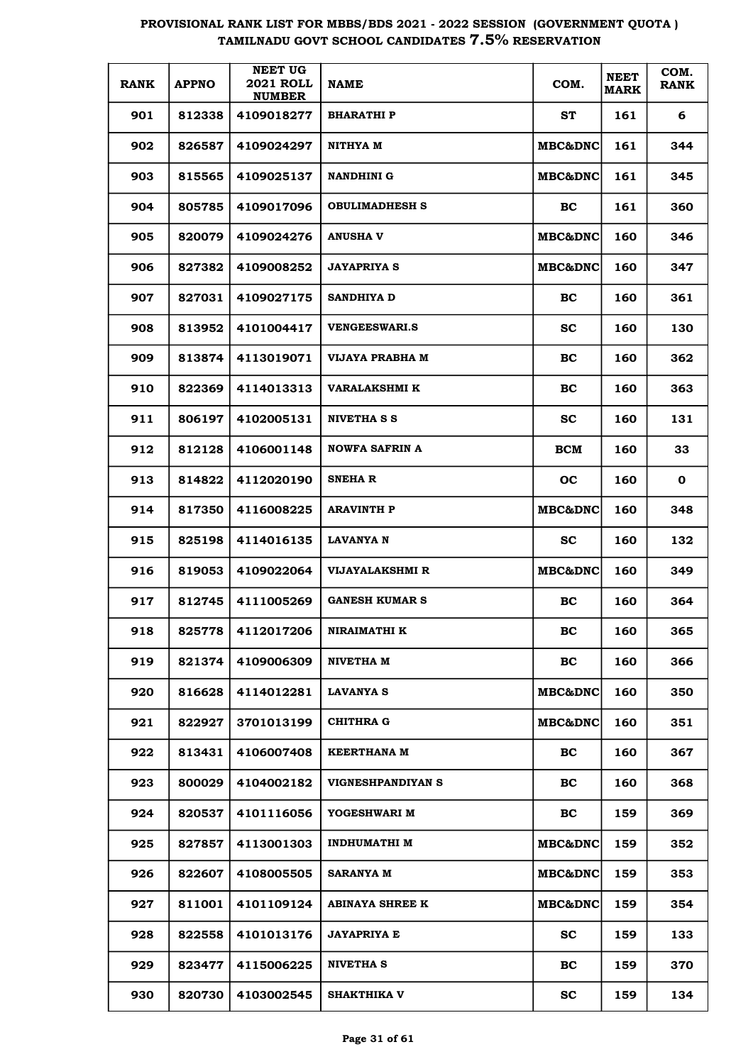# PROVISIONAL RANK LIST FOR MBBS/BDS 2021 - 2022 SESSION (GOVERNMENT QUOTA ) TAMILNADU GOVT SCHOOL CANDIDATES 7.5% RESERVATION

| RANK | APPNO | NEET UG 2021 ROLL NUMBER | NAME | COM. | NEET MARK | COM. RANK |
|---|---|---|---|---|---|---|
| 901 | 812338 | 4109018277 | BHARATHI P | ST | 161 | 6 |
| 902 | 826587 | 4109024297 | NITHYA M | MBC&DNC | 161 | 344 |
| 903 | 815565 | 4109025137 | NANDHINI G | MBC&DNC | 161 | 345 |
| 904 | 805785 | 4109017096 | OBULIMADHESH S | BC | 161 | 360 |
| 905 | 820079 | 4109024276 | ANUSHA V | MBC&DNC | 160 | 346 |
| 906 | 827382 | 4109008252 | JAYAPRIYA S | MBC&DNC | 160 | 347 |
| 907 | 827031 | 4109027175 | SANDHIYA D | BC | 160 | 361 |
| 908 | 813952 | 4101004417 | VENGEESWARI.S | SC | 160 | 130 |
| 909 | 813874 | 4113019071 | VIJAYA PRABHA M | BC | 160 | 362 |
| 910 | 822369 | 4114013313 | VARALAKSHMI K | BC | 160 | 363 |
| 911 | 806197 | 4102005131 | NIVETHA S S | SC | 160 | 131 |
| 912 | 812128 | 4106001148 | NOWFA SAFRIN A | BCM | 160 | 33 |
| 913 | 814822 | 4112020190 | SNEHA R | OC | 160 | 0 |
| 914 | 817350 | 4116008225 | ARAVINTH P | MBC&DNC | 160 | 348 |
| 915 | 825198 | 4114016135 | LAVANYA N | SC | 160 | 132 |
| 916 | 819053 | 4109022064 | VIJAYALAKSHMI R | MBC&DNC | 160 | 349 |
| 917 | 812745 | 4111005269 | GANESH KUMAR S | BC | 160 | 364 |
| 918 | 825778 | 4112017206 | NIRAIMATHI K | BC | 160 | 365 |
| 919 | 821374 | 4109006309 | NIVETHA M | BC | 160 | 366 |
| 920 | 816628 | 4114012281 | LAVANYA S | MBC&DNC | 160 | 350 |
| 921 | 822927 | 3701013199 | CHITHRA G | MBC&DNC | 160 | 351 |
| 922 | 813431 | 4106007408 | KEERTHANA M | BC | 160 | 367 |
| 923 | 800029 | 4104002182 | VIGNESHPANDIYAN S | BC | 160 | 368 |
| 924 | 820537 | 4101116056 | YOGESHWARI M | BC | 159 | 369 |
| 925 | 827857 | 4113001303 | INDHUMATHI M | MBC&DNC | 159 | 352 |
| 926 | 822607 | 4108005505 | SARANYA M | MBC&DNC | 159 | 353 |
| 927 | 811001 | 4101109124 | ABINAYA SHREE K | MBC&DNC | 159 | 354 |
| 928 | 822558 | 4101013176 | JAYAPRIYA E | SC | 159 | 133 |
| 929 | 823477 | 4115006225 | NIVETHA S | BC | 159 | 370 |
| 930 | 820730 | 4103002545 | SHAKTHIKA V | SC | 159 | 134 |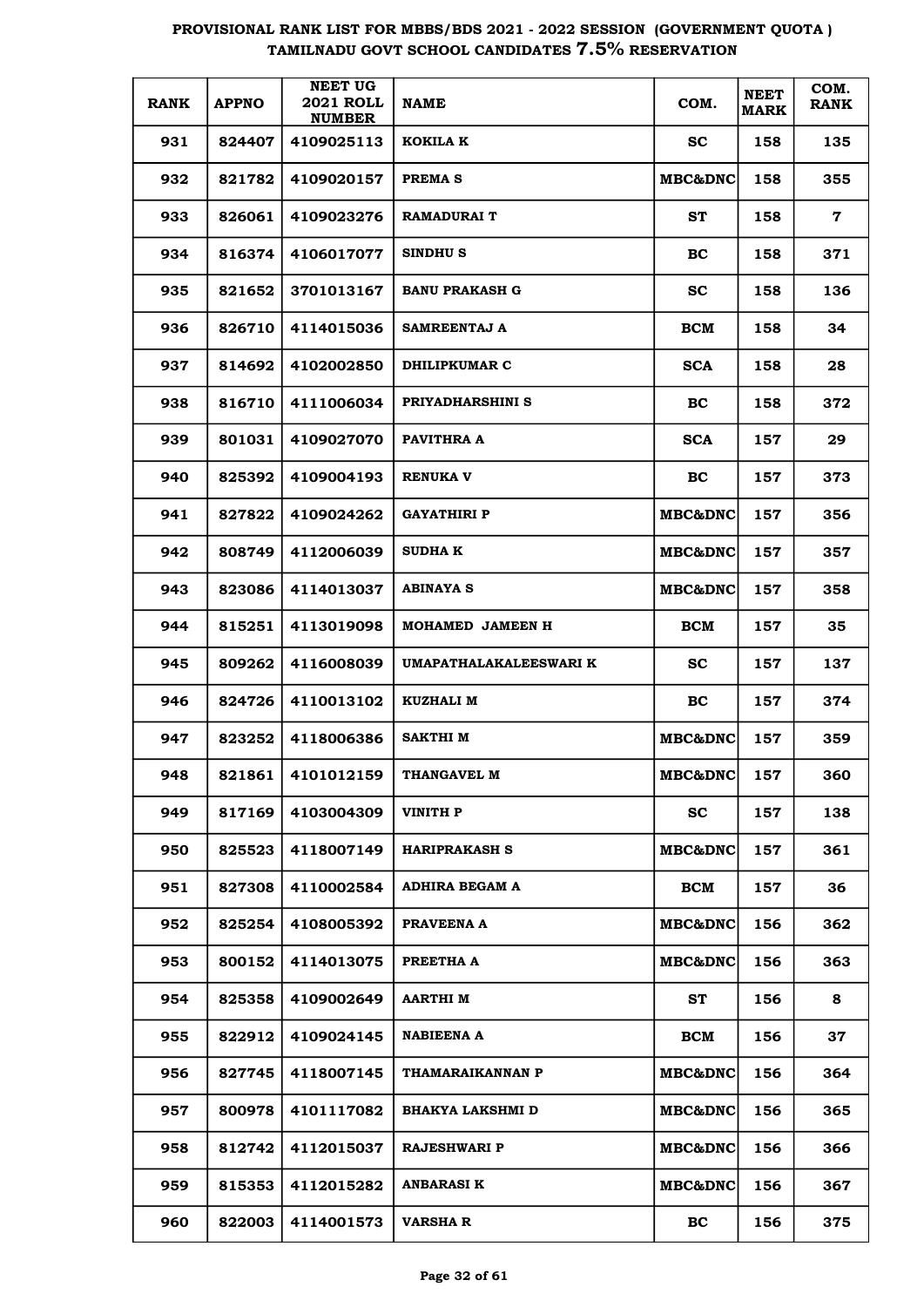# PROVISIONAL RANK LIST FOR MBBS/BDS 2021 - 2022 SESSION (GOVERNMENT QUOTA)
## TAMILNADU GOVT SCHOOL CANDIDATES 7.5% RESERVATION

| RANK | APPNO | NEET UG 2021 ROLL NUMBER | NAME | COM. | NEET MARK | COM. RANK |
|---|---|---|---|---|---|---|
| 931 | 824407 | 4109025113 | KOKILA K | SC | 158 | 135 |
| 932 | 821782 | 4109020157 | PREMA S | MBC&DNC | 158 | 355 |
| 933 | 826061 | 4109023276 | RAMADURAI T | ST | 158 | 7 |
| 934 | 816374 | 4106017077 | SINDHU S | BC | 158 | 371 |
| 935 | 821652 | 3701013167 | BANU PRAKASH G | SC | 158 | 136 |
| 936 | 826710 | 4114015036 | SAMREENTAJ A | BCM | 158 | 34 |
| 937 | 814692 | 4102002850 | DHILIPKUMAR C | SCA | 158 | 28 |
| 938 | 816710 | 4111006034 | PRIYADHARSHINI S | BC | 158 | 372 |
| 939 | 801031 | 4109027070 | PAVITHRA A | SCA | 157 | 29 |
| 940 | 825392 | 4109004193 | RENUKA V | BC | 157 | 373 |
| 941 | 827822 | 4109024262 | GAYATHIRI P | MBC&DNC | 157 | 356 |
| 942 | 808749 | 4112006039 | SUDHA K | MBC&DNC | 157 | 357 |
| 943 | 823086 | 4114013037 | ABINAYA S | MBC&DNC | 157 | 358 |
| 944 | 815251 | 4113019098 | MOHAMED JAMEEN H | BCM | 157 | 35 |
| 945 | 809262 | 4116008039 | UMAPATHALAKALEESWARI K | SC | 157 | 137 |
| 946 | 824726 | 4110013102 | KUZHALI M | BC | 157 | 374 |
| 947 | 823252 | 4118006386 | SAKTHI M | MBC&DNC | 157 | 359 |
| 948 | 821861 | 4101012159 | THANGAVEL M | MBC&DNC | 157 | 360 |
| 949 | 817169 | 4103004309 | VINITH P | SC | 157 | 138 |
| 950 | 825523 | 4118007149 | HARIPRAKASH S | MBC&DNC | 157 | 361 |
| 951 | 827308 | 4110002584 | ADHIRA BEGAM A | BCM | 157 | 36 |
| 952 | 825254 | 4108005392 | PRAVEENA A | MBC&DNC | 156 | 362 |
| 953 | 800152 | 4114013075 | PREETHA A | MBC&DNC | 156 | 363 |
| 954 | 825358 | 4109002649 | AARTHI M | ST | 156 | 8 |
| 955 | 822912 | 4109024145 | NABIEENA A | BCM | 156 | 37 |
| 956 | 827745 | 4118007145 | THAMARAIKANNAN P | MBC&DNC | 156 | 364 |
| 957 | 800978 | 4101117082 | BHAKYA LAKSHMI D | MBC&DNC | 156 | 365 |
| 958 | 812742 | 4112015037 | RAJESHWARI P | MBC&DNC | 156 | 366 |
| 959 | 815353 | 4112015282 | ANBARASI K | MBC&DNC | 156 | 367 |
| 960 | 822003 | 4114001573 | VARSHA R | BC | 156 | 375 |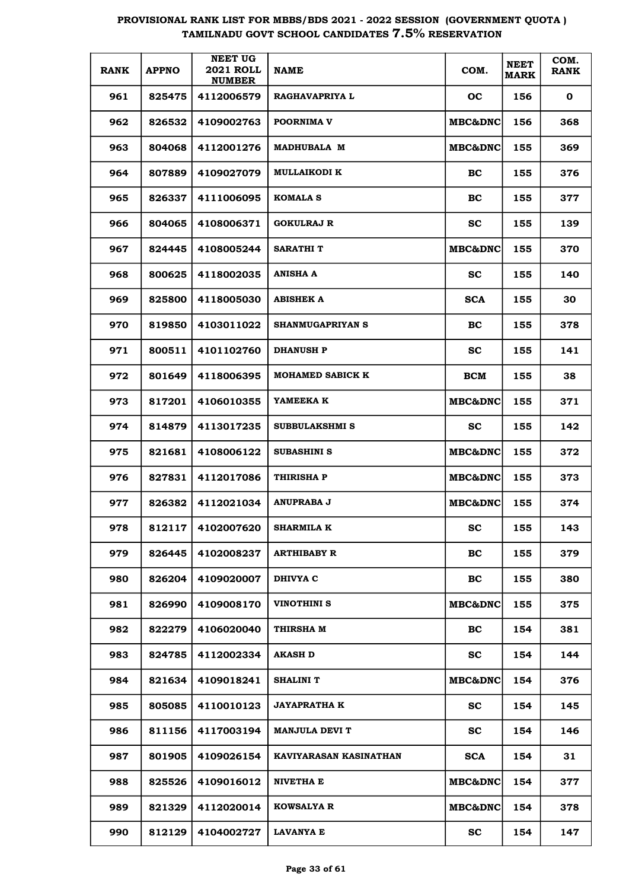# PROVISIONAL RANK LIST FOR MBBS/BDS 2021 - 2022 SESSION (GOVERNMENT QUOTA ) TAMILNADU GOVT SCHOOL CANDIDATES 7.5% RESERVATION

| RANK | APPNO | NEET UG 2021 ROLL NUMBER | NAME | COM. | NEET MARK | COM. RANK |
|---|---|---|---|---|---|---|
| 961 | 825475 | 4112006579 | RAGHAVAPRIYA L | OC | 156 | 0 |
| 962 | 826532 | 4109002763 | POORNIMA V | MBC&DNC | 156 | 368 |
| 963 | 804068 | 4112001276 | MADHUBALA M | MBC&DNC | 155 | 369 |
| 964 | 807889 | 4109027079 | MULLAIKODI K | BC | 155 | 376 |
| 965 | 826337 | 4111006095 | KOMALA S | BC | 155 | 377 |
| 966 | 804065 | 4108006371 | GOKULRAJ R | SC | 155 | 139 |
| 967 | 824445 | 4108005244 | SARATHI T | MBC&DNC | 155 | 370 |
| 968 | 800625 | 4118002035 | ANISHA A | SC | 155 | 140 |
| 969 | 825800 | 4118005030 | ABISHEK A | SCA | 155 | 30 |
| 970 | 819850 | 4103011022 | SHANMUGAPRIYAN S | BC | 155 | 378 |
| 971 | 800511 | 4101102760 | DHANUSH P | SC | 155 | 141 |
| 972 | 801649 | 4118006395 | MOHAMED SABICK K | BCM | 155 | 38 |
| 973 | 817201 | 4106010355 | YAMEEKA K | MBC&DNC | 155 | 371 |
| 974 | 814879 | 4113017235 | SUBBULAKSHMI S | SC | 155 | 142 |
| 975 | 821681 | 4108006122 | SUBASHINI S | MBC&DNC | 155 | 372 |
| 976 | 827831 | 4112017086 | THIRISHA P | MBC&DNC | 155 | 373 |
| 977 | 826382 | 4112021034 | ANUPRABA J | MBC&DNC | 155 | 374 |
| 978 | 812117 | 4102007620 | SHARMILA K | SC | 155 | 143 |
| 979 | 826445 | 4102008237 | ARTHIBABY R | BC | 155 | 379 |
| 980 | 826204 | 4109020007 | DHIVYA C | BC | 155 | 380 |
| 981 | 826990 | 4109008170 | VINOTHINI S | MBC&DNC | 155 | 375 |
| 982 | 822279 | 4106020040 | THIRSHA M | BC | 154 | 381 |
| 983 | 824785 | 4112002334 | AKASH D | SC | 154 | 144 |
| 984 | 821634 | 4109018241 | SHALINI T | MBC&DNC | 154 | 376 |
| 985 | 805085 | 4110010123 | JAYAPRATHA K | SC | 154 | 145 |
| 986 | 811156 | 4117003194 | MANJULA DEVI T | SC | 154 | 146 |
| 987 | 801905 | 4109026154 | KAVIYARASAN KASINATHAN | SCA | 154 | 31 |
| 988 | 825526 | 4109016012 | NIVETHA E | MBC&DNC | 154 | 377 |
| 989 | 821329 | 4112020014 | KOWSALYA R | MBC&DNC | 154 | 378 |
| 990 | 812129 | 4104002727 | LAVANYA E | SC | 154 | 147 |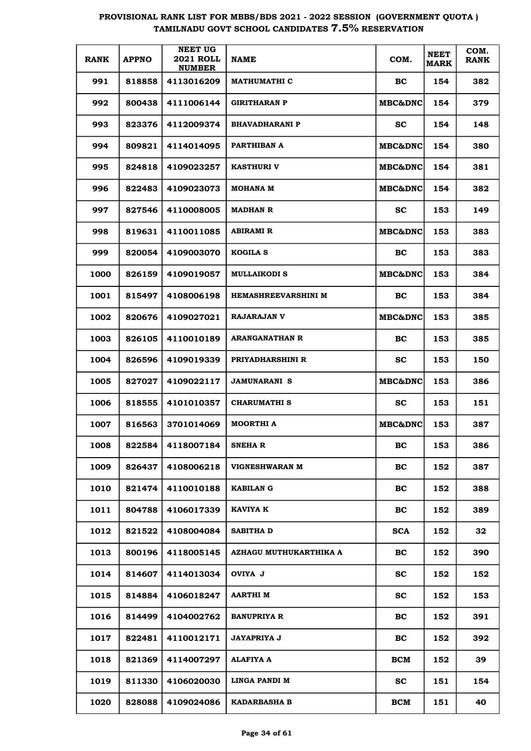# PROVISIONAL RANK LIST FOR MBBS/BDS 2021 - 2022 SESSION (GOVERNMENT QUOTA)
## TAMILNADU GOVT SCHOOL CANDIDATES 7.5% RESERVATION

| RANK | APPNO | NEET UG 2021 ROLL NUMBER | NAME | COM. | NEET MARK | COM. RANK |
|---|---|---|---|---|---|---|
| 991 | 818858 | 4113016209 | MATHUMATHI C | BC | 154 | 382 |
| 992 | 800438 | 4111006144 | GIRITHARAN P | MBC&DNC | 154 | 379 |
| 993 | 823376 | 4112009374 | BHAVADHARANI P | SC | 154 | 148 |
| 994 | 809821 | 4114014095 | PARTHIBAN A | MBC&DNC | 154 | 380 |
| 995 | 824818 | 4109023257 | KASTHURI V | MBC&DNC | 154 | 381 |
| 996 | 822483 | 4109023073 | MOHANA M | MBC&DNC | 154 | 382 |
| 997 | 827546 | 4110008005 | MADHAN R | SC | 153 | 149 |
| 998 | 819631 | 4110011085 | ABIRAMI R | MBC&DNC | 153 | 383 |
| 999 | 820054 | 4109003070 | KOGILA S | BC | 153 | 383 |
| 1000 | 826159 | 4109019057 | MULLAIKODI S | MBC&DNC | 153 | 384 |
| 1001 | 815497 | 4108006198 | HEMASHREEVARSHINI M | BC | 153 | 384 |
| 1002 | 820676 | 4109027021 | RAJARAJAN V | MBC&DNC | 153 | 385 |
| 1003 | 826105 | 4110010189 | ARANGANATHAN R | BC | 153 | 385 |
| 1004 | 826596 | 4109019339 | PRIYADHARSHINI R | SC | 153 | 150 |
| 1005 | 827027 | 4109022117 | JAMUNARANI S | MBC&DNC | 153 | 386 |
| 1006 | 818555 | 4101010357 | CHARUMATHI S | SC | 153 | 151 |
| 1007 | 816563 | 3701014069 | MOORTHI A | MBC&DNC | 153 | 387 |
| 1008 | 822584 | 4118007184 | SNEHA R | BC | 153 | 386 |
| 1009 | 826437 | 4108006218 | VIGNESHWARAN M | BC | 152 | 387 |
| 1010 | 821474 | 4110010188 | KABILAN G | BC | 152 | 388 |
| 1011 | 804788 | 4106017339 | KAVIYA K | BC | 152 | 389 |
| 1012 | 821522 | 4108004084 | SABITHA D | SCA | 152 | 32 |
| 1013 | 800196 | 4118005145 | AZHAGU MUTHUKARTHIKA A | BC | 152 | 390 |
| 1014 | 814607 | 4114013034 | OVIYA J | SC | 152 | 152 |
| 1015 | 814884 | 4106018247 | AARTHI M | SC | 152 | 153 |
| 1016 | 814499 | 4104002762 | BANUPRIYA R | BC | 152 | 391 |
| 1017 | 822481 | 4110012171 | JAYAPRIYA J | BC | 152 | 392 |
| 1018 | 821369 | 4114007297 | ALAFIYA A | BCM | 152 | 39 |
| 1019 | 811330 | 4106020030 | LINGA PANDI M | SC | 151 | 154 |
| 1020 | 828088 | 4109024086 | KADARBASHA B | BCM | 151 | 40 |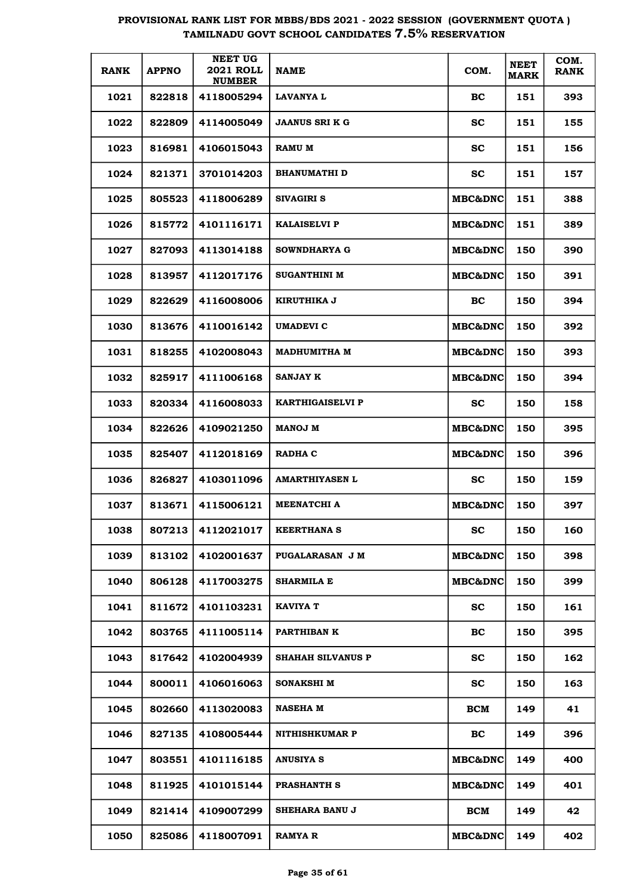# PROVISIONAL RANK LIST FOR MBBS/BDS 2021 - 2022 SESSION (GOVERNMENT QUOTA ) TAMILNADU GOVT SCHOOL CANDIDATES 7.5% RESERVATION

| RANK | APPNO | NEET UG 2021 ROLL NUMBER | NAME | COM. | NEET MARK | COM. RANK |
|---|---|---|---|---|---|---|
| 1021 | 822818 | 4118005294 | LAVANYA L | BC | 151 | 393 |
| 1022 | 822809 | 4114005049 | JAANUS SRI K G | SC | 151 | 155 |
| 1023 | 816981 | 4106015043 | RAMU M | SC | 151 | 156 |
| 1024 | 821371 | 3701014203 | BHANUMATHI D | SC | 151 | 157 |
| 1025 | 805523 | 4118006289 | SIVAGIRI S | MBC&DNC | 151 | 388 |
| 1026 | 815772 | 4101116171 | KALAISELVI P | MBC&DNC | 151 | 389 |
| 1027 | 827093 | 4113014188 | SOWNDHARYA G | MBC&DNC | 150 | 390 |
| 1028 | 813957 | 4112017176 | SUGANTHINI M | MBC&DNC | 150 | 391 |
| 1029 | 822629 | 4116008006 | KIRUTHIKA J | BC | 150 | 394 |
| 1030 | 813676 | 4110016142 | UMADEVI C | MBC&DNC | 150 | 392 |
| 1031 | 818255 | 4102008043 | MADHUMITHA M | MBC&DNC | 150 | 393 |
| 1032 | 825917 | 4111006168 | SANJAY K | MBC&DNC | 150 | 394 |
| 1033 | 820334 | 4116008033 | KARTHIGAISELVI P | SC | 150 | 158 |
| 1034 | 822626 | 4109021250 | MANOJ M | MBC&DNC | 150 | 395 |
| 1035 | 825407 | 4112018169 | RADHA C | MBC&DNC | 150 | 396 |
| 1036 | 826827 | 4103011096 | AMARTHIYASEN L | SC | 150 | 159 |
| 1037 | 813671 | 4115006121 | MEENATCHI A | MBC&DNC | 150 | 397 |
| 1038 | 807213 | 4112021017 | KEERTHANA S | SC | 150 | 160 |
| 1039 | 813102 | 4102001637 | PUGALARASAN J M | MBC&DNC | 150 | 398 |
| 1040 | 806128 | 4117003275 | SHARMILA E | MBC&DNC | 150 | 399 |
| 1041 | 811672 | 4101103231 | KAVIYA T | SC | 150 | 161 |
| 1042 | 803765 | 4111005114 | PARTHIBAN K | BC | 150 | 395 |
| 1043 | 817642 | 4102004939 | SHAHAH SILVANUS P | SC | 150 | 162 |
| 1044 | 800011 | 4106016063 | SONAKSHI M | SC | 150 | 163 |
| 1045 | 802660 | 4113020083 | NASEHA M | BCM | 149 | 41 |
| 1046 | 827135 | 4108005444 | NITHISHKUMAR P | BC | 149 | 396 |
| 1047 | 803551 | 4101116185 | ANUSIYA S | MBC&DNC | 149 | 400 |
| 1048 | 811925 | 4101015144 | PRASHANTH S | MBC&DNC | 149 | 401 |
| 1049 | 821414 | 4109007299 | SHEHARA BANU J | BCM | 149 | 42 |
| 1050 | 825086 | 4118007091 | RAMYA R | MBC&DNC | 149 | 402 |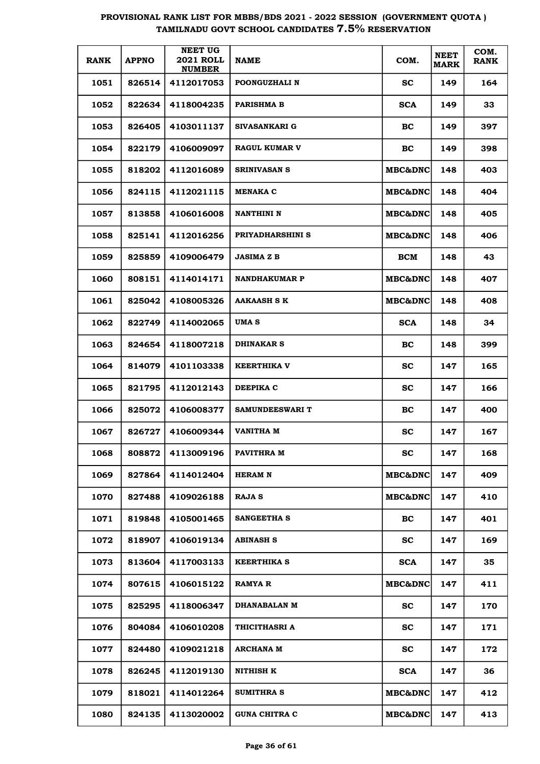# PROVISIONAL RANK LIST FOR MBBS/BDS 2021 - 2022 SESSION (GOVERNMENT QUOTA ) TAMILNADU GOVT SCHOOL CANDIDATES 7.5% RESERVATION

| RANK | APPNO | NEET UG 2021 ROLL NUMBER | NAME | COM. | NEET MARK | COM. RANK |
|---|---|---|---|---|---|---|
| 1051 | 826514 | 4112017053 | POONGUZHALI N | SC | 149 | 164 |
| 1052 | 822634 | 4118004235 | PARISHMA B | SCA | 149 | 33 |
| 1053 | 826405 | 4103011137 | SIVASANKARI G | BC | 149 | 397 |
| 1054 | 822179 | 4106009097 | RAGUL KUMAR V | BC | 149 | 398 |
| 1055 | 818202 | 4112016089 | SRINIVASAN S | MBC&DNC | 148 | 403 |
| 1056 | 824115 | 4112021115 | MENAKA C | MBC&DNC | 148 | 404 |
| 1057 | 813858 | 4106016008 | NANTHINI N | MBC&DNC | 148 | 405 |
| 1058 | 825141 | 4112016256 | PRIYADHARSHINI S | MBC&DNC | 148 | 406 |
| 1059 | 825859 | 4109006479 | JASIMA Z B | BCM | 148 | 43 |
| 1060 | 808151 | 4114014171 | NANDHAKUMAR P | MBC&DNC | 148 | 407 |
| 1061 | 825042 | 4108005326 | AAKAASH S K | MBC&DNC | 148 | 408 |
| 1062 | 822749 | 4114002065 | UMA S | SCA | 148 | 34 |
| 1063 | 824654 | 4118007218 | DHINAKAR S | BC | 148 | 399 |
| 1064 | 814079 | 4101103338 | KEERTHIKA V | SC | 147 | 165 |
| 1065 | 821795 | 4112012143 | DEEPIKA C | SC | 147 | 166 |
| 1066 | 825072 | 4106008377 | SAMUNDEESWARI T | BC | 147 | 400 |
| 1067 | 826727 | 4106009344 | VANITHA M | SC | 147 | 167 |
| 1068 | 808872 | 4113009196 | PAVITHRA M | SC | 147 | 168 |
| 1069 | 827864 | 4114012404 | HERAM N | MBC&DNC | 147 | 409 |
| 1070 | 827488 | 4109026188 | RAJA S | MBC&DNC | 147 | 410 |
| 1071 | 819848 | 4105001465 | SANGEETHA S | BC | 147 | 401 |
| 1072 | 818907 | 4106019134 | ABINASH S | SC | 147 | 169 |
| 1073 | 813604 | 4117003133 | KEERTHIKA S | SCA | 147 | 35 |
| 1074 | 807615 | 4106015122 | RAMYA R | MBC&DNC | 147 | 411 |
| 1075 | 825295 | 4118006347 | DHANABALAN M | SC | 147 | 170 |
| 1076 | 804084 | 4106010208 | THICITHASRI A | SC | 147 | 171 |
| 1077 | 824480 | 4109021218 | ARCHANA M | SC | 147 | 172 |
| 1078 | 826245 | 4112019130 | NITHISH K | SCA | 147 | 36 |
| 1079 | 818021 | 4114012264 | SUMITHRA S | MBC&DNC | 147 | 412 |
| 1080 | 824135 | 4113020002 | GUNA CHITRA C | MBC&DNC | 147 | 413 |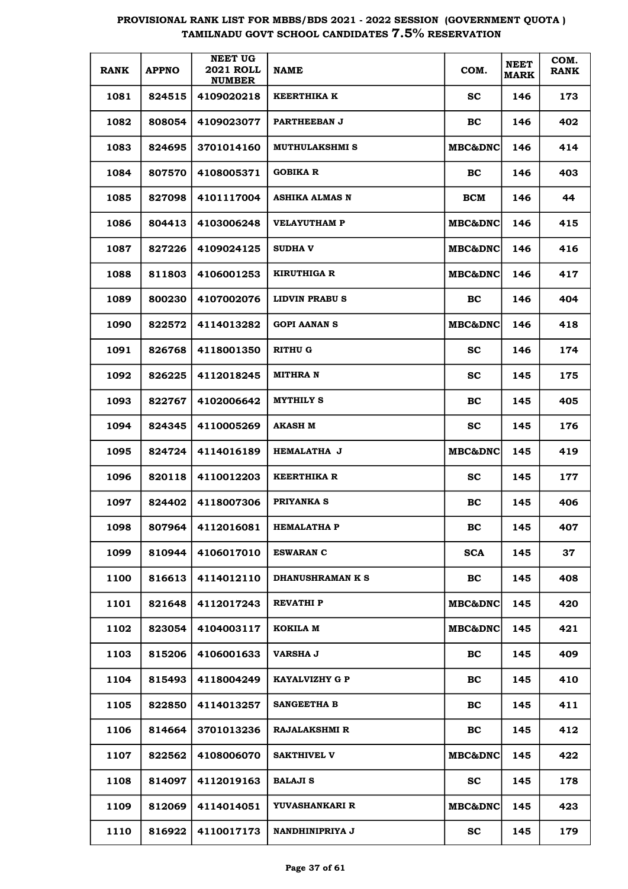# PROVISIONAL RANK LIST FOR MBBS/BDS 2021 - 2022 SESSION (GOVERNMENT QUOTA) TAMILNADU GOVT SCHOOL CANDIDATES 7.5% RESERVATION

| RANK | APPNO | NEET UG 2021 ROLL NUMBER | NAME | COM. | NEET MARK | COM. RANK |
|---|---|---|---|---|---|---|
| 1081 | 824515 | 4109020218 | KEERTHIKA K | SC | 146 | 173 |
| 1082 | 808054 | 4109023077 | PARTHEEBAN J | BC | 146 | 402 |
| 1083 | 824695 | 3701014160 | MUTHULAKSHMI S | MBC&DNC | 146 | 414 |
| 1084 | 807570 | 4108005371 | GOBIKA R | BC | 146 | 403 |
| 1085 | 827098 | 4101117004 | ASHIKA ALMAS N | BCM | 146 | 44 |
| 1086 | 804413 | 4103006248 | VELAYUTHAM P | MBC&DNC | 146 | 415 |
| 1087 | 827226 | 4109024125 | SUDHA V | MBC&DNC | 146 | 416 |
| 1088 | 811803 | 4106001253 | KIRUTHIGA R | MBC&DNC | 146 | 417 |
| 1089 | 800230 | 4107002076 | LIDVIN PRABU S | BC | 146 | 404 |
| 1090 | 822572 | 4114013282 | GOPI AANAN S | MBC&DNC | 146 | 418 |
| 1091 | 826768 | 4118001350 | RITHU G | SC | 146 | 174 |
| 1092 | 826225 | 4112018245 | MITHRA N | SC | 145 | 175 |
| 1093 | 822767 | 4102006642 | MYTHILY S | BC | 145 | 405 |
| 1094 | 824345 | 4110005269 | AKASH M | SC | 145 | 176 |
| 1095 | 824724 | 4114016189 | HEMALATHA J | MBC&DNC | 145 | 419 |
| 1096 | 820118 | 4110012203 | KEERTHIKA R | SC | 145 | 177 |
| 1097 | 824402 | 4118007306 | PRIYANKA S | BC | 145 | 406 |
| 1098 | 807964 | 4112016081 | HEMALATHA P | BC | 145 | 407 |
| 1099 | 810944 | 4106017010 | ESWARAN C | SCA | 145 | 37 |
| 1100 | 816613 | 4114012110 | DHANUSHRAMAN K S | BC | 145 | 408 |
| 1101 | 821648 | 4112017243 | REVATHI P | MBC&DNC | 145 | 420 |
| 1102 | 823054 | 4104003117 | KOKILA M | MBC&DNC | 145 | 421 |
| 1103 | 815206 | 4106001633 | VARSHA J | BC | 145 | 409 |
| 1104 | 815493 | 4118004249 | KAYALVIZHY G P | BC | 145 | 410 |
| 1105 | 822850 | 4114013257 | SANGEETHA B | BC | 145 | 411 |
| 1106 | 814664 | 3701013236 | RAJALAKSHMI R | BC | 145 | 412 |
| 1107 | 822562 | 4108006070 | SAKTHIVEL V | MBC&DNC | 145 | 422 |
| 1108 | 814097 | 4112019163 | BALAJI S | SC | 145 | 178 |
| 1109 | 812069 | 4114014051 | YUVASHANKARI R | MBC&DNC | 145 | 423 |
| 1110 | 816922 | 4110017173 | NANDHINIPRIYA J | SC | 145 | 179 |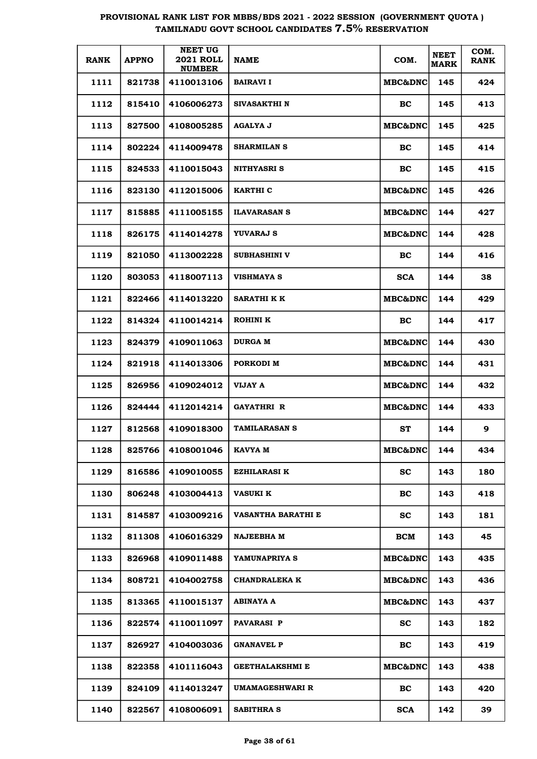# PROVISIONAL RANK LIST FOR MBBS/BDS 2021 - 2022 SESSION (GOVERNMENT QUOTA ) TAMILNADU GOVT SCHOOL CANDIDATES 7.5% RESERVATION

| RANK | APPNO | NEET UG 2021 ROLL NUMBER | NAME | COM. | NEET MARK | COM. RANK |
|---|---|---|---|---|---|---|
| 1111 | 821738 | 4110013106 | BAIRAVI I | MBC&DNC | 145 | 424 |
| 1112 | 815410 | 4106006273 | SIVASAKTHI N | BC | 145 | 413 |
| 1113 | 827500 | 4108005285 | AGALYA J | MBC&DNC | 145 | 425 |
| 1114 | 802224 | 4114009478 | SHARMILAN S | BC | 145 | 414 |
| 1115 | 824533 | 4110015043 | NITHYASRI S | BC | 145 | 415 |
| 1116 | 823130 | 4112015006 | KARTHI C | MBC&DNC | 145 | 426 |
| 1117 | 815885 | 4111005155 | ILAVARASAN S | MBC&DNC | 144 | 427 |
| 1118 | 826175 | 4114014278 | YUVARAJ S | MBC&DNC | 144 | 428 |
| 1119 | 821050 | 4113002228 | SUBHASHINI V | BC | 144 | 416 |
| 1120 | 803053 | 4118007113 | VISHMAYA S | SCA | 144 | 38 |
| 1121 | 822466 | 4114013220 | SARATHI K K | MBC&DNC | 144 | 429 |
| 1122 | 814324 | 4110014214 | ROHINI K | BC | 144 | 417 |
| 1123 | 824379 | 4109011063 | DURGA M | MBC&DNC | 144 | 430 |
| 1124 | 821918 | 4114013306 | PORKODI M | MBC&DNC | 144 | 431 |
| 1125 | 826956 | 4109024012 | VIJAY A | MBC&DNC | 144 | 432 |
| 1126 | 824444 | 4112014214 | GAYATHRI R | MBC&DNC | 144 | 433 |
| 1127 | 812568 | 4109018300 | TAMILARASAN S | ST | 144 | 9 |
| 1128 | 825766 | 4108001046 | KAVYA M | MBC&DNC | 144 | 434 |
| 1129 | 816586 | 4109010055 | EZHILARASI K | SC | 143 | 180 |
| 1130 | 806248 | 4103004413 | VASUKI K | BC | 143 | 418 |
| 1131 | 814587 | 4103009216 | VASANTHA BARATHI E | SC | 143 | 181 |
| 1132 | 811308 | 4106016329 | NAJEEBHA M | BCM | 143 | 45 |
| 1133 | 826968 | 4109011488 | YAMUNAPRIYA S | MBC&DNC | 143 | 435 |
| 1134 | 808721 | 4104002758 | CHANDRALEKA K | MBC&DNC | 143 | 436 |
| 1135 | 813365 | 4110015137 | ABINAYA A | MBC&DNC | 143 | 437 |
| 1136 | 822574 | 4110011097 | PAVARASI P | SC | 143 | 182 |
| 1137 | 826927 | 4104003036 | GNANAVEL P | BC | 143 | 419 |
| 1138 | 822358 | 4101116043 | GEETHALAKSHMI E | MBC&DNC | 143 | 438 |
| 1139 | 824109 | 4114013247 | UMAMAGESHWARI R | BC | 143 | 420 |
| 1140 | 822567 | 4108006091 | SABITHRA S | SCA | 142 | 39 |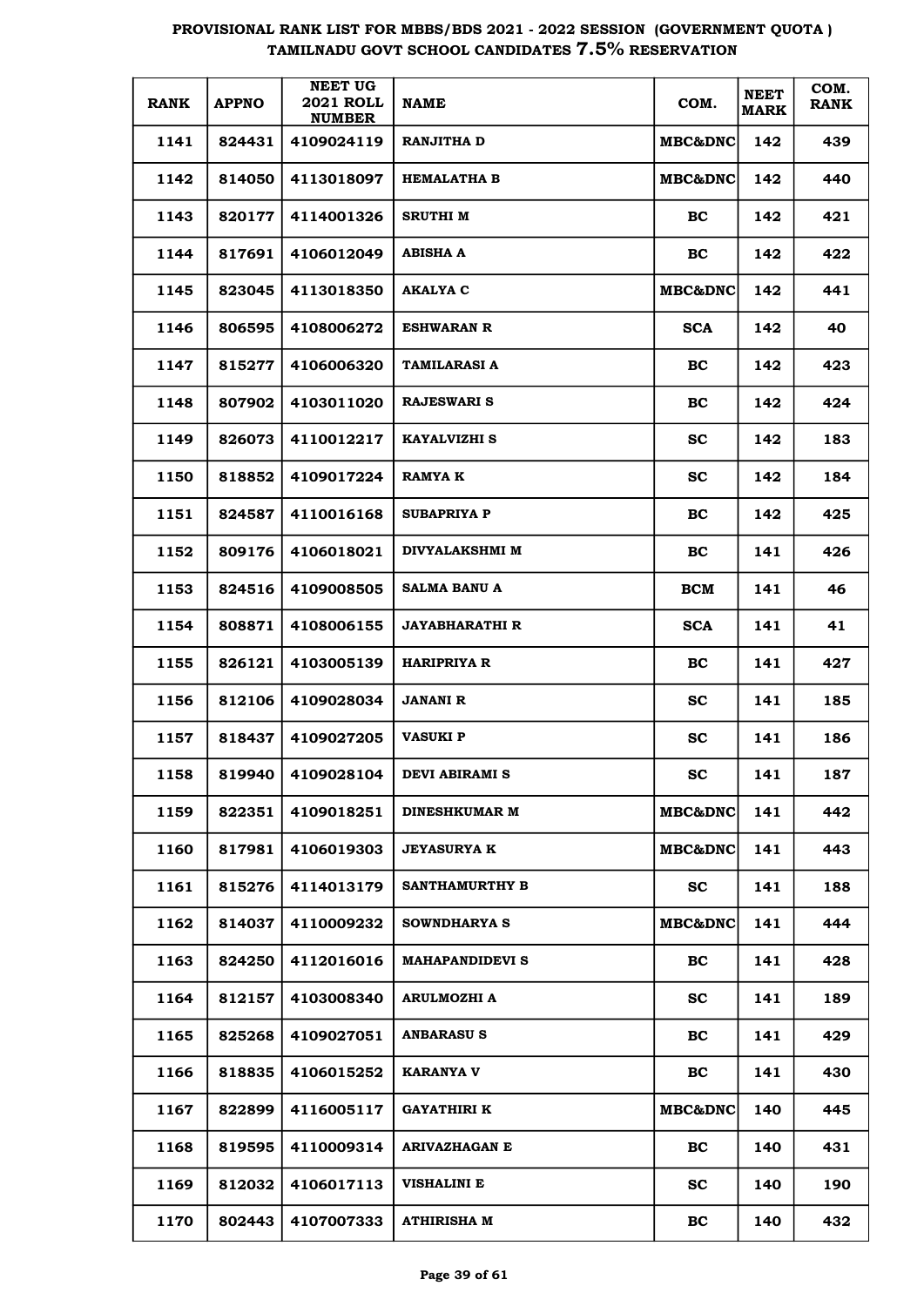# PROVISIONAL RANK LIST FOR MBBS/BDS 2021 - 2022 SESSION (GOVERNMENT QUOTA ) TAMILNADU GOVT SCHOOL CANDIDATES 7.5% RESERVATION

| RANK | APPNO | NEET UG 2021 ROLL NUMBER | NAME | COM. | NEET MARK | COM. RANK |
|---|---|---|---|---|---|---|
| 1141 | 824431 | 4109024119 | RANJITHA D | MBC&DNC | 142 | 439 |
| 1142 | 814050 | 4113018097 | HEMALATHA B | MBC&DNC | 142 | 440 |
| 1143 | 820177 | 4114001326 | SRUTHI M | BC | 142 | 421 |
| 1144 | 817691 | 4106012049 | ABISHA A | BC | 142 | 422 |
| 1145 | 823045 | 4113018350 | AKALYA C | MBC&DNC | 142 | 441 |
| 1146 | 806595 | 4108006272 | ESHWARAN R | SCA | 142 | 40 |
| 1147 | 815277 | 4106006320 | TAMILARASI A | BC | 142 | 423 |
| 1148 | 807902 | 4103011020 | RAJESWARI S | BC | 142 | 424 |
| 1149 | 826073 | 4110012217 | KAYALVIZHI S | SC | 142 | 183 |
| 1150 | 818852 | 4109017224 | RAMYA K | SC | 142 | 184 |
| 1151 | 824587 | 4110016168 | SUBAPRIYA P | BC | 142 | 425 |
| 1152 | 809176 | 4106018021 | DIVYALAKSHMI M | BC | 141 | 426 |
| 1153 | 824516 | 4109008505 | SALMA BANU A | BCM | 141 | 46 |
| 1154 | 808871 | 4108006155 | JAYABHARATHI R | SCA | 141 | 41 |
| 1155 | 826121 | 4103005139 | HARIPRIYA R | BC | 141 | 427 |
| 1156 | 812106 | 4109028034 | JANANI R | SC | 141 | 185 |
| 1157 | 818437 | 4109027205 | VASUKI P | SC | 141 | 186 |
| 1158 | 819940 | 4109028104 | DEVI ABIRAMI S | SC | 141 | 187 |
| 1159 | 822351 | 4109018251 | DINESHKUMAR M | MBC&DNC | 141 | 442 |
| 1160 | 817981 | 4106019303 | JEYASURYA K | MBC&DNC | 141 | 443 |
| 1161 | 815276 | 4114013179 | SANTHAMURTHY B | SC | 141 | 188 |
| 1162 | 814037 | 4110009232 | SOWNDHARYA S | MBC&DNC | 141 | 444 |
| 1163 | 824250 | 4112016016 | MAHAPANDIDEVI S | BC | 141 | 428 |
| 1164 | 812157 | 4103008340 | ARULMOZHI A | SC | 141 | 189 |
| 1165 | 825268 | 4109027051 | ANBARASU S | BC | 141 | 429 |
| 1166 | 818835 | 4106015252 | KARANYA V | BC | 141 | 430 |
| 1167 | 822899 | 4116005117 | GAYATHIRI K | MBC&DNC | 140 | 445 |
| 1168 | 819595 | 4110009314 | ARIVAZHAGAN E | BC | 140 | 431 |
| 1169 | 812032 | 4106017113 | VISHALINI E | SC | 140 | 190 |
| 1170 | 802443 | 4107007333 | ATHIRISHA M | BC | 140 | 432 |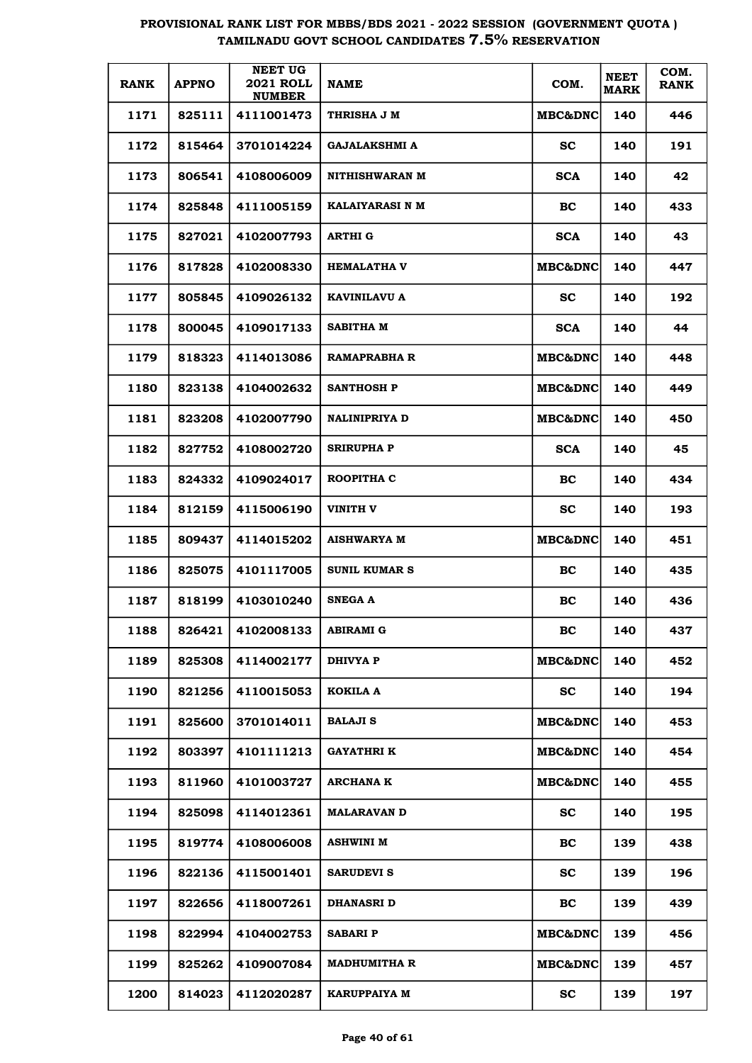# PROVISIONAL RANK LIST FOR MBBS/BDS 2021 - 2022 SESSION (GOVERNMENT QUOTA)
## TAMILNADU GOVT SCHOOL CANDIDATES 7.5% RESERVATION

| RANK | APPNO | NEET UG 2021 ROLL NUMBER | NAME | COM. | NEET MARK | COM. RANK |
|---|---|---|---|---|---|---|
| 1171 | 825111 | 4111001473 | THRISHA J M | MBC&DNC | 140 | 446 |
| 1172 | 815464 | 3701014224 | GAJALAKSHMI A | SC | 140 | 191 |
| 1173 | 806541 | 4108006009 | NITHISHWARAN M | SCA | 140 | 42 |
| 1174 | 825848 | 4111005159 | KALAIYARASI N M | BC | 140 | 433 |
| 1175 | 827021 | 4102007793 | ARTHI G | SCA | 140 | 43 |
| 1176 | 817828 | 4102008330 | HEMALATHA V | MBC&DNC | 140 | 447 |
| 1177 | 805845 | 4109026132 | KAVINILAVU A | SC | 140 | 192 |
| 1178 | 800045 | 4109017133 | SABITHA M | SCA | 140 | 44 |
| 1179 | 818323 | 4114013086 | RAMAPRABHA R | MBC&DNC | 140 | 448 |
| 1180 | 823138 | 4104002632 | SANTHOSH P | MBC&DNC | 140 | 449 |
| 1181 | 823208 | 4102007790 | NALINIPRIYA D | MBC&DNC | 140 | 450 |
| 1182 | 827752 | 4108002720 | SRIRUPHA P | SCA | 140 | 45 |
| 1183 | 824332 | 4109024017 | ROOPITHA C | BC | 140 | 434 |
| 1184 | 812159 | 4115006190 | VINITH V | SC | 140 | 193 |
| 1185 | 809437 | 4114015202 | AISHWARYA M | MBC&DNC | 140 | 451 |
| 1186 | 825075 | 4101117005 | SUNIL KUMAR S | BC | 140 | 435 |
| 1187 | 818199 | 4103010240 | SNEGA A | BC | 140 | 436 |
| 1188 | 826421 | 4102008133 | ABIRAMI G | BC | 140 | 437 |
| 1189 | 825308 | 4114002177 | DHIVYA P | MBC&DNC | 140 | 452 |
| 1190 | 821256 | 4110015053 | KOKILA A | SC | 140 | 194 |
| 1191 | 825600 | 3701014011 | BALAJI S | MBC&DNC | 140 | 453 |
| 1192 | 803397 | 4101111213 | GAYATHRI K | MBC&DNC | 140 | 454 |
| 1193 | 811960 | 4101003727 | ARCHANA K | MBC&DNC | 140 | 455 |
| 1194 | 825098 | 4114012361 | MALARAVAN D | SC | 140 | 195 |
| 1195 | 819774 | 4108006008 | ASHWINI M | BC | 139 | 438 |
| 1196 | 822136 | 4115001401 | SARUDEVI S | SC | 139 | 196 |
| 1197 | 822656 | 4118007261 | DHANASRI D | BC | 139 | 439 |
| 1198 | 822994 | 4104002753 | SABARI P | MBC&DNC | 139 | 456 |
| 1199 | 825262 | 4109007084 | MADHUMITHA R | MBC&DNC | 139 | 457 |
| 1200 | 814023 | 4112020287 | KARUPPAIYA M | SC | 139 | 197 |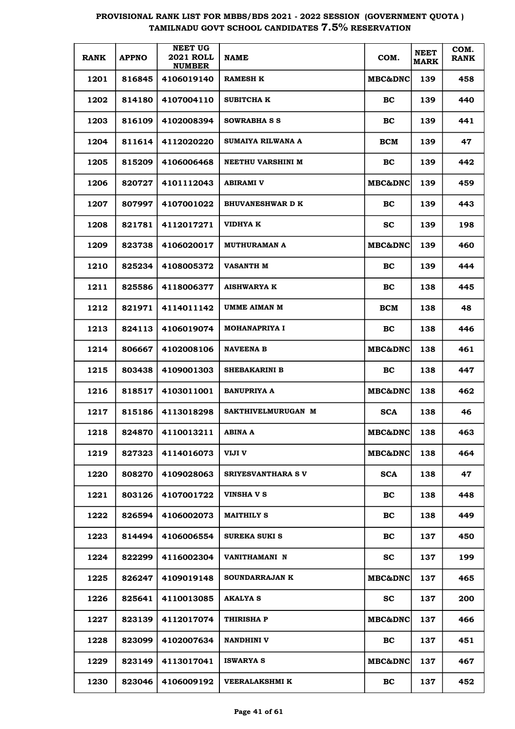# PROVISIONAL RANK LIST FOR MBBS/BDS 2021 - 2022 SESSION (GOVERNMENT QUOTA ) TAMILNADU GOVT SCHOOL CANDIDATES 7.5% RESERVATION

| RANK | APPNO | NEET UG 2021 ROLL NUMBER | NAME | COM. | NEET MARK | COM. RANK |
|---|---|---|---|---|---|---|
| 1201 | 816845 | 4106019140 | RAMESH K | MBC&DNC | 139 | 458 |
| 1202 | 814180 | 4107004110 | SUBITCHA K | BC | 139 | 440 |
| 1203 | 816109 | 4102008394 | SOWRABHA S S | BC | 139 | 441 |
| 1204 | 811614 | 4112020220 | SUMAIYA RILWANA A | BCM | 139 | 47 |
| 1205 | 815209 | 4106006468 | NEETHU VARSHINI M | BC | 139 | 442 |
| 1206 | 820727 | 4101112043 | ABIRAMI V | MBC&DNC | 139 | 459 |
| 1207 | 807997 | 4107001022 | BHUVANESHWAR D K | BC | 139 | 443 |
| 1208 | 821781 | 4112017271 | VIDHYA K | SC | 139 | 198 |
| 1209 | 823738 | 4106020017 | MUTHURAMAN A | MBC&DNC | 139 | 460 |
| 1210 | 825234 | 4108005372 | VASANTH M | BC | 139 | 444 |
| 1211 | 825586 | 4118006377 | AISHWARYA K | BC | 138 | 445 |
| 1212 | 821971 | 4114011142 | UMME AIMAN M | BCM | 138 | 48 |
| 1213 | 824113 | 4106019074 | MOHANAPRIYA I | BC | 138 | 446 |
| 1214 | 806667 | 4102008106 | NAVEENA B | MBC&DNC | 138 | 461 |
| 1215 | 803438 | 4109001303 | SHEBAKARINI B | BC | 138 | 447 |
| 1216 | 818517 | 4103011001 | BANUPRIYA A | MBC&DNC | 138 | 462 |
| 1217 | 815186 | 4113018298 | SAKTHIVELMURUGAN M | SCA | 138 | 46 |
| 1218 | 824870 | 4110013211 | ABINA A | MBC&DNC | 138 | 463 |
| 1219 | 827323 | 4114016073 | VIJI V | MBC&DNC | 138 | 464 |
| 1220 | 808270 | 4109028063 | SRIYESVANTHARA S V | SCA | 138 | 47 |
| 1221 | 803126 | 4107001722 | VINSHA V S | BC | 138 | 448 |
| 1222 | 826594 | 4106002073 | MAITHILY S | BC | 138 | 449 |
| 1223 | 814494 | 4106006554 | SUREKA SUKI S | BC | 137 | 450 |
| 1224 | 822299 | 4116002304 | VANITHAMANI N | SC | 137 | 199 |
| 1225 | 826247 | 4109019148 | SOUNDARRAJAN K | MBC&DNC | 137 | 465 |
| 1226 | 825641 | 4110013085 | AKALYA S | SC | 137 | 200 |
| 1227 | 823139 | 4112017074 | THIRISHA P | MBC&DNC | 137 | 466 |
| 1228 | 823099 | 4102007634 | NANDHINI V | BC | 137 | 451 |
| 1229 | 823149 | 4113017041 | ISWARYA S | MBC&DNC | 137 | 467 |
| 1230 | 823046 | 4106009192 | VEERALAKSHMI K | BC | 137 | 452 |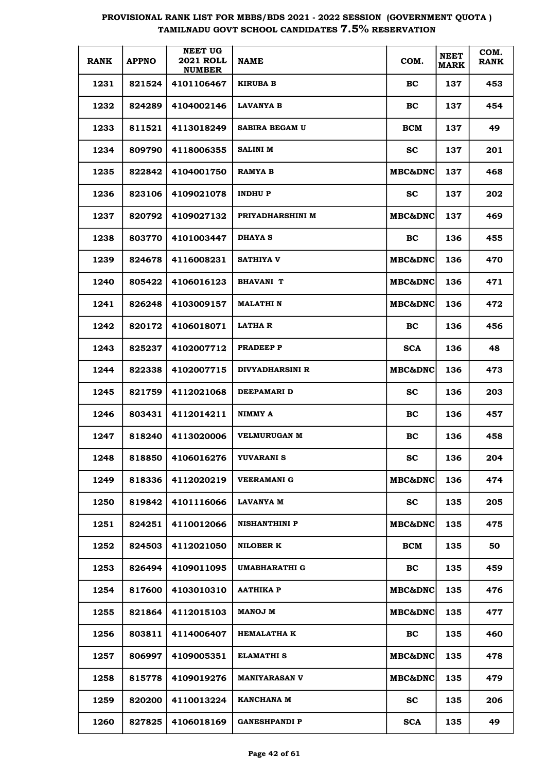**PROVISIONAL RANK LIST FOR MBBS/BDS 2021 - 2022 SESSION (GOVERNMENT QUOTA )**
**TAMILNADU GOVT SCHOOL CANDIDATES 7.5% RESERVATION**

| RANK | APPNO | NEET UG 2021 ROLL NUMBER | NAME | COM. | NEET MARK | COM. RANK |
|---|---|---|---|---|---|---|
| 1231 | 821524 | 4101106467 | KIRUBA B | BC | 137 | 453 |
| 1232 | 824289 | 4104002146 | LAVANYA B | BC | 137 | 454 |
| 1233 | 811521 | 4113018249 | SABIRA BEGAM U | BCM | 137 | 49 |
| 1234 | 809790 | 4118006355 | SALINI M | SC | 137 | 201 |
| 1235 | 822842 | 4104001750 | RAMYA B | MBC&DNC | 137 | 468 |
| 1236 | 823106 | 4109021078 | INDHU P | SC | 137 | 202 |
| 1237 | 820792 | 4109027132 | PRIYADHARSHINI M | MBC&DNC | 137 | 469 |
| 1238 | 803770 | 4101003447 | DHAYA S | BC | 136 | 455 |
| 1239 | 824678 | 4116008231 | SATHIYA V | MBC&DNC | 136 | 470 |
| 1240 | 805422 | 4106016123 | BHAVANI T | MBC&DNC | 136 | 471 |
| 1241 | 826248 | 4103009157 | MALATHI N | MBC&DNC | 136 | 472 |
| 1242 | 820172 | 4106018071 | LATHA R | BC | 136 | 456 |
| 1243 | 825237 | 4102007712 | PRADEEP P | SCA | 136 | 48 |
| 1244 | 822338 | 4102007715 | DIVYADHARSINI R | MBC&DNC | 136 | 473 |
| 1245 | 821759 | 4112021068 | DEEPAMARI D | SC | 136 | 203 |
| 1246 | 803431 | 4112014211 | NIMMY A | BC | 136 | 457 |
| 1247 | 818240 | 4113020006 | VELMURUGAN M | BC | 136 | 458 |
| 1248 | 818850 | 4106016276 | YUVARANI S | SC | 136 | 204 |
| 1249 | 818336 | 4112020219 | VEERAMANI G | MBC&DNC | 136 | 474 |
| 1250 | 819842 | 4101116066 | LAVANYA M | SC | 135 | 205 |
| 1251 | 824251 | 4110012066 | NISHANTHINI P | MBC&DNC | 135 | 475 |
| 1252 | 824503 | 4112021050 | NILOBER K | BCM | 135 | 50 |
| 1253 | 826494 | 4109011095 | UMABHARATHI G | BC | 135 | 459 |
| 1254 | 817600 | 4103010310 | AATHIKA P | MBC&DNC | 135 | 476 |
| 1255 | 821864 | 4112015103 | MANOJ M | MBC&DNC | 135 | 477 |
| 1256 | 803811 | 4114006407 | HEMALATHA K | BC | 135 | 460 |
| 1257 | 806997 | 4109005351 | ELAMATHI S | MBC&DNC | 135 | 478 |
| 1258 | 815778 | 4109019276 | MANIYARASAN V | MBC&DNC | 135 | 479 |
| 1259 | 820200 | 4110013224 | KANCHANA M | SC | 135 | 206 |
| 1260 | 827825 | 4106018169 | GANESHPANDI P | SCA | 135 | 49 |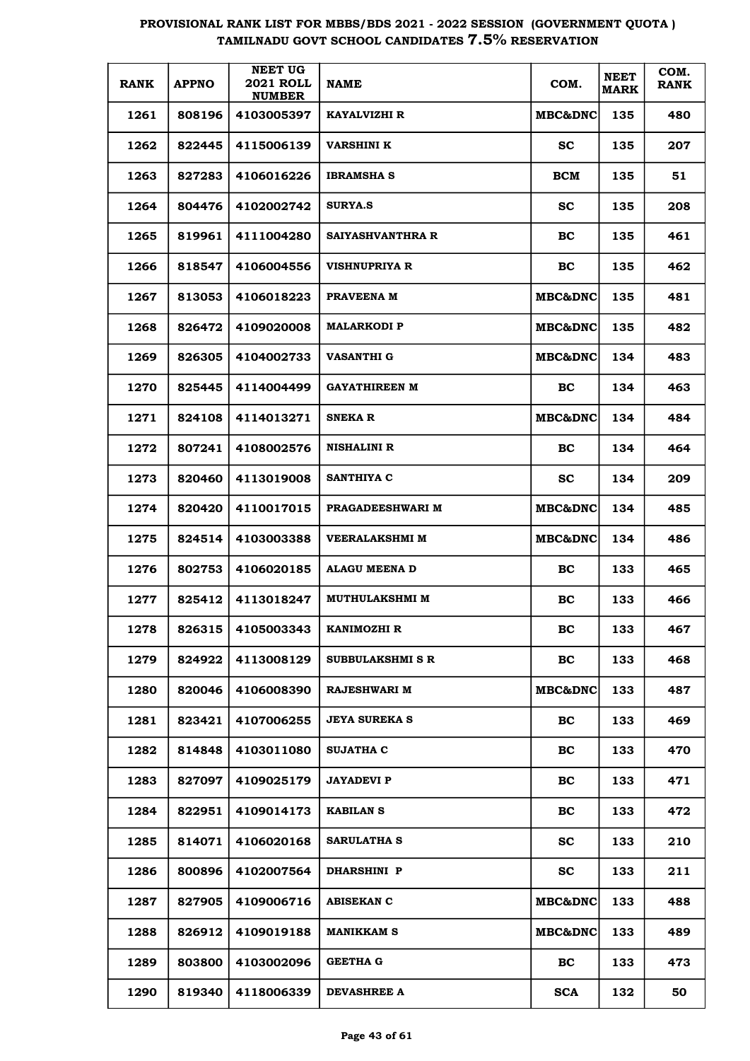# PROVISIONAL RANK LIST FOR MBBS/BDS 2021 - 2022 SESSION (GOVERNMENT QUOTA) TAMILNADU GOVT SCHOOL CANDIDATES 7.5% RESERVATION

| RANK | APPNO | NEET UG 2021 ROLL NUMBER | NAME | COM. | NEET MARK | COM. RANK |
|---|---|---|---|---|---|---|
| 1261 | 808196 | 4103005397 | KAYALVIZHI R | MBC&DNC | 135 | 480 |
| 1262 | 822445 | 4115006139 | VARSHINI K | SC | 135 | 207 |
| 1263 | 827283 | 4106016226 | IBRAMSHA S | BCM | 135 | 51 |
| 1264 | 804476 | 4102002742 | SURYA.S | SC | 135 | 208 |
| 1265 | 819961 | 4111004280 | SAIYASHVANTHRA R | BC | 135 | 461 |
| 1266 | 818547 | 4106004556 | VISHNUPRIYA R | BC | 135 | 462 |
| 1267 | 813053 | 4106018223 | PRAVEENA M | MBC&DNC | 135 | 481 |
| 1268 | 826472 | 4109020008 | MALARKODI P | MBC&DNC | 135 | 482 |
| 1269 | 826305 | 4104002733 | VASANTHI G | MBC&DNC | 134 | 483 |
| 1270 | 825445 | 4114004499 | GAYATHIREEN M | BC | 134 | 463 |
| 1271 | 824108 | 4114013271 | SNEKA R | MBC&DNC | 134 | 484 |
| 1272 | 807241 | 4108002576 | NISHALINI R | BC | 134 | 464 |
| 1273 | 820460 | 4113019008 | SANTHIYA C | SC | 134 | 209 |
| 1274 | 820420 | 4110017015 | PRAGADEESHWARI M | MBC&DNC | 134 | 485 |
| 1275 | 824514 | 4103003388 | VEERALAKSHMI M | MBC&DNC | 134 | 486 |
| 1276 | 802753 | 4106020185 | ALAGU MEENA D | BC | 133 | 465 |
| 1277 | 825412 | 4113018247 | MUTHULAKSHMI M | BC | 133 | 466 |
| 1278 | 826315 | 4105003343 | KANIMOZHI R | BC | 133 | 467 |
| 1279 | 824922 | 4113008129 | SUBBULAKSHMI S R | BC | 133 | 468 |
| 1280 | 820046 | 4106008390 | RAJESHWARI M | MBC&DNC | 133 | 487 |
| 1281 | 823421 | 4107006255 | JEYA SUREKA S | BC | 133 | 469 |
| 1282 | 814848 | 4103011080 | SUJATHA C | BC | 133 | 470 |
| 1283 | 827097 | 4109025179 | JAYADEVI P | BC | 133 | 471 |
| 1284 | 822951 | 4109014173 | KABILAN S | BC | 133 | 472 |
| 1285 | 814071 | 4106020168 | SARULATHA S | SC | 133 | 210 |
| 1286 | 800896 | 4102007564 | DHARSHINI P | SC | 133 | 211 |
| 1287 | 827905 | 4109006716 | ABISEKAN C | MBC&DNC | 133 | 488 |
| 1288 | 826912 | 4109019188 | MANIKKAM S | MBC&DNC | 133 | 489 |
| 1289 | 803800 | 4103002096 | GEETHA G | BC | 133 | 473 |
| 1290 | 819340 | 4118006339 | DEVASHREE A | SCA | 132 | 50 |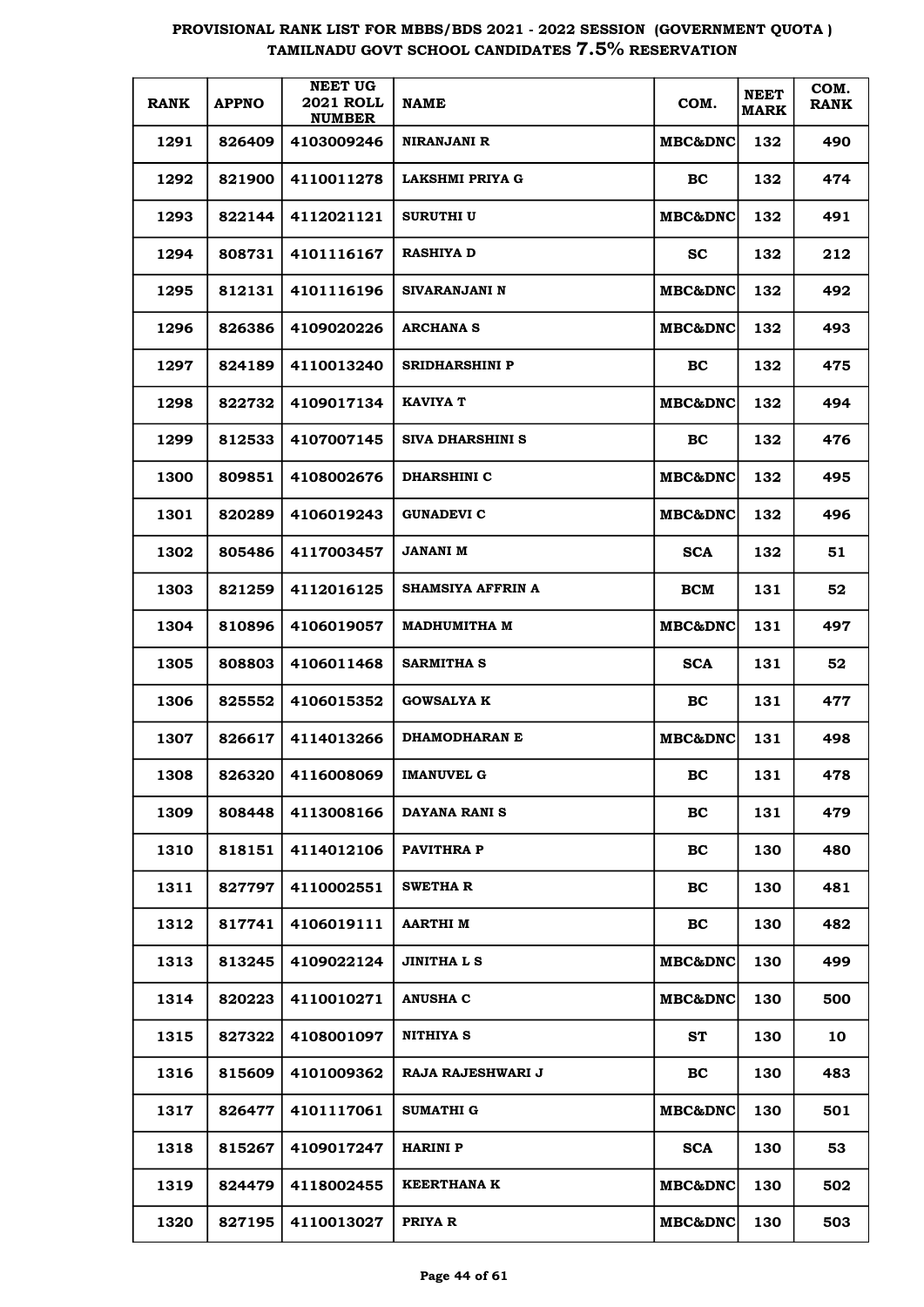# PROVISIONAL RANK LIST FOR MBBS/BDS 2021 - 2022 SESSION (GOVERNMENT QUOTA) TAMILNADU GOVT SCHOOL CANDIDATES 7.5% RESERVATION

| RANK | APPNO | NEET UG 2021 ROLL NUMBER | NAME | COM. | NEET MARK | COM. RANK |
|---|---|---|---|---|---|---|
| 1291 | 826409 | 4103009246 | NIRANJANI R | MBC&DNC | 132 | 490 |
| 1292 | 821900 | 4110011278 | LAKSHMI PRIYA G | BC | 132 | 474 |
| 1293 | 822144 | 4112021121 | SURUTHI U | MBC&DNC | 132 | 491 |
| 1294 | 808731 | 4101116167 | RASHIYA D | SC | 132 | 212 |
| 1295 | 812131 | 4101116196 | SIVARANJANI N | MBC&DNC | 132 | 492 |
| 1296 | 826386 | 4109020226 | ARCHANA S | MBC&DNC | 132 | 493 |
| 1297 | 824189 | 4110013240 | SRIDHARSHINI P | BC | 132 | 475 |
| 1298 | 822732 | 4109017134 | KAVIYA T | MBC&DNC | 132 | 494 |
| 1299 | 812533 | 4107007145 | SIVA DHARSHINI S | BC | 132 | 476 |
| 1300 | 809851 | 4108002676 | DHARSHINI C | MBC&DNC | 132 | 495 |
| 1301 | 820289 | 4106019243 | GUNADEVI C | MBC&DNC | 132 | 496 |
| 1302 | 805486 | 4117003457 | JANANI M | SCA | 132 | 51 |
| 1303 | 821259 | 4112016125 | SHAMSIYA AFFRIN A | BCM | 131 | 52 |
| 1304 | 810896 | 4106019057 | MADHUMITHA M | MBC&DNC | 131 | 497 |
| 1305 | 808803 | 4106011468 | SARMITHA S | SCA | 131 | 52 |
| 1306 | 825552 | 4106015352 | GOWSALYA K | BC | 131 | 477 |
| 1307 | 826617 | 4114013266 | DHAMODHARAN E | MBC&DNC | 131 | 498 |
| 1308 | 826320 | 4116008069 | IMANUVEL G | BC | 131 | 478 |
| 1309 | 808448 | 4113008166 | DAYANA RANI S | BC | 131 | 479 |
| 1310 | 818151 | 4114012106 | PAVITHRA P | BC | 130 | 480 |
| 1311 | 827797 | 4110002551 | SWETHA R | BC | 130 | 481 |
| 1312 | 817741 | 4106019111 | AARTHI M | BC | 130 | 482 |
| 1313 | 813245 | 4109022124 | JINITHA L S | MBC&DNC | 130 | 499 |
| 1314 | 820223 | 4110010271 | ANUSHA C | MBC&DNC | 130 | 500 |
| 1315 | 827322 | 4108001097 | NITHIYA S | ST | 130 | 10 |
| 1316 | 815609 | 4101009362 | RAJA RAJESHWARI J | BC | 130 | 483 |
| 1317 | 826477 | 4101117061 | SUMATHI G | MBC&DNC | 130 | 501 |
| 1318 | 815267 | 4109017247 | HARINI P | SCA | 130 | 53 |
| 1319 | 824479 | 4118002455 | KEERTHANA K | MBC&DNC | 130 | 502 |
| 1320 | 827195 | 4110013027 | PRIYA R | MBC&DNC | 130 | 503 |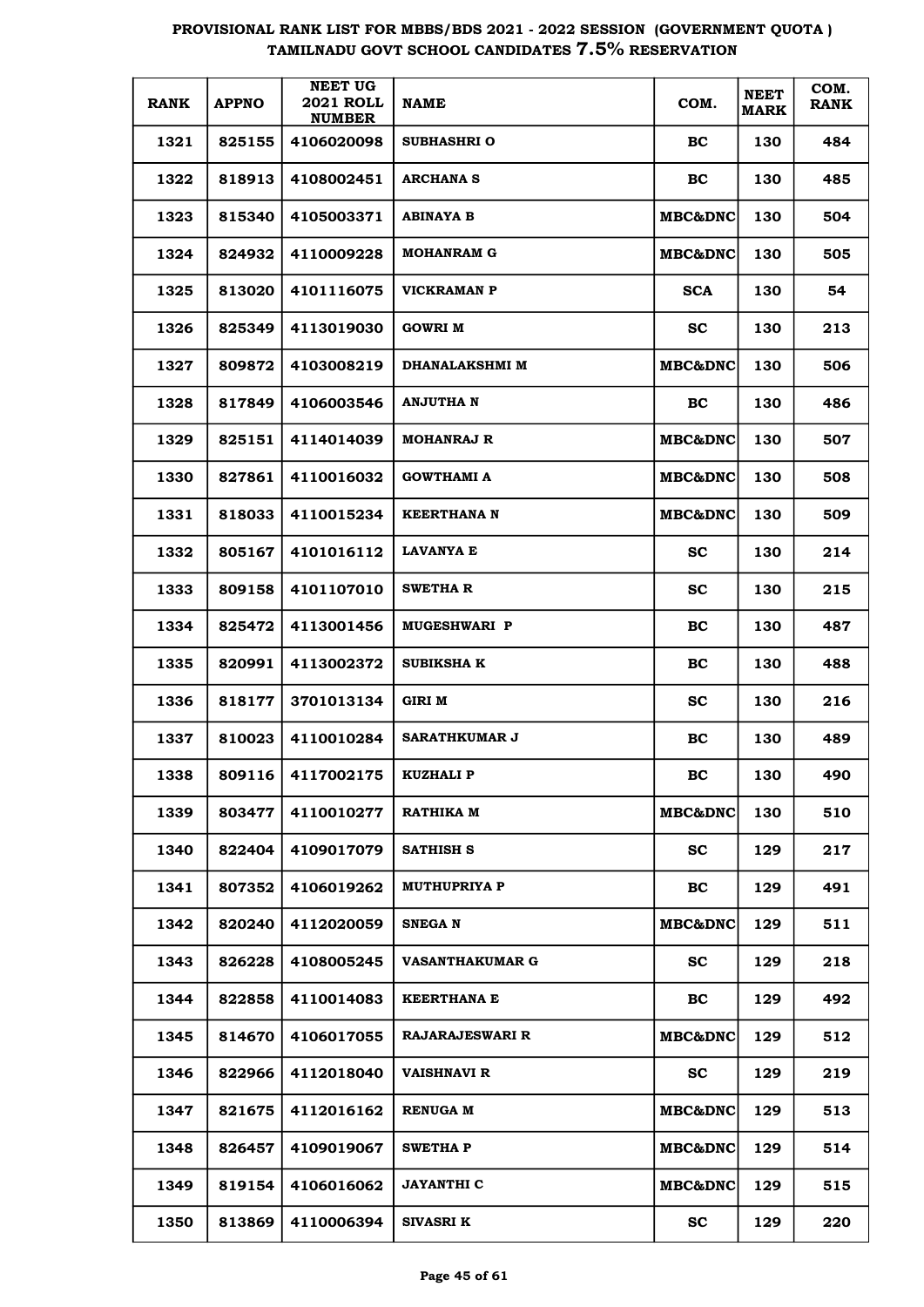# PROVISIONAL RANK LIST FOR MBBS/BDS 2021 - 2022 SESSION (GOVERNMENT QUOTA ) TAMILNADU GOVT SCHOOL CANDIDATES 7.5% RESERVATION

| RANK | APPNO | NEET UG 2021 ROLL NUMBER | NAME | COM. | NEET MARK | COM. RANK |
|---|---|---|---|---|---|---|
| 1321 | 825155 | 4106020098 | SUBHASHRI O | BC | 130 | 484 |
| 1322 | 818913 | 4108002451 | ARCHANA S | BC | 130 | 485 |
| 1323 | 815340 | 4105003371 | ABINAYA B | MBC&DNC | 130 | 504 |
| 1324 | 824932 | 4110009228 | MOHANRAM G | MBC&DNC | 130 | 505 |
| 1325 | 813020 | 4101116075 | VICKRAMAN P | SCA | 130 | 54 |
| 1326 | 825349 | 4113019030 | GOWRI M | SC | 130 | 213 |
| 1327 | 809872 | 4103008219 | DHANALAKSHMI M | MBC&DNC | 130 | 506 |
| 1328 | 817849 | 4106003546 | ANJUTHA N | BC | 130 | 486 |
| 1329 | 825151 | 4114014039 | MOHANRAJ R | MBC&DNC | 130 | 507 |
| 1330 | 827861 | 4110016032 | GOWTHAMI A | MBC&DNC | 130 | 508 |
| 1331 | 818033 | 4110015234 | KEERTHANA N | MBC&DNC | 130 | 509 |
| 1332 | 805167 | 4101016112 | LAVANYA E | SC | 130 | 214 |
| 1333 | 809158 | 4101107010 | SWETHA R | SC | 130 | 215 |
| 1334 | 825472 | 4113001456 | MUGESHWARI P | BC | 130 | 487 |
| 1335 | 820991 | 4113002372 | SUBIKSHA K | BC | 130 | 488 |
| 1336 | 818177 | 3701013134 | GIRI M | SC | 130 | 216 |
| 1337 | 810023 | 4110010284 | SARATHKUMAR J | BC | 130 | 489 |
| 1338 | 809116 | 4117002175 | KUZHALI P | BC | 130 | 490 |
| 1339 | 803477 | 4110010277 | RATHIKA M | MBC&DNC | 130 | 510 |
| 1340 | 822404 | 4109017079 | SATHISH S | SC | 129 | 217 |
| 1341 | 807352 | 4106019262 | MUTHUPRIYA P | BC | 129 | 491 |
| 1342 | 820240 | 4112020059 | SNEGA N | MBC&DNC | 129 | 511 |
| 1343 | 826228 | 4108005245 | VASANTHAKUMAR G | SC | 129 | 218 |
| 1344 | 822858 | 4110014083 | KEERTHANA E | BC | 129 | 492 |
| 1345 | 814670 | 4106017055 | RAJARAJESWARI R | MBC&DNC | 129 | 512 |
| 1346 | 822966 | 4112018040 | VAISHNAVI R | SC | 129 | 219 |
| 1347 | 821675 | 4112016162 | RENUGA M | MBC&DNC | 129 | 513 |
| 1348 | 826457 | 4109019067 | SWETHA P | MBC&DNC | 129 | 514 |
| 1349 | 819154 | 4106016062 | JAYANTHI C | MBC&DNC | 129 | 515 |
| 1350 | 813869 | 4110006394 | SIVASRI K | SC | 129 | 220 |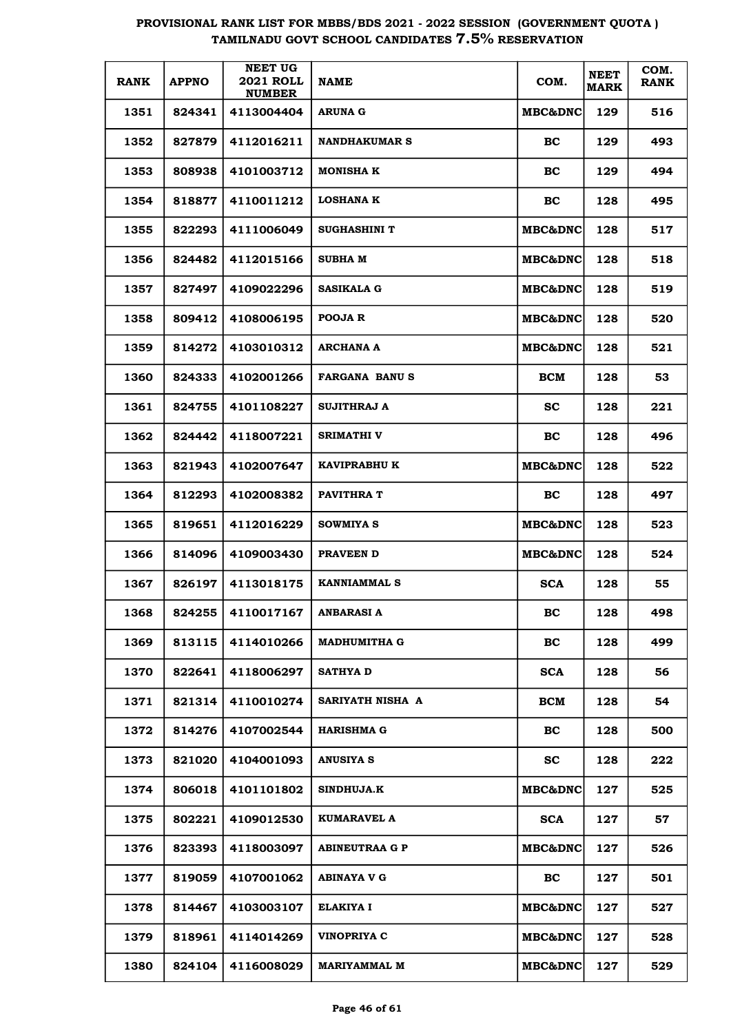# PROVISIONAL RANK LIST FOR MBBS/BDS 2021 - 2022 SESSION (GOVERNMENT QUOTA ) TAMILNADU GOVT SCHOOL CANDIDATES 7.5% RESERVATION

| RANK | APPNO | NEET UG 2021 ROLL NUMBER | NAME | COM. | NEET MARK | COM. RANK |
|---|---|---|---|---|---|---|
| 1351 | 824341 | 4113004404 | ARUNA G | MBC&DNC | 129 | 516 |
| 1352 | 827879 | 4112016211 | NANDHAKUMAR S | BC | 129 | 493 |
| 1353 | 808938 | 4101003712 | MONISHA K | BC | 129 | 494 |
| 1354 | 818877 | 4110011212 | LOSHANA K | BC | 128 | 495 |
| 1355 | 822293 | 4111006049 | SUGHASHINI T | MBC&DNC | 128 | 517 |
| 1356 | 824482 | 4112015166 | SUBHA M | MBC&DNC | 128 | 518 |
| 1357 | 827497 | 4109022296 | SASIKALA G | MBC&DNC | 128 | 519 |
| 1358 | 809412 | 4108006195 | POOJA R | MBC&DNC | 128 | 520 |
| 1359 | 814272 | 4103010312 | ARCHANA A | MBC&DNC | 128 | 521 |
| 1360 | 824333 | 4102001266 | FARGANA BANU S | BCM | 128 | 53 |
| 1361 | 824755 | 4101108227 | SUJITHRAJ A | SC | 128 | 221 |
| 1362 | 824442 | 4118007221 | SRIMATHI V | BC | 128 | 496 |
| 1363 | 821943 | 4102007647 | KAVIPRABHU K | MBC&DNC | 128 | 522 |
| 1364 | 812293 | 4102008382 | PAVITHRA T | BC | 128 | 497 |
| 1365 | 819651 | 4112016229 | SOWMIYA S | MBC&DNC | 128 | 523 |
| 1366 | 814096 | 4109003430 | PRAVEEN D | MBC&DNC | 128 | 524 |
| 1367 | 826197 | 4113018175 | KANNIAMMAL S | SCA | 128 | 55 |
| 1368 | 824255 | 4110017167 | ANBARASI A | BC | 128 | 498 |
| 1369 | 813115 | 4114010266 | MADHUMITHA G | BC | 128 | 499 |
| 1370 | 822641 | 4118006297 | SATHYA D | SCA | 128 | 56 |
| 1371 | 821314 | 4110010274 | SARIYATH NISHA A | BCM | 128 | 54 |
| 1372 | 814276 | 4107002544 | HARISHMA G | BC | 128 | 500 |
| 1373 | 821020 | 4104001093 | ANUSIYA S | SC | 128 | 222 |
| 1374 | 806018 | 4101101802 | SINDHUJA.K | MBC&DNC | 127 | 525 |
| 1375 | 802221 | 4109012530 | KUMARAVEL A | SCA | 127 | 57 |
| 1376 | 823393 | 4118003097 | ABINEUTRAA G P | MBC&DNC | 127 | 526 |
| 1377 | 819059 | 4107001062 | ABINAYA V G | BC | 127 | 501 |
| 1378 | 814467 | 4103003107 | ELAKIYA I | MBC&DNC | 127 | 527 |
| 1379 | 818961 | 4114014269 | VINOPRIYA C | MBC&DNC | 127 | 528 |
| 1380 | 824104 | 4116008029 | MARIYAMMAL M | MBC&DNC | 127 | 529 |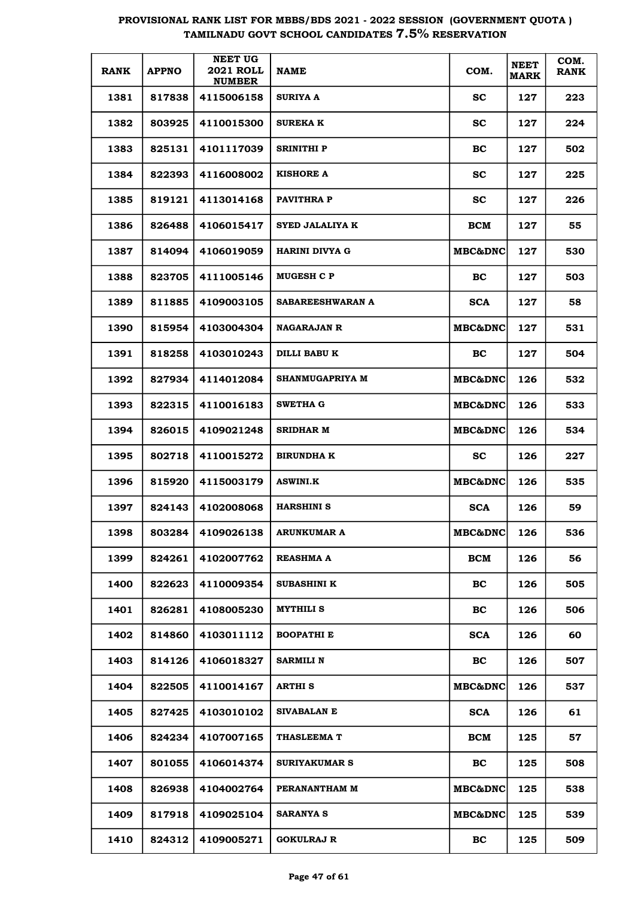# PROVISIONAL RANK LIST FOR MBBS/BDS 2021 - 2022 SESSION (GOVERNMENT QUOTA ) TAMILNADU GOVT SCHOOL CANDIDATES 7.5% RESERVATION

| RANK | APPNO | NEET UG 2021 ROLL NUMBER | NAME | COM. | NEET MARK | COM. RANK |
|---|---|---|---|---|---|---|
| 1381 | 817838 | 4115006158 | SURIYA A | SC | 127 | 223 |
| 1382 | 803925 | 4110015300 | SUREKA K | SC | 127 | 224 |
| 1383 | 825131 | 4101117039 | SRINITHI P | BC | 127 | 502 |
| 1384 | 822393 | 4116008002 | KISHORE A | SC | 127 | 225 |
| 1385 | 819121 | 4113014168 | PAVITHRA P | SC | 127 | 226 |
| 1386 | 826488 | 4106015417 | SYED JALALIYA K | BCM | 127 | 55 |
| 1387 | 814094 | 4106019059 | HARINI DIVYA G | MBC&DNC | 127 | 530 |
| 1388 | 823705 | 4111005146 | MUGESH C P | BC | 127 | 503 |
| 1389 | 811885 | 4109003105 | SABAREESHWARAN A | SCA | 127 | 58 |
| 1390 | 815954 | 4103004304 | NAGARAJAN R | MBC&DNC | 127 | 531 |
| 1391 | 818258 | 4103010243 | DILLI BABU K | BC | 127 | 504 |
| 1392 | 827934 | 4114012084 | SHANMUGAPRIYA M | MBC&DNC | 126 | 532 |
| 1393 | 822315 | 4110016183 | SWETHA G | MBC&DNC | 126 | 533 |
| 1394 | 826015 | 4109021248 | SRIDHAR M | MBC&DNC | 126 | 534 |
| 1395 | 802718 | 4110015272 | BIRUNDHA K | SC | 126 | 227 |
| 1396 | 815920 | 4115003179 | ASWINI.K | MBC&DNC | 126 | 535 |
| 1397 | 824143 | 4102008068 | HARSHINI S | SCA | 126 | 59 |
| 1398 | 803284 | 4109026138 | ARUNKUMAR A | MBC&DNC | 126 | 536 |
| 1399 | 824261 | 4102007762 | REASHMA A | BCM | 126 | 56 |
| 1400 | 822623 | 4110009354 | SUBASHINI K | BC | 126 | 505 |
| 1401 | 826281 | 4108005230 | MYTHILI S | BC | 126 | 506 |
| 1402 | 814860 | 4103011112 | BOOPATHI E | SCA | 126 | 60 |
| 1403 | 814126 | 4106018327 | SARMILI N | BC | 126 | 507 |
| 1404 | 822505 | 4110014167 | ARTHI S | MBC&DNC | 126 | 537 |
| 1405 | 827425 | 4103010102 | SIVABALAN E | SCA | 126 | 61 |
| 1406 | 824234 | 4107007165 | THASLEEMA T | BCM | 125 | 57 |
| 1407 | 801055 | 4106014374 | SURIYAKUMAR S | BC | 125 | 508 |
| 1408 | 826938 | 4104002764 | PERANANTHAM M | MBC&DNC | 125 | 538 |
| 1409 | 817918 | 4109025104 | SARANYA S | MBC&DNC | 125 | 539 |
| 1410 | 824312 | 4109005271 | GOKULRAJ R | BC | 125 | 509 |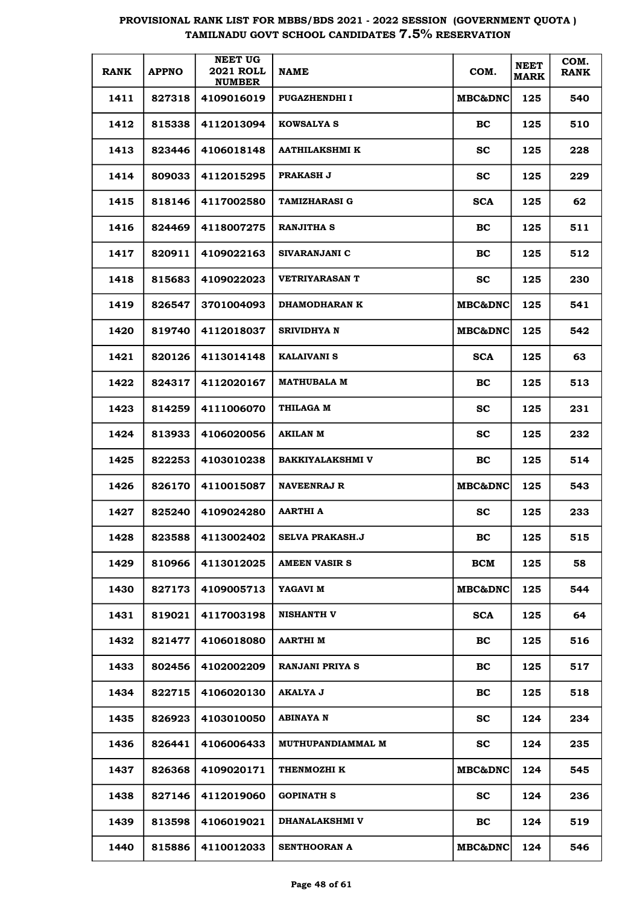# PROVISIONAL RANK LIST FOR MBBS/BDS 2021 - 2022 SESSION (GOVERNMENT QUOTA ) TAMILNADU GOVT SCHOOL CANDIDATES 7.5% RESERVATION

| RANK | APPNO | NEET UG 2021 ROLL NUMBER | NAME | COM. | NEET MARK | COM. RANK |
|---|---|---|---|---|---|---|
| 1411 | 827318 | 4109016019 | PUGAZHENDHI I | MBC&DNC | 125 | 540 |
| 1412 | 815338 | 4112013094 | KOWSALYA S | BC | 125 | 510 |
| 1413 | 823446 | 4106018148 | AATHILAKSHMI K | SC | 125 | 228 |
| 1414 | 809033 | 4112015295 | PRAKASH J | SC | 125 | 229 |
| 1415 | 818146 | 4117002580 | TAMIZHARASI G | SCA | 125 | 62 |
| 1416 | 824469 | 4118007275 | RANJITHA S | BC | 125 | 511 |
| 1417 | 820911 | 4109022163 | SIVARANJANI C | BC | 125 | 512 |
| 1418 | 815683 | 4109022023 | VETRIYARASAN T | SC | 125 | 230 |
| 1419 | 826547 | 3701004093 | DHAMODHARAN K | MBC&DNC | 125 | 541 |
| 1420 | 819740 | 4112018037 | SRIVIDHYA N | MBC&DNC | 125 | 542 |
| 1421 | 820126 | 4113014148 | KALAIVANI S | SCA | 125 | 63 |
| 1422 | 824317 | 4112020167 | MATHUBALA M | BC | 125 | 513 |
| 1423 | 814259 | 4111006070 | THILAGA M | SC | 125 | 231 |
| 1424 | 813933 | 4106020056 | AKILAN M | SC | 125 | 232 |
| 1425 | 822253 | 4103010238 | BAKKIYALAKSHMI V | BC | 125 | 514 |
| 1426 | 826170 | 4110015087 | NAVEENRAJ R | MBC&DNC | 125 | 543 |
| 1427 | 825240 | 4109024280 | AARTHI A | SC | 125 | 233 |
| 1428 | 823588 | 4113002402 | SELVA PRAKASH.J | BC | 125 | 515 |
| 1429 | 810966 | 4113012025 | AMEEN VASIR S | BCM | 125 | 58 |
| 1430 | 827173 | 4109005713 | YAGAVI M | MBC&DNC | 125 | 544 |
| 1431 | 819021 | 4117003198 | NISHANTH V | SCA | 125 | 64 |
| 1432 | 821477 | 4106018080 | AARTHI M | BC | 125 | 516 |
| 1433 | 802456 | 4102002209 | RANJANI PRIYA S | BC | 125 | 517 |
| 1434 | 822715 | 4106020130 | AKALYA J | BC | 125 | 518 |
| 1435 | 826923 | 4103010050 | ABINAYA N | SC | 124 | 234 |
| 1436 | 826441 | 4106006433 | MUTHUPANDIAMMAL M | SC | 124 | 235 |
| 1437 | 826368 | 4109020171 | THENMOZHI K | MBC&DNC | 124 | 545 |
| 1438 | 827146 | 4112019060 | GOPINATH S | SC | 124 | 236 |
| 1439 | 813598 | 4106019021 | DHANALAKSHMI V | BC | 124 | 519 |
| 1440 | 815886 | 4110012033 | SENTHOORAN A | MBC&DNC | 124 | 546 |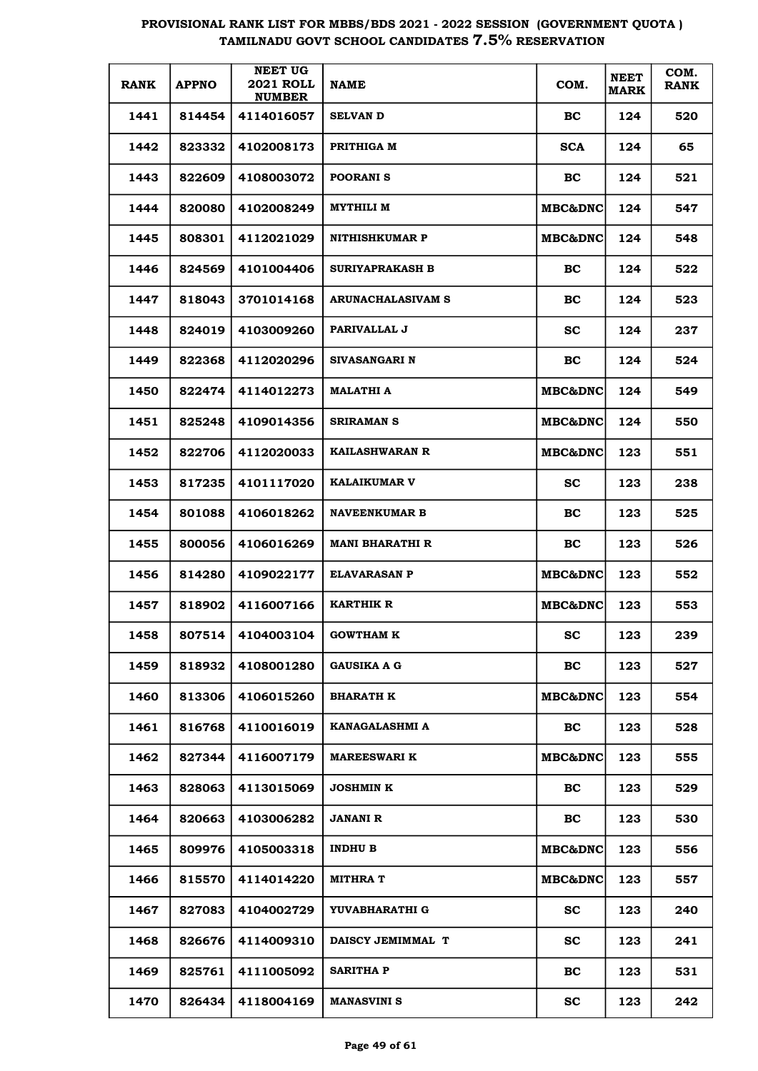# PROVISIONAL RANK LIST FOR MBBS/BDS 2021 - 2022 SESSION (GOVERNMENT QUOTA ) TAMILNADU GOVT SCHOOL CANDIDATES 7.5% RESERVATION

| RANK | APPNO | NEET UG 2021 ROLL NUMBER | NAME | COM. | NEET MARK | COM. RANK |
|---|---|---|---|---|---|---|
| 1441 | 814454 | 4114016057 | SELVAN D | BC | 124 | 520 |
| 1442 | 823332 | 4102008173 | PRITHIGA M | SCA | 124 | 65 |
| 1443 | 822609 | 4108003072 | POORANI S | BC | 124 | 521 |
| 1444 | 820080 | 4102008249 | MYTHILI M | MBC&DNC | 124 | 547 |
| 1445 | 808301 | 4112021029 | NITHISHKUMAR P | MBC&DNC | 124 | 548 |
| 1446 | 824569 | 4101004406 | SURIYAPRAKASH B | BC | 124 | 522 |
| 1447 | 818043 | 3701014168 | ARUNACHALASIVAM S | BC | 124 | 523 |
| 1448 | 824019 | 4103009260 | PARIVALLAL J | SC | 124 | 237 |
| 1449 | 822368 | 4112020296 | SIVASANGARI N | BC | 124 | 524 |
| 1450 | 822474 | 4114012273 | MALATHI A | MBC&DNC | 124 | 549 |
| 1451 | 825248 | 4109014356 | SRIRAMAN S | MBC&DNC | 124 | 550 |
| 1452 | 822706 | 4112020033 | KAILASHWARAN R | MBC&DNC | 123 | 551 |
| 1453 | 817235 | 4101117020 | KALAIKUMAR V | SC | 123 | 238 |
| 1454 | 801088 | 4106018262 | NAVEENKUMAR B | BC | 123 | 525 |
| 1455 | 800056 | 4106016269 | MANI BHARATHI R | BC | 123 | 526 |
| 1456 | 814280 | 4109022177 | ELAVARASAN P | MBC&DNC | 123 | 552 |
| 1457 | 818902 | 4116007166 | KARTHIK R | MBC&DNC | 123 | 553 |
| 1458 | 807514 | 4104003104 | GOWTHAM K | SC | 123 | 239 |
| 1459 | 818932 | 4108001280 | GAUSIKA A G | BC | 123 | 527 |
| 1460 | 813306 | 4106015260 | BHARATH K | MBC&DNC | 123 | 554 |
| 1461 | 816768 | 4110016019 | KANAGALASHMI A | BC | 123 | 528 |
| 1462 | 827344 | 4116007179 | MAREESWARI K | MBC&DNC | 123 | 555 |
| 1463 | 828063 | 4113015069 | JOSHMIN K | BC | 123 | 529 |
| 1464 | 820663 | 4103006282 | JANANI R | BC | 123 | 530 |
| 1465 | 809976 | 4105003318 | INDHU B | MBC&DNC | 123 | 556 |
| 1466 | 815570 | 4114014220 | MITHRA T | MBC&DNC | 123 | 557 |
| 1467 | 827083 | 4104002729 | YUVABHARATHI G | SC | 123 | 240 |
| 1468 | 826676 | 4114009310 | DAISCY JEMIMMAL T | SC | 123 | 241 |
| 1469 | 825761 | 4111005092 | SARITHA P | BC | 123 | 531 |
| 1470 | 826434 | 4118004169 | MANASVINI S | SC | 123 | 242 |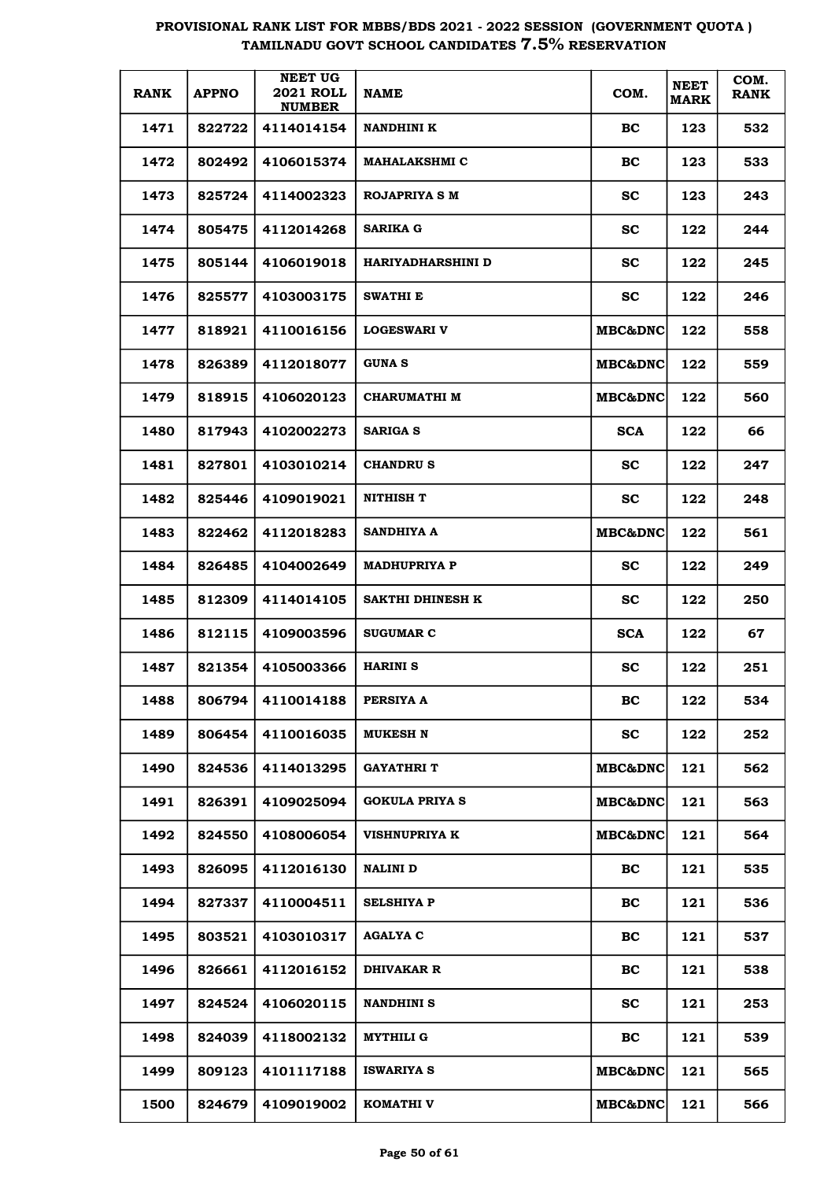# PROVISIONAL RANK LIST FOR MBBS/BDS 2021 - 2022 SESSION (GOVERNMENT QUOTA)
## TAMILNADU GOVT SCHOOL CANDIDATES 7.5% RESERVATION

| RANK | APPNO | NEET UG 2021 ROLL NUMBER | NAME | COM. | NEET MARK | COM. RANK |
|---|---|---|---|---|---|---|
| 1471 | 822722 | 4114014154 | NANDHINI K | BC | 123 | 532 |
| 1472 | 802492 | 4106015374 | MAHALAKSHMI C | BC | 123 | 533 |
| 1473 | 825724 | 4114002323 | ROJAPRIYA S M | SC | 123 | 243 |
| 1474 | 805475 | 4112014268 | SARIKA G | SC | 122 | 244 |
| 1475 | 805144 | 4106019018 | HARIYADHARSHINI D | SC | 122 | 245 |
| 1476 | 825577 | 4103003175 | SWATHI E | SC | 122 | 246 |
| 1477 | 818921 | 4110016156 | LOGESWARI V | MBC&DNC | 122 | 558 |
| 1478 | 826389 | 4112018077 | GUNA S | MBC&DNC | 122 | 559 |
| 1479 | 818915 | 4106020123 | CHARUMATHI M | MBC&DNC | 122 | 560 |
| 1480 | 817943 | 4102002273 | SARIGA S | SCA | 122 | 66 |
| 1481 | 827801 | 4103010214 | CHANDRU S | SC | 122 | 247 |
| 1482 | 825446 | 4109019021 | NITHISH T | SC | 122 | 248 |
| 1483 | 822462 | 4112018283 | SANDHIYA A | MBC&DNC | 122 | 561 |
| 1484 | 826485 | 4104002649 | MADHUPRIYA P | SC | 122 | 249 |
| 1485 | 812309 | 4114014105 | SAKTHI DHINESH K | SC | 122 | 250 |
| 1486 | 812115 | 4109003596 | SUGUMAR C | SCA | 122 | 67 |
| 1487 | 821354 | 4105003366 | HARINI S | SC | 122 | 251 |
| 1488 | 806794 | 4110014188 | PERSIYA A | BC | 122 | 534 |
| 1489 | 806454 | 4110016035 | MUKESH N | SC | 122 | 252 |
| 1490 | 824536 | 4114013295 | GAYATHRI T | MBC&DNC | 121 | 562 |
| 1491 | 826391 | 4109025094 | GOKULA PRIYA S | MBC&DNC | 121 | 563 |
| 1492 | 824550 | 4108006054 | VISHNUPRIYA K | MBC&DNC | 121 | 564 |
| 1493 | 826095 | 4112016130 | NALINI D | BC | 121 | 535 |
| 1494 | 827337 | 4110004511 | SELSHIYA P | BC | 121 | 536 |
| 1495 | 803521 | 4103010317 | AGALYA C | BC | 121 | 537 |
| 1496 | 826661 | 4112016152 | DHIVAKAR R | BC | 121 | 538 |
| 1497 | 824524 | 4106020115 | NANDHINI S | SC | 121 | 253 |
| 1498 | 824039 | 4118002132 | MYTHILI G | BC | 121 | 539 |
| 1499 | 809123 | 4101117188 | ISWARIYA S | MBC&DNC | 121 | 565 |
| 1500 | 824679 | 4109019002 | KOMATHI V | MBC&DNC | 121 | 566 |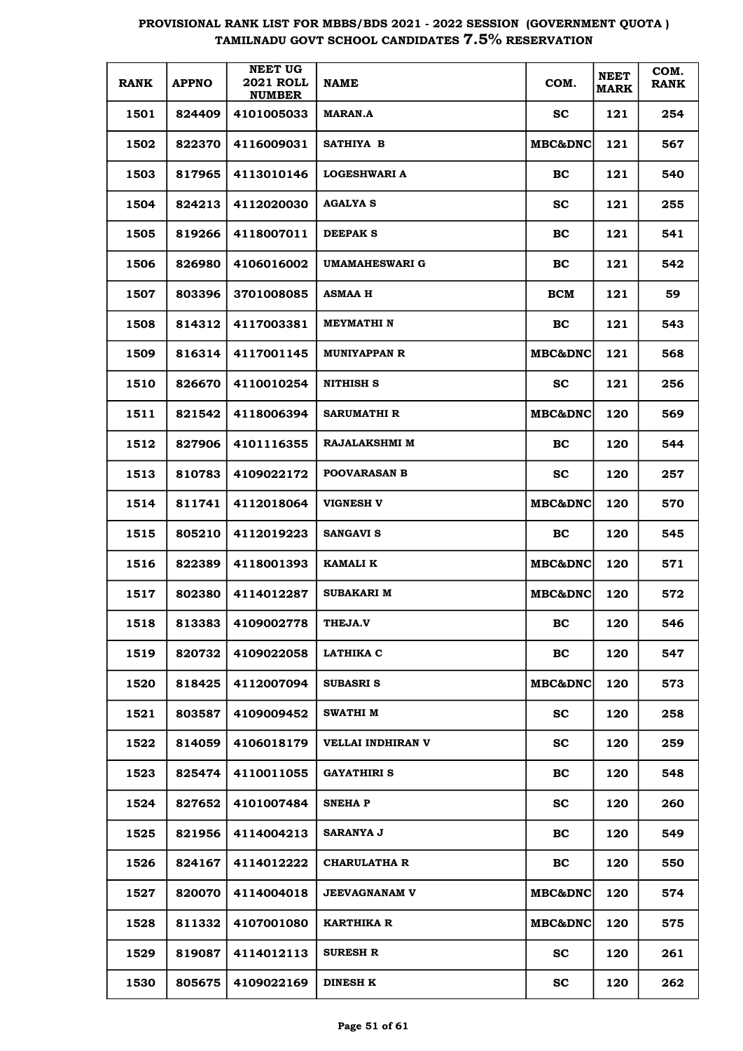# PROVISIONAL RANK LIST FOR MBBS/BDS 2021 - 2022 SESSION (GOVERNMENT QUOTA ) TAMILNADU GOVT SCHOOL CANDIDATES 7.5% RESERVATION

| RANK | APPNO | NEET UG 2021 ROLL NUMBER | NAME | COM. | NEET MARK | COM. RANK |
|---|---|---|---|---|---|---|
| 1501 | 824409 | 4101005033 | MARAN.A | SC | 121 | 254 |
| 1502 | 822370 | 4116009031 | SATHIYA B | MBC&DNC | 121 | 567 |
| 1503 | 817965 | 4113010146 | LOGESHWARI A | BC | 121 | 540 |
| 1504 | 824213 | 4112020030 | AGALYA S | SC | 121 | 255 |
| 1505 | 819266 | 4118007011 | DEEPAK S | BC | 121 | 541 |
| 1506 | 826980 | 4106016002 | UMAMAHESWARI G | BC | 121 | 542 |
| 1507 | 803396 | 3701008085 | ASMAA H | BCM | 121 | 59 |
| 1508 | 814312 | 4117003381 | MEYMATHI N | BC | 121 | 543 |
| 1509 | 816314 | 4117001145 | MUNIYAPPAN R | MBC&DNC | 121 | 568 |
| 1510 | 826670 | 4110010254 | NITHISH S | SC | 121 | 256 |
| 1511 | 821542 | 4118006394 | SARUMATHI R | MBC&DNC | 120 | 569 |
| 1512 | 827906 | 4101116355 | RAJALAKSHMI M | BC | 120 | 544 |
| 1513 | 810783 | 4109022172 | POOVARASAN B | SC | 120 | 257 |
| 1514 | 811741 | 4112018064 | VIGNESH V | MBC&DNC | 120 | 570 |
| 1515 | 805210 | 4112019223 | SANGAVI S | BC | 120 | 545 |
| 1516 | 822389 | 4118001393 | KAMALI K | MBC&DNC | 120 | 571 |
| 1517 | 802380 | 4114012287 | SUBAKARI M | MBC&DNC | 120 | 572 |
| 1518 | 813383 | 4109002778 | THEJA.V | BC | 120 | 546 |
| 1519 | 820732 | 4109022058 | LATHIKA C | BC | 120 | 547 |
| 1520 | 818425 | 4112007094 | SUBASRI S | MBC&DNC | 120 | 573 |
| 1521 | 803587 | 4109009452 | SWATHI M | SC | 120 | 258 |
| 1522 | 814059 | 4106018179 | VELLAI INDHIRAN V | SC | 120 | 259 |
| 1523 | 825474 | 4110011055 | GAYATHIRI S | BC | 120 | 548 |
| 1524 | 827652 | 4101007484 | SNEHA P | SC | 120 | 260 |
| 1525 | 821956 | 4114004213 | SARANYA J | BC | 120 | 549 |
| 1526 | 824167 | 4114012222 | CHARULATHA R | BC | 120 | 550 |
| 1527 | 820070 | 4114004018 | JEEVAGNANAM V | MBC&DNC | 120 | 574 |
| 1528 | 811332 | 4107001080 | KARTHIKA R | MBC&DNC | 120 | 575 |
| 1529 | 819087 | 4114012113 | SURESH R | SC | 120 | 261 |
| 1530 | 805675 | 4109022169 | DINESH K | SC | 120 | 262 |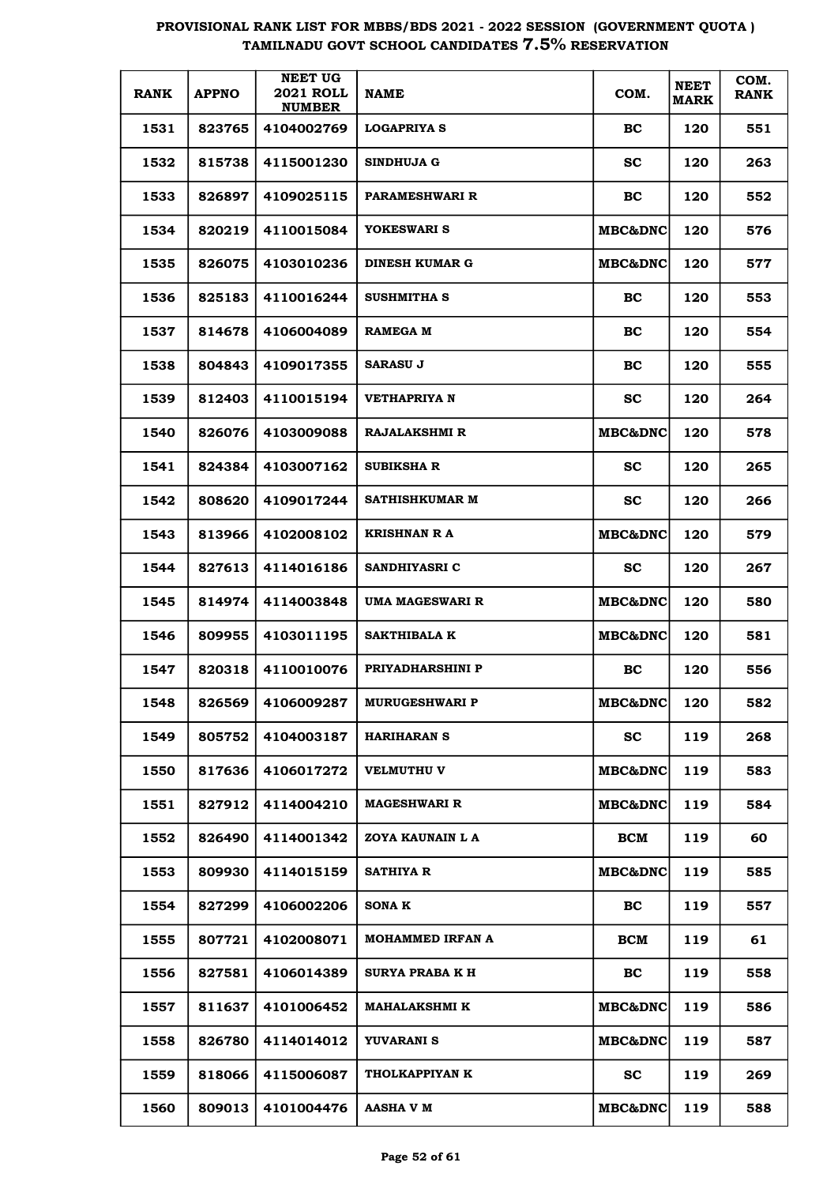# PROVISIONAL RANK LIST FOR MBBS/BDS 2021 - 2022 SESSION (GOVERNMENT QUOTA ) TAMILNADU GOVT SCHOOL CANDIDATES 7.5% RESERVATION

| RANK | APPNO | NEET UG 2021 ROLL NUMBER | NAME | COM. | NEET MARK | COM. RANK |
|---|---|---|---|---|---|---|
| 1531 | 823765 | 4104002769 | LOGAPRIYA S | BC | 120 | 551 |
| 1532 | 815738 | 4115001230 | SINDHUJA G | SC | 120 | 263 |
| 1533 | 826897 | 4109025115 | PARAMESHWARI R | BC | 120 | 552 |
| 1534 | 820219 | 4110015084 | YOKESWARI S | MBC&DNC | 120 | 576 |
| 1535 | 826075 | 4103010236 | DINESH KUMAR G | MBC&DNC | 120 | 577 |
| 1536 | 825183 | 4110016244 | SUSHMITHA S | BC | 120 | 553 |
| 1537 | 814678 | 4106004089 | RAMEGA M | BC | 120 | 554 |
| 1538 | 804843 | 4109017355 | SARASU J | BC | 120 | 555 |
| 1539 | 812403 | 4110015194 | VETHAPRIYA N | SC | 120 | 264 |
| 1540 | 826076 | 4103009088 | RAJALAKSHMI R | MBC&DNC | 120 | 578 |
| 1541 | 824384 | 4103007162 | SUBIKSHA R | SC | 120 | 265 |
| 1542 | 808620 | 4109017244 | SATHISHKUMAR M | SC | 120 | 266 |
| 1543 | 813966 | 4102008102 | KRISHNAN R A | MBC&DNC | 120 | 579 |
| 1544 | 827613 | 4114016186 | SANDHIYASRI C | SC | 120 | 267 |
| 1545 | 814974 | 4114003848 | UMA MAGESWARI R | MBC&DNC | 120 | 580 |
| 1546 | 809955 | 4103011195 | SAKTHIBALA K | MBC&DNC | 120 | 581 |
| 1547 | 820318 | 4110010076 | PRIYADHARSHINI P | BC | 120 | 556 |
| 1548 | 826569 | 4106009287 | MURUGESHWARI P | MBC&DNC | 120 | 582 |
| 1549 | 805752 | 4104003187 | HARIHARAN S | SC | 119 | 268 |
| 1550 | 817636 | 4106017272 | VELMUTHU V | MBC&DNC | 119 | 583 |
| 1551 | 827912 | 4114004210 | MAGESHWARI R | MBC&DNC | 119 | 584 |
| 1552 | 826490 | 4114001342 | ZOYA KAUNAIN L A | BCM | 119 | 60 |
| 1553 | 809930 | 4114015159 | SATHIYA R | MBC&DNC | 119 | 585 |
| 1554 | 827299 | 4106002206 | SONA K | BC | 119 | 557 |
| 1555 | 807721 | 4102008071 | MOHAMMED IRFAN A | BCM | 119 | 61 |
| 1556 | 827581 | 4106014389 | SURYA PRABA K H | BC | 119 | 558 |
| 1557 | 811637 | 4101006452 | MAHALAKSHMI K | MBC&DNC | 119 | 586 |
| 1558 | 826780 | 4114014012 | YUVARANI S | MBC&DNC | 119 | 587 |
| 1559 | 818066 | 4115006087 | THOLKAPPIYAN K | SC | 119 | 269 |
| 1560 | 809013 | 4101004476 | AASHA V M | MBC&DNC | 119 | 588 |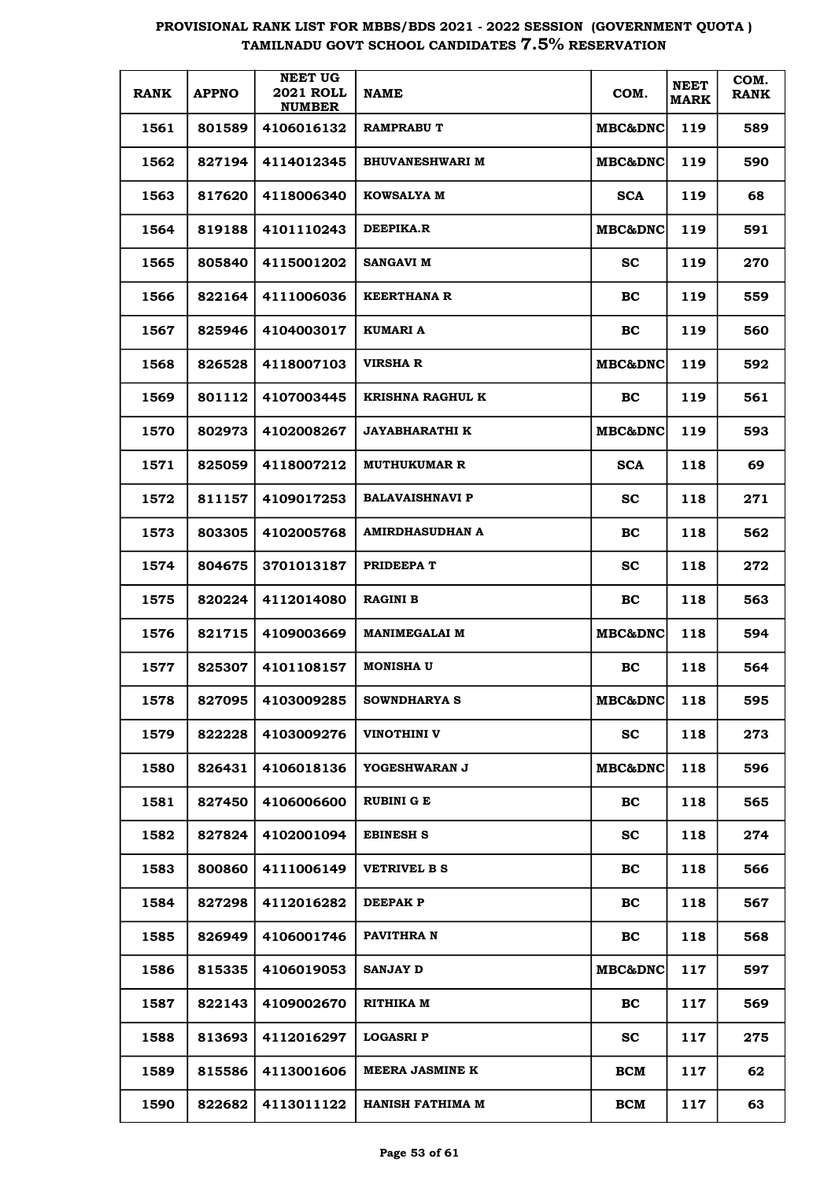# PROVISIONAL RANK LIST FOR MBBS/BDS 2021 - 2022 SESSION (GOVERNMENT QUOTA ) TAMILNADU GOVT SCHOOL CANDIDATES 7.5% RESERVATION

| RANK | APPNO | NEET UG 2021 ROLL NUMBER | NAME | COM. | NEET MARK | COM. RANK |
|---|---|---|---|---|---|---|
| 1561 | 801589 | 4106016132 | RAMPRABU T | MBC&DNC | 119 | 589 |
| 1562 | 827194 | 4114012345 | BHUVANESHWARI M | MBC&DNC | 119 | 590 |
| 1563 | 817620 | 4118006340 | KOWSALYA M | SCA | 119 | 68 |
| 1564 | 819188 | 4101110243 | DEEPIKA.R | MBC&DNC | 119 | 591 |
| 1565 | 805840 | 4115001202 | SANGAVI M | SC | 119 | 270 |
| 1566 | 822164 | 4111006036 | KEERTHANA R | BC | 119 | 559 |
| 1567 | 825946 | 4104003017 | KUMARI A | BC | 119 | 560 |
| 1568 | 826528 | 4118007103 | VIRSHA R | MBC&DNC | 119 | 592 |
| 1569 | 801112 | 4107003445 | KRISHNA RAGHUL K | BC | 119 | 561 |
| 1570 | 802973 | 4102008267 | JAYABHARATHI K | MBC&DNC | 119 | 593 |
| 1571 | 825059 | 4118007212 | MUTHUKUMAR R | SCA | 118 | 69 |
| 1572 | 811157 | 4109017253 | BALAVAISHNAVI P | SC | 118 | 271 |
| 1573 | 803305 | 4102005768 | AMIRDHASUDHAN A | BC | 118 | 562 |
| 1574 | 804675 | 3701013187 | PRIDEEPA T | SC | 118 | 272 |
| 1575 | 820224 | 4112014080 | RAGINI B | BC | 118 | 563 |
| 1576 | 821715 | 4109003669 | MANIMEGALAI M | MBC&DNC | 118 | 594 |
| 1577 | 825307 | 4101108157 | MONISHA U | BC | 118 | 564 |
| 1578 | 827095 | 4103009285 | SOWNDHARYA S | MBC&DNC | 118 | 595 |
| 1579 | 822228 | 4103009276 | VINOTHINI V | SC | 118 | 273 |
| 1580 | 826431 | 4106018136 | YOGESHWARAN J | MBC&DNC | 118 | 596 |
| 1581 | 827450 | 4106006600 | RUBINI G E | BC | 118 | 565 |
| 1582 | 827824 | 4102001094 | EBINESH S | SC | 118 | 274 |
| 1583 | 800860 | 4111006149 | VETRIVEL B S | BC | 118 | 566 |
| 1584 | 827298 | 4112016282 | DEEPAK P | BC | 118 | 567 |
| 1585 | 826949 | 4106001746 | PAVITHRA N | BC | 118 | 568 |
| 1586 | 815335 | 4106019053 | SANJAY D | MBC&DNC | 117 | 597 |
| 1587 | 822143 | 4109002670 | RITHIKA M | BC | 117 | 569 |
| 1588 | 813693 | 4112016297 | LOGASRI P | SC | 117 | 275 |
| 1589 | 815586 | 4113001606 | MEERA JASMINE K | BCM | 117 | 62 |
| 1590 | 822682 | 4113011122 | HANISH FATHIMA M | BCM | 117 | 63 |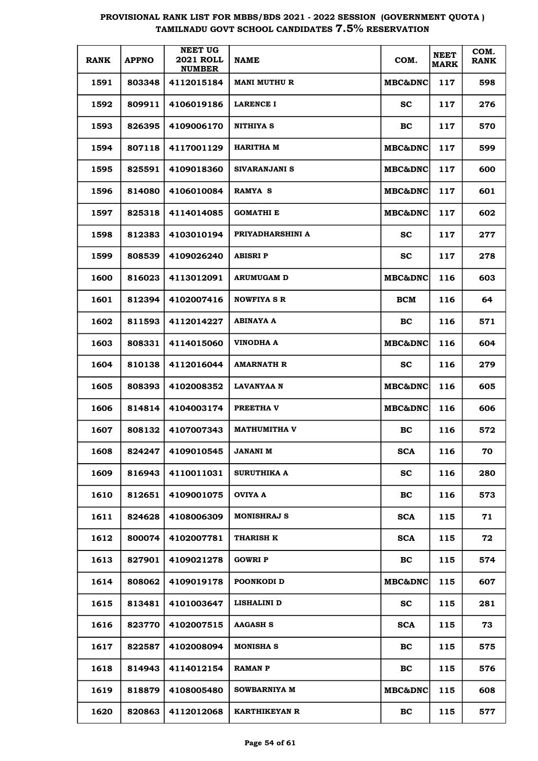# PROVISIONAL RANK LIST FOR MBBS/BDS 2021 - 2022 SESSION (GOVERNMENT QUOTA) TAMILNADU GOVT SCHOOL CANDIDATES 7.5% RESERVATION

| RANK | APPNO | NEET UG 2021 ROLL NUMBER | NAME | COM. | NEET MARK | COM. RANK |
|---|---|---|---|---|---|---|
| 1591 | 803348 | 4112015184 | MANI MUTHU R | MBC&DNC | 117 | 598 |
| 1592 | 809911 | 4106019186 | LARENCE I | SC | 117 | 276 |
| 1593 | 826395 | 4109006170 | NITHIYA S | BC | 117 | 570 |
| 1594 | 807118 | 4117001129 | HARITHA M | MBC&DNC | 117 | 599 |
| 1595 | 825591 | 4109018360 | SIVARANJANI S | MBC&DNC | 117 | 600 |
| 1596 | 814080 | 4106010084 | RAMYA S | MBC&DNC | 117 | 601 |
| 1597 | 825318 | 4114014085 | GOMATHI E | MBC&DNC | 117 | 602 |
| 1598 | 812383 | 4103010194 | PRIYADHARSHINI A | SC | 117 | 277 |
| 1599 | 808539 | 4109026240 | ABISRI P | SC | 117 | 278 |
| 1600 | 816023 | 4113012091 | ARUMUGAM D | MBC&DNC | 116 | 603 |
| 1601 | 812394 | 4102007416 | NOWFIYA S R | BCM | 116 | 64 |
| 1602 | 811593 | 4112014227 | ABINAYA A | BC | 116 | 571 |
| 1603 | 808331 | 4114015060 | VINODHA A | MBC&DNC | 116 | 604 |
| 1604 | 810138 | 4112016044 | AMARNATH R | SC | 116 | 279 |
| 1605 | 808393 | 4102008352 | LAVANYAA N | MBC&DNC | 116 | 605 |
| 1606 | 814814 | 4104003174 | PREETHA V | MBC&DNC | 116 | 606 |
| 1607 | 808132 | 4107007343 | MATHUMITHA V | BC | 116 | 572 |
| 1608 | 824247 | 4109010545 | JANANI M | SCA | 116 | 70 |
| 1609 | 816943 | 4110011031 | SURUTHIKA A | SC | 116 | 280 |
| 1610 | 812651 | 4109001075 | OVIYA A | BC | 116 | 573 |
| 1611 | 824628 | 4108006309 | MONISHRAJ S | SCA | 115 | 71 |
| 1612 | 800074 | 4102007781 | THARISH K | SCA | 115 | 72 |
| 1613 | 827901 | 4109021278 | GOWRI P | BC | 115 | 574 |
| 1614 | 808062 | 4109019178 | POONKODI D | MBC&DNC | 115 | 607 |
| 1615 | 813481 | 4101003647 | LISHALINI D | SC | 115 | 281 |
| 1616 | 823770 | 4102007515 | AAGASH S | SCA | 115 | 73 |
| 1617 | 822587 | 4102008094 | MONISHA S | BC | 115 | 575 |
| 1618 | 814943 | 4114012154 | RAMAN P | BC | 115 | 576 |
| 1619 | 818879 | 4108005480 | SOWBARNIYA M | MBC&DNC | 115 | 608 |
| 1620 | 820863 | 4112012068 | KARTHIKEYAN R | BC | 115 | 577 |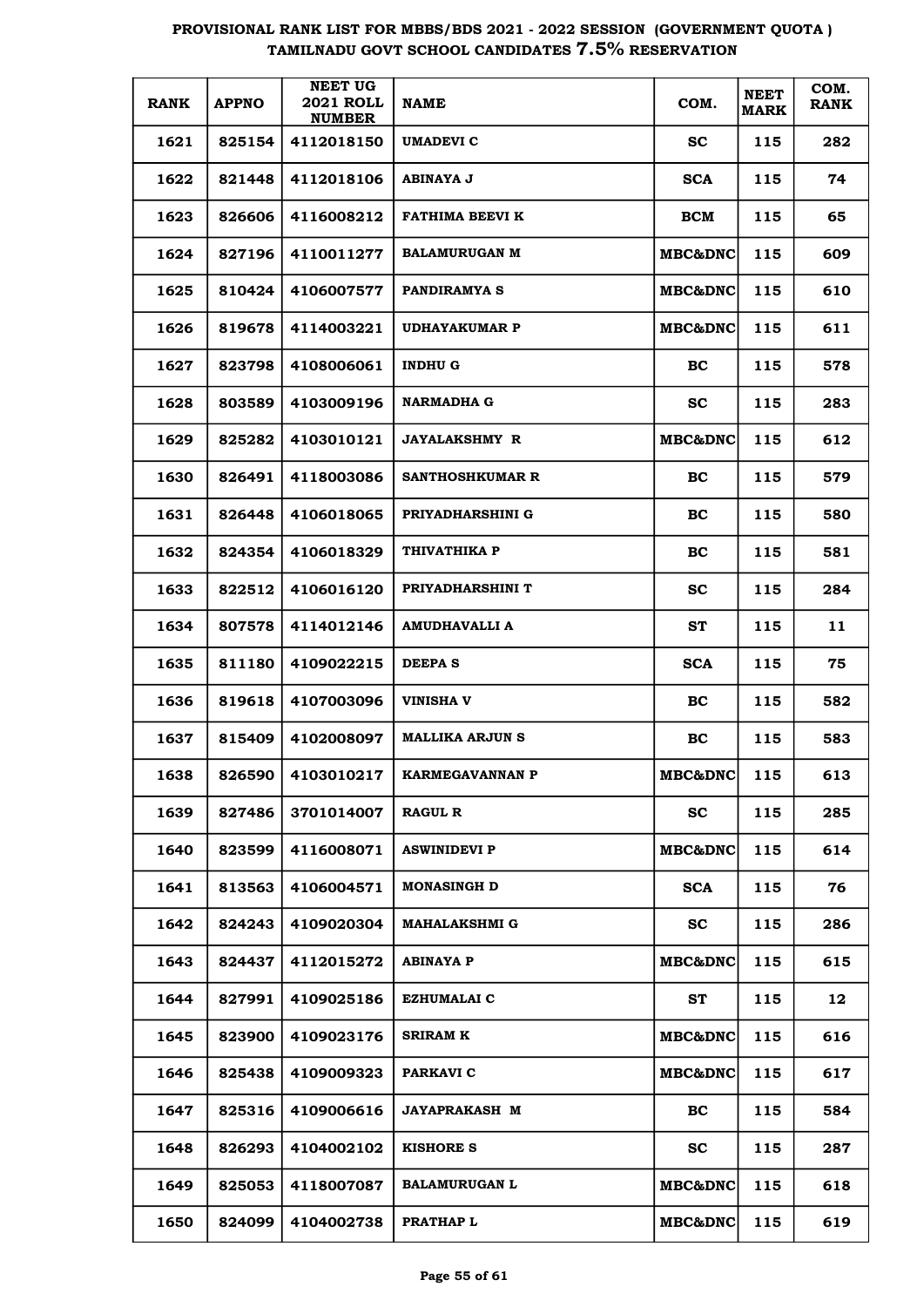**PROVISIONAL RANK LIST FOR MBBS/BDS 2021 - 2022 SESSION (GOVERNMENT QUOTA ) TAMILNADU GOVT SCHOOL CANDIDATES 7.5% RESERVATION**

| RANK | APPNO | NEET UG 2021 ROLL NUMBER | NAME | COM. | NEET MARK | COM. RANK |
|---|---|---|---|---|---|---|
| 1621 | 825154 | 4112018150 | UMADEVI C | SC | 115 | 282 |
| 1622 | 821448 | 4112018106 | ABINAYA J | SCA | 115 | 74 |
| 1623 | 826606 | 4116008212 | FATHIMA BEEVI K | BCM | 115 | 65 |
| 1624 | 827196 | 4110011277 | BALAMURUGAN M | MBC&DNC | 115 | 609 |
| 1625 | 810424 | 4106007577 | PANDIRAMYA S | MBC&DNC | 115 | 610 |
| 1626 | 819678 | 4114003221 | UDHAYAKUMAR P | MBC&DNC | 115 | 611 |
| 1627 | 823798 | 4108006061 | INDHU G | BC | 115 | 578 |
| 1628 | 803589 | 4103009196 | NARMADHA G | SC | 115 | 283 |
| 1629 | 825282 | 4103010121 | JAYALAKSHMY R | MBC&DNC | 115 | 612 |
| 1630 | 826491 | 4118003086 | SANTHOSHKUMAR R | BC | 115 | 579 |
| 1631 | 826448 | 4106018065 | PRIYADHARSHINI G | BC | 115 | 580 |
| 1632 | 824354 | 4106018329 | THIVATHIKA P | BC | 115 | 581 |
| 1633 | 822512 | 4106016120 | PRIYADHARSHINI T | SC | 115 | 284 |
| 1634 | 807578 | 4114012146 | AMUDHAVALLI A | ST | 115 | 11 |
| 1635 | 811180 | 4109022215 | DEEPA S | SCA | 115 | 75 |
| 1636 | 819618 | 4107003096 | VINISHA V | BC | 115 | 582 |
| 1637 | 815409 | 4102008097 | MALLIKA ARJUN S | BC | 115 | 583 |
| 1638 | 826590 | 4103010217 | KARMEGAVANNAN P | MBC&DNC | 115 | 613 |
| 1639 | 827486 | 3701014007 | RAGUL R | SC | 115 | 285 |
| 1640 | 823599 | 4116008071 | ASWINIDEVI P | MBC&DNC | 115 | 614 |
| 1641 | 813563 | 4106004571 | MONASINGH D | SCA | 115 | 76 |
| 1642 | 824243 | 4109020304 | MAHALAKSHMI G | SC | 115 | 286 |
| 1643 | 824437 | 4112015272 | ABINAYA P | MBC&DNC | 115 | 615 |
| 1644 | 827991 | 4109025186 | EZHUMALAI C | ST | 115 | 12 |
| 1645 | 823900 | 4109023176 | SRIRAM K | MBC&DNC | 115 | 616 |
| 1646 | 825438 | 4109009323 | PARKAVI C | MBC&DNC | 115 | 617 |
| 1647 | 825316 | 4109006616 | JAYAPRAKASH M | BC | 115 | 584 |
| 1648 | 826293 | 4104002102 | KISHORE S | SC | 115 | 287 |
| 1649 | 825053 | 4118007087 | BALAMURUGAN L | MBC&DNC | 115 | 618 |
| 1650 | 824099 | 4104002738 | PRATHAP L | MBC&DNC | 115 | 619 |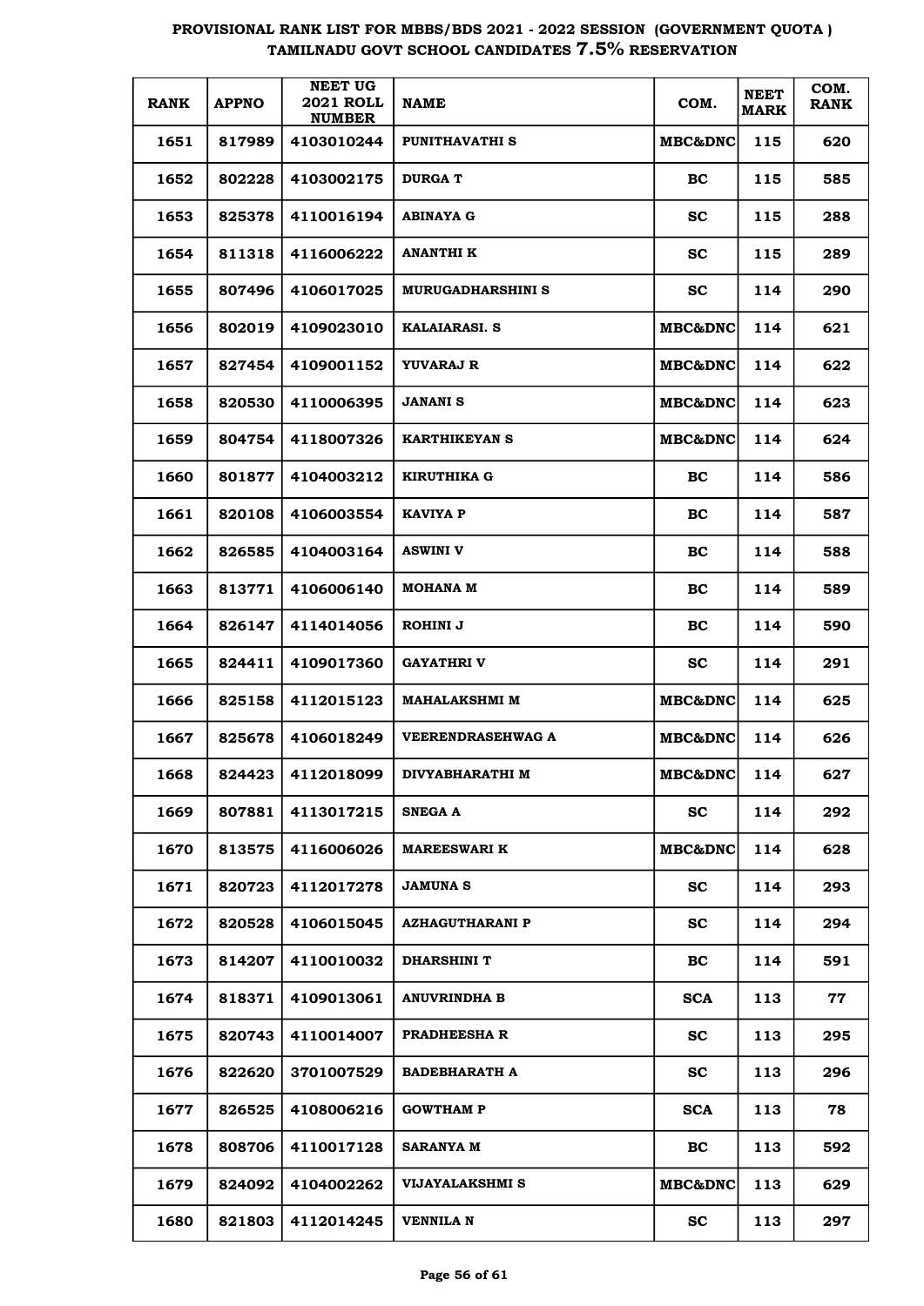# PROVISIONAL RANK LIST FOR MBBS/BDS 2021 - 2022 SESSION (GOVERNMENT QUOTA)
## TAMILNADU GOVT SCHOOL CANDIDATES 7.5% RESERVATION

| RANK | APPNO | NEET UG 2021 ROLL NUMBER | NAME | COM. | NEET MARK | COM. RANK |
|---|---|---|---|---|---|---|
| 1651 | 817989 | 4103010244 | PUNITHAVATHI S | MBC&DNC | 115 | 620 |
| 1652 | 802228 | 4103002175 | DURGA T | BC | 115 | 585 |
| 1653 | 825378 | 4110016194 | ABINAYA G | SC | 115 | 288 |
| 1654 | 811318 | 4116006222 | ANANTHI K | SC | 115 | 289 |
| 1655 | 807496 | 4106017025 | MURUGADHARSHINI S | SC | 114 | 290 |
| 1656 | 802019 | 4109023010 | KALAIARASI. S | MBC&DNC | 114 | 621 |
| 1657 | 827454 | 4109001152 | YUVARAJ R | MBC&DNC | 114 | 622 |
| 1658 | 820530 | 4110006395 | JANANI S | MBC&DNC | 114 | 623 |
| 1659 | 804754 | 4118007326 | KARTHIKEYAN S | MBC&DNC | 114 | 624 |
| 1660 | 801877 | 4104003212 | KIRUTHIKA G | BC | 114 | 586 |
| 1661 | 820108 | 4106003554 | KAVIYA P | BC | 114 | 587 |
| 1662 | 826585 | 4104003164 | ASWINI V | BC | 114 | 588 |
| 1663 | 813771 | 4106006140 | MOHANA M | BC | 114 | 589 |
| 1664 | 826147 | 4114014056 | ROHINI J | BC | 114 | 590 |
| 1665 | 824411 | 4109017360 | GAYATHRI V | SC | 114 | 291 |
| 1666 | 825158 | 4112015123 | MAHALAKSHMI M | MBC&DNC | 114 | 625 |
| 1667 | 825678 | 4106018249 | VEERENDRASEHWAG A | MBC&DNC | 114 | 626 |
| 1668 | 824423 | 4112018099 | DIVYABHARATHI M | MBC&DNC | 114 | 627 |
| 1669 | 807881 | 4113017215 | SNEGA A | SC | 114 | 292 |
| 1670 | 813575 | 4116006026 | MAREESWARI K | MBC&DNC | 114 | 628 |
| 1671 | 820723 | 4112017278 | JAMUNA S | SC | 114 | 293 |
| 1672 | 820528 | 4106015045 | AZHAGUTHARANI P | SC | 114 | 294 |
| 1673 | 814207 | 4110010032 | DHARSHINI T | BC | 114 | 591 |
| 1674 | 818371 | 4109013061 | ANUVRINDHA B | SCA | 113 | 77 |
| 1675 | 820743 | 4110014007 | PRADHEESHA R | SC | 113 | 295 |
| 1676 | 822620 | 3701007529 | BADEBHARATH A | SC | 113 | 296 |
| 1677 | 826525 | 4108006216 | GOWTHAM P | SCA | 113 | 78 |
| 1678 | 808706 | 4110017128 | SARANYA M | BC | 113 | 592 |
| 1679 | 824092 | 4104002262 | VIJAYALAKSHMI S | MBC&DNC | 113 | 629 |
| 1680 | 821803 | 4112014245 | VENNILA N | SC | 113 | 297 |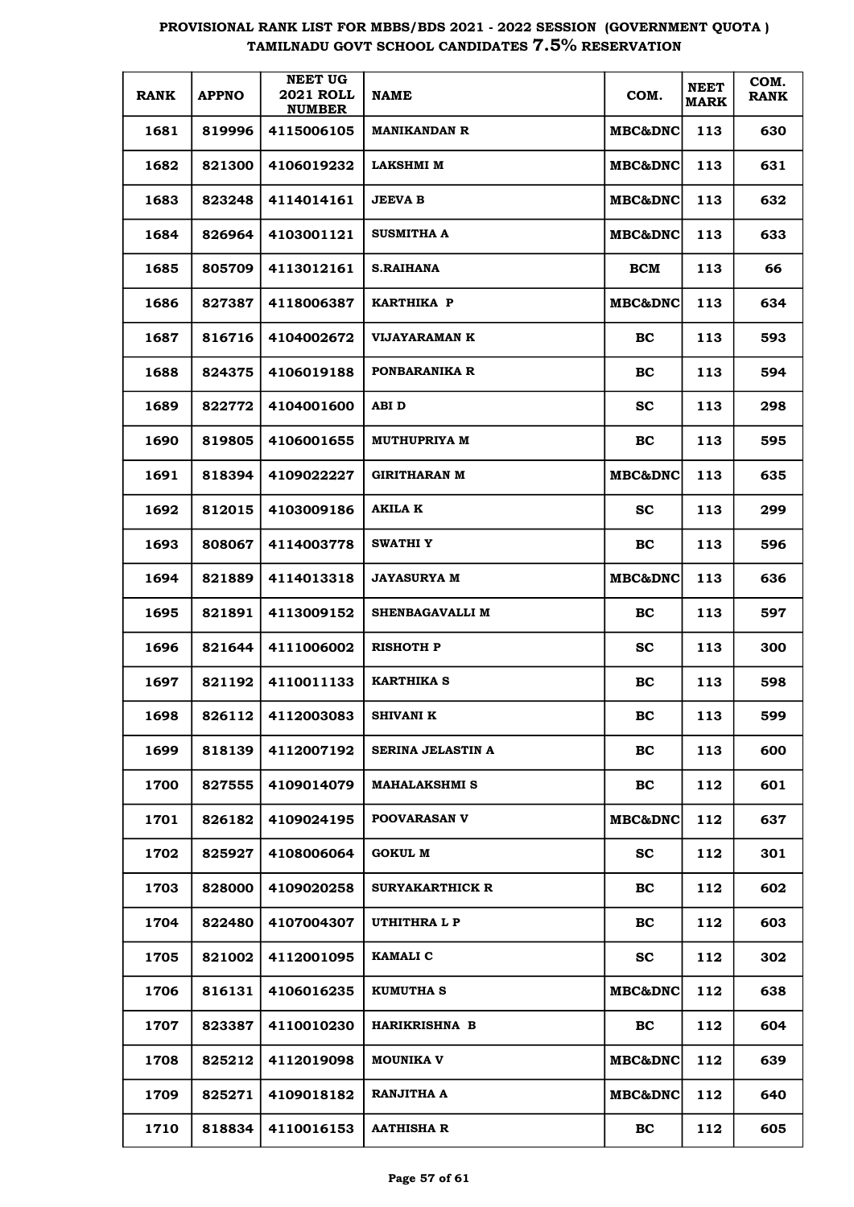# PROVISIONAL RANK LIST FOR MBBS/BDS 2021 - 2022 SESSION (GOVERNMENT QUOTA ) TAMILNADU GOVT SCHOOL CANDIDATES 7.5% RESERVATION

| RANK | APPNO | NEET UG 2021 ROLL NUMBER | NAME | COM. | NEET MARK | COM. RANK |
|---|---|---|---|---|---|---|
| 1681 | 819996 | 4115006105 | MANIKANDAN R | MBC&DNC | 113 | 630 |
| 1682 | 821300 | 4106019232 | LAKSHMI M | MBC&DNC | 113 | 631 |
| 1683 | 823248 | 4114014161 | JEEVA B | MBC&DNC | 113 | 632 |
| 1684 | 826964 | 4103001121 | SUSMITHA A | MBC&DNC | 113 | 633 |
| 1685 | 805709 | 4113012161 | S.RAIHANA | BCM | 113 | 66 |
| 1686 | 827387 | 4118006387 | KARTHIKA P | MBC&DNC | 113 | 634 |
| 1687 | 816716 | 4104002672 | VIJAYARAMAN K | BC | 113 | 593 |
| 1688 | 824375 | 4106019188 | PONBARANIKA R | BC | 113 | 594 |
| 1689 | 822772 | 4104001600 | ABI D | SC | 113 | 298 |
| 1690 | 819805 | 4106001655 | MUTHUPRIYA M | BC | 113 | 595 |
| 1691 | 818394 | 4109022227 | GIRITHARAN M | MBC&DNC | 113 | 635 |
| 1692 | 812015 | 4103009186 | AKILA K | SC | 113 | 299 |
| 1693 | 808067 | 4114003778 | SWATHI Y | BC | 113 | 596 |
| 1694 | 821889 | 4114013318 | JAYASURYA M | MBC&DNC | 113 | 636 |
| 1695 | 821891 | 4113009152 | SHENBAGAVALLI M | BC | 113 | 597 |
| 1696 | 821644 | 4111006002 | RISHOTH P | SC | 113 | 300 |
| 1697 | 821192 | 4110011133 | KARTHIKA S | BC | 113 | 598 |
| 1698 | 826112 | 4112003083 | SHIVANI K | BC | 113 | 599 |
| 1699 | 818139 | 4112007192 | SERINA JELASTIN A | BC | 113 | 600 |
| 1700 | 827555 | 4109014079 | MAHALAKSHMI S | BC | 112 | 601 |
| 1701 | 826182 | 4109024195 | POOVARASAN V | MBC&DNC | 112 | 637 |
| 1702 | 825927 | 4108006064 | GOKUL M | SC | 112 | 301 |
| 1703 | 828000 | 4109020258 | SURYAKARTHICK R | BC | 112 | 602 |
| 1704 | 822480 | 4107004307 | UTHITHRA L P | BC | 112 | 603 |
| 1705 | 821002 | 4112001095 | KAMALI C | SC | 112 | 302 |
| 1706 | 816131 | 4106016235 | KUMUTHA S | MBC&DNC | 112 | 638 |
| 1707 | 823387 | 4110010230 | HARIKRISHNA B | BC | 112 | 604 |
| 1708 | 825212 | 4112019098 | MOUNIKA V | MBC&DNC | 112 | 639 |
| 1709 | 825271 | 4109018182 | RANJITHA A | MBC&DNC | 112 | 640 |
| 1710 | 818834 | 4110016153 | AATHISHA R | BC | 112 | 605 |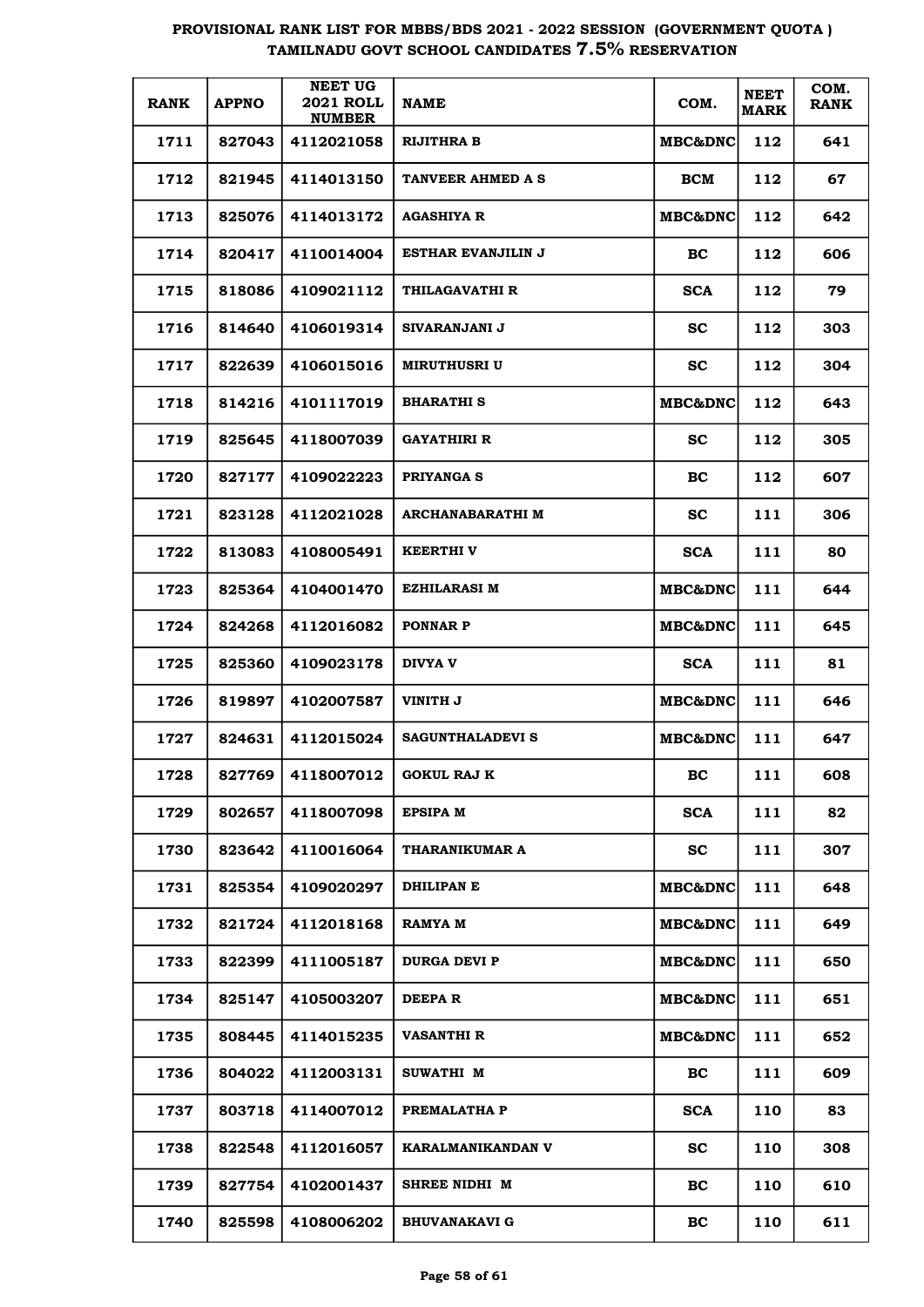**PROVISIONAL RANK LIST FOR MBBS/BDS 2021 - 2022 SESSION (GOVERNMENT QUOTA ) TAMILNADU GOVT SCHOOL CANDIDATES 7.5% RESERVATION**

| RANK | APPNO | NEET UG 2021 ROLL NUMBER | NAME | COM. | NEET MARK | COM. RANK |
|---|---|---|---|---|---|---|
| 1711 | 827043 | 4112021058 | RIJITHRA B | MBC&DNC | 112 | 641 |
| 1712 | 821945 | 4114013150 | TANVEER AHMED A S | BCM | 112 | 67 |
| 1713 | 825076 | 4114013172 | AGASHIYA R | MBC&DNC | 112 | 642 |
| 1714 | 820417 | 4110014004 | ESTHAR EVANJILIN J | BC | 112 | 606 |
| 1715 | 818086 | 4109021112 | THILAGAVATHI R | SCA | 112 | 79 |
| 1716 | 814640 | 4106019314 | SIVARANJANI J | SC | 112 | 303 |
| 1717 | 822639 | 4106015016 | MIRUTHUSRI U | SC | 112 | 304 |
| 1718 | 814216 | 4101117019 | BHARATHI S | MBC&DNC | 112 | 643 |
| 1719 | 825645 | 4118007039 | GAYATHIRI R | SC | 112 | 305 |
| 1720 | 827177 | 4109022223 | PRIYANGA S | BC | 112 | 607 |
| 1721 | 823128 | 4112021028 | ARCHANABARATHI M | SC | 111 | 306 |
| 1722 | 813083 | 4108005491 | KEERTHI V | SCA | 111 | 80 |
| 1723 | 825364 | 4104001470 | EZHILARASI M | MBC&DNC | 111 | 644 |
| 1724 | 824268 | 4112016082 | PONNAR P | MBC&DNC | 111 | 645 |
| 1725 | 825360 | 4109023178 | DIVYA V | SCA | 111 | 81 |
| 1726 | 819897 | 4102007587 | VINITH J | MBC&DNC | 111 | 646 |
| 1727 | 824631 | 4112015024 | SAGUNTHALADEVI S | MBC&DNC | 111 | 647 |
| 1728 | 827769 | 4118007012 | GOKUL RAJ K | BC | 111 | 608 |
| 1729 | 802657 | 4118007098 | EPSIPA M | SCA | 111 | 82 |
| 1730 | 823642 | 4110016064 | THARANIKUMAR A | SC | 111 | 307 |
| 1731 | 825354 | 4109020297 | DHILIPAN E | MBC&DNC | 111 | 648 |
| 1732 | 821724 | 4112018168 | RAMYA M | MBC&DNC | 111 | 649 |
| 1733 | 822399 | 4111005187 | DURGA DEVI P | MBC&DNC | 111 | 650 |
| 1734 | 825147 | 4105003207 | DEEPA R | MBC&DNC | 111 | 651 |
| 1735 | 808445 | 4114015235 | VASANTHI R | MBC&DNC | 111 | 652 |
| 1736 | 804022 | 4112003131 | SUWATHI M | BC | 111 | 609 |
| 1737 | 803718 | 4114007012 | PREMALATHA P | SCA | 110 | 83 |
| 1738 | 822548 | 4112016057 | KARALMANIKANDAN V | SC | 110 | 308 |
| 1739 | 827754 | 4102001437 | SHREE NIDHI M | BC | 110 | 610 |
| 1740 | 825598 | 4108006202 | BHUVANAKAVI G | BC | 110 | 611 |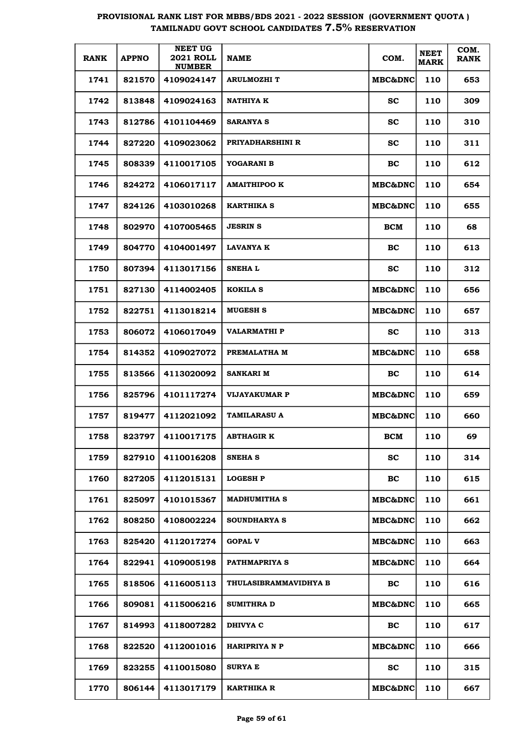# PROVISIONAL RANK LIST FOR MBBS/BDS 2021 - 2022 SESSION (GOVERNMENT QUOTA) TAMILNADU GOVT SCHOOL CANDIDATES 7.5% RESERVATION

| RANK | APPNO | NEET UG 2021 ROLL NUMBER | NAME | COM. | NEET MARK | COM. RANK |
|---|---|---|---|---|---|---|
| 1741 | 821570 | 4109024147 | ARULMOZHI T | MBC&DNC | 110 | 653 |
| 1742 | 813848 | 4109024163 | NATHIYA K | SC | 110 | 309 |
| 1743 | 812786 | 4101104469 | SARANYA S | SC | 110 | 310 |
| 1744 | 827220 | 4109023062 | PRIYADHARSHINI R | SC | 110 | 311 |
| 1745 | 808339 | 4110017105 | YOGARANI B | BC | 110 | 612 |
| 1746 | 824272 | 4106017117 | AMAITHIPOO K | MBC&DNC | 110 | 654 |
| 1747 | 824126 | 4103010268 | KARTHIKA S | MBC&DNC | 110 | 655 |
| 1748 | 802970 | 4107005465 | JESRIN S | BCM | 110 | 68 |
| 1749 | 804770 | 4104001497 | LAVANYA K | BC | 110 | 613 |
| 1750 | 807394 | 4113017156 | SNEHA L | SC | 110 | 312 |
| 1751 | 827130 | 4114002405 | KOKILA S | MBC&DNC | 110 | 656 |
| 1752 | 822751 | 4113018214 | MUGESH S | MBC&DNC | 110 | 657 |
| 1753 | 806072 | 4106017049 | VALARMATHI P | SC | 110 | 313 |
| 1754 | 814352 | 4109027072 | PREMALATHA M | MBC&DNC | 110 | 658 |
| 1755 | 813566 | 4113020092 | SANKARI M | BC | 110 | 614 |
| 1756 | 825796 | 4101117274 | VIJAYAKUMAR P | MBC&DNC | 110 | 659 |
| 1757 | 819477 | 4112021092 | TAMILARASU A | MBC&DNC | 110 | 660 |
| 1758 | 823797 | 4110017175 | ABTHAGIR K | BCM | 110 | 69 |
| 1759 | 827910 | 4110016208 | SNEHA S | SC | 110 | 314 |
| 1760 | 827205 | 4112015131 | LOGESH P | BC | 110 | 615 |
| 1761 | 825097 | 4101015367 | MADHUMITHA S | MBC&DNC | 110 | 661 |
| 1762 | 808250 | 4108002224 | SOUNDHARYA S | MBC&DNC | 110 | 662 |
| 1763 | 825420 | 4112017274 | GOPAL V | MBC&DNC | 110 | 663 |
| 1764 | 822941 | 4109005198 | PATHMAPRIYA S | MBC&DNC | 110 | 664 |
| 1765 | 818506 | 4116005113 | THULASIBRAMMAVIDHYA B | BC | 110 | 616 |
| 1766 | 809081 | 4115006216 | SUMITHRA D | MBC&DNC | 110 | 665 |
| 1767 | 814993 | 4118007282 | DHIVYA C | BC | 110 | 617 |
| 1768 | 822520 | 4112001016 | HARIPRIYA N P | MBC&DNC | 110 | 666 |
| 1769 | 823255 | 4110015080 | SURYA E | SC | 110 | 315 |
| 1770 | 806144 | 4113017179 | KARTHIKA R | MBC&DNC | 110 | 667 |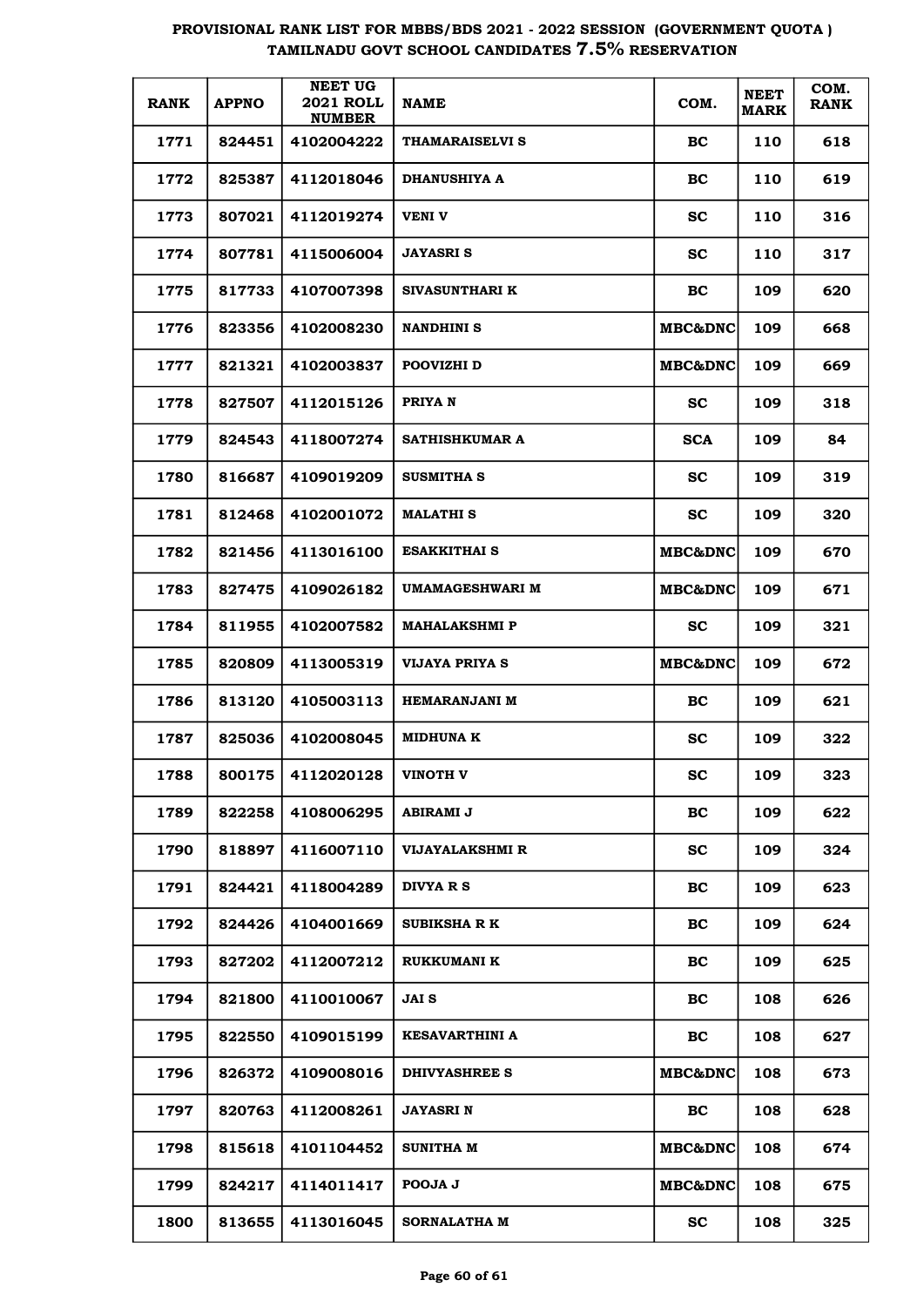# PROVISIONAL RANK LIST FOR MBBS/BDS 2021 - 2022 SESSION (GOVERNMENT QUOTA ) TAMILNADU GOVT SCHOOL CANDIDATES 7.5% RESERVATION

| RANK | APPNO | NEET UG 2021 ROLL NUMBER | NAME | COM. | NEET MARK | COM. RANK |
|---|---|---|---|---|---|---|
| 1771 | 824451 | 4102004222 | THAMARAISELVI S | BC | 110 | 618 |
| 1772 | 825387 | 4112018046 | DHANUSHIYA A | BC | 110 | 619 |
| 1773 | 807021 | 4112019274 | VENI V | SC | 110 | 316 |
| 1774 | 807781 | 4115006004 | JAYASRI S | SC | 110 | 317 |
| 1775 | 817733 | 4107007398 | SIVASUNTHARI K | BC | 109 | 620 |
| 1776 | 823356 | 4102008230 | NANDHINI S | MBC&DNC | 109 | 668 |
| 1777 | 821321 | 4102003837 | POOVIZHI D | MBC&DNC | 109 | 669 |
| 1778 | 827507 | 4112015126 | PRIYA N | SC | 109 | 318 |
| 1779 | 824543 | 4118007274 | SATHISHKUMAR A | SCA | 109 | 84 |
| 1780 | 816687 | 4109019209 | SUSMITHA S | SC | 109 | 319 |
| 1781 | 812468 | 4102001072 | MALATHI S | SC | 109 | 320 |
| 1782 | 821456 | 4113016100 | ESAKKITHAI S | MBC&DNC | 109 | 670 |
| 1783 | 827475 | 4109026182 | UMAMAGESHWARI M | MBC&DNC | 109 | 671 |
| 1784 | 811955 | 4102007582 | MAHALAKSHMI P | SC | 109 | 321 |
| 1785 | 820809 | 4113005319 | VIJAYA PRIYA S | MBC&DNC | 109 | 672 |
| 1786 | 813120 | 4105003113 | HEMARANJANI M | BC | 109 | 621 |
| 1787 | 825036 | 4102008045 | MIDHUNA K | SC | 109 | 322 |
| 1788 | 800175 | 4112020128 | VINOTH V | SC | 109 | 323 |
| 1789 | 822258 | 4108006295 | ABIRAMI J | BC | 109 | 622 |
| 1790 | 818897 | 4116007110 | VIJAYALAKSHMI R | SC | 109 | 324 |
| 1791 | 824421 | 4118004289 | DIVYA R S | BC | 109 | 623 |
| 1792 | 824426 | 4104001669 | SUBIKSHA R K | BC | 109 | 624 |
| 1793 | 827202 | 4112007212 | RUKKUMANI K | BC | 109 | 625 |
| 1794 | 821800 | 4110010067 | JAI S | BC | 108 | 626 |
| 1795 | 822550 | 4109015199 | KESAVARTHINI A | BC | 108 | 627 |
| 1796 | 826372 | 4109008016 | DHIVYASHREE S | MBC&DNC | 108 | 673 |
| 1797 | 820763 | 4112008261 | JAYASRI N | BC | 108 | 628 |
| 1798 | 815618 | 4101104452 | SUNITHA M | MBC&DNC | 108 | 674 |
| 1799 | 824217 | 4114011417 | POOJA J | MBC&DNC | 108 | 675 |
| 1800 | 813655 | 4113016045 | SORNALATHA M | SC | 108 | 325 |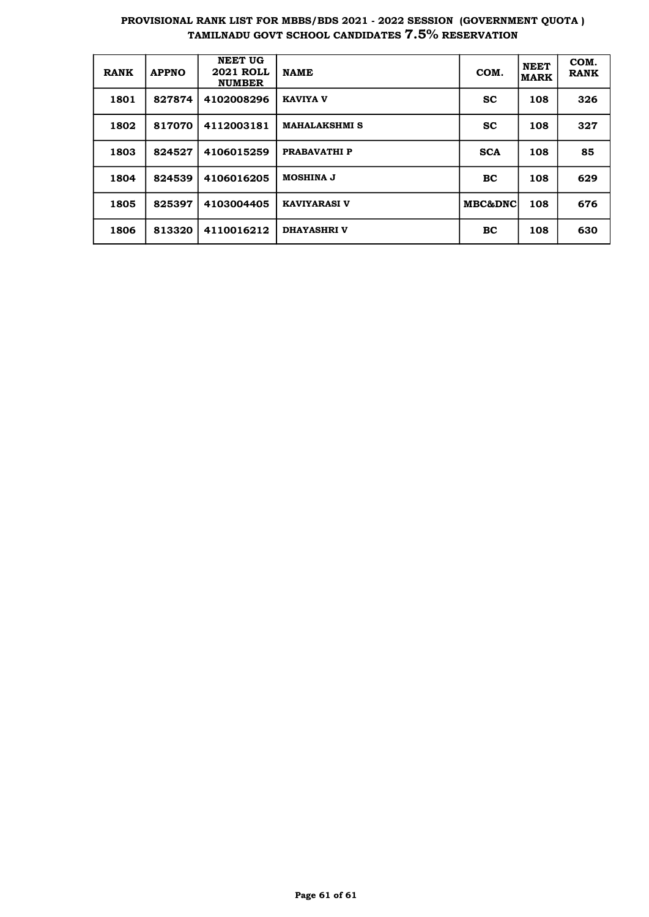**PROVISIONAL RANK LIST FOR MBBS/BDS 2021 - 2022 SESSION (GOVERNMENT QUOTA ) TAMILNADU GOVT SCHOOL CANDIDATES 7.5% RESERVATION**

| RANK | APPNO | NEET UG 2021 ROLL NUMBER | NAME | COM. | NEET MARK | COM. RANK |
|---|---|---|---|---|---|---|
| 1801 | 827874 | 4102008296 | KAVIYA V | SC | 108 | 326 |
| 1802 | 817070 | 4112003181 | MAHALAKSHMI S | SC | 108 | 327 |
| 1803 | 824527 | 4106015259 | PRABAVATHI P | SCA | 108 | 85 |
| 1804 | 824539 | 4106016205 | MOSHINA J | BC | 108 | 629 |
| 1805 | 825397 | 4103004405 | KAVIYARASI V | MBC&DNC | 108 | 676 |
| 1806 | 813320 | 4110016212 | DHAYASHRI V | BC | 108 | 630 |